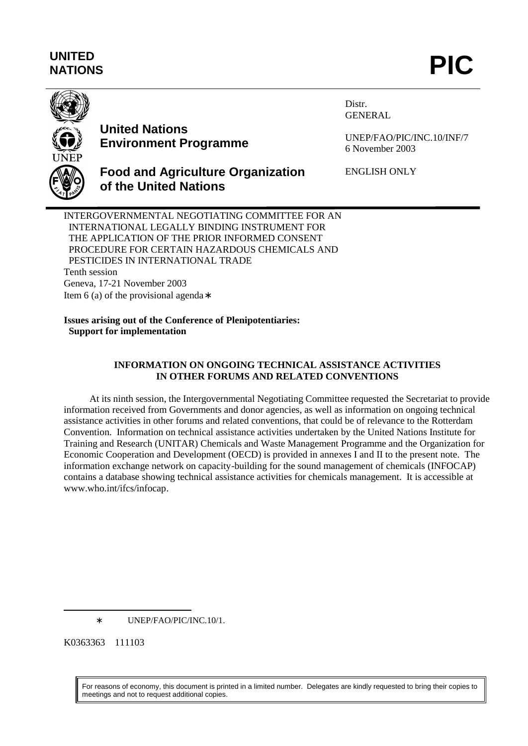UNITED NATIONS

# PIC

**United Nations Environment Programme**

**Food and Agriculture Organization of the United Nations**

Distr.
GENERAL

UNEP/FAO/PIC/INC.10/INF/7
6 November 2003

ENGLISH ONLY

INTERGOVERNMENTAL NEGOTIATING COMMITTEE FOR AN INTERNATIONAL LEGALLY BINDING INSTRUMENT FOR THE APPLICATION OF THE PRIOR INFORMED CONSENT PROCEDURE FOR CERTAIN HAZARDOUS CHEMICALS AND PESTICIDES IN INTERNATIONAL TRADE
Tenth session
Geneva, 17-21 November 2003
Item 6 (a) of the provisional agenda*

**Issues arising out of the Conference of Plenipotentiaries: Support for implementation**

## INFORMATION ON ONGOING TECHNICAL ASSISTANCE ACTIVITIES IN OTHER FORUMS AND RELATED CONVENTIONS

At its ninth session, the Intergovernmental Negotiating Committee requested the Secretariat to provide information received from Governments and donor agencies, as well as information on ongoing technical assistance activities in other forums and related conventions, that could be of relevance to the Rotterdam Convention. Information on technical assistance activities undertaken by the United Nations Institute for Training and Research (UNITAR) Chemicals and Waste Management Programme and the Organization for Economic Cooperation and Development (OECD) is provided in annexes I and II to the present note. The information exchange network on capacity-building for the sound management of chemicals (INFOCAP) contains a database showing technical assistance activities for chemicals management. It is accessible at www.who.int/ifcs/infocap.

---

* UNEP/FAO/PIC/INC.10/1.

K0363363 111103

For reasons of economy, this document is printed in a limited number. Delegates are kindly requested to bring their copies to meetings and not to request additional copies.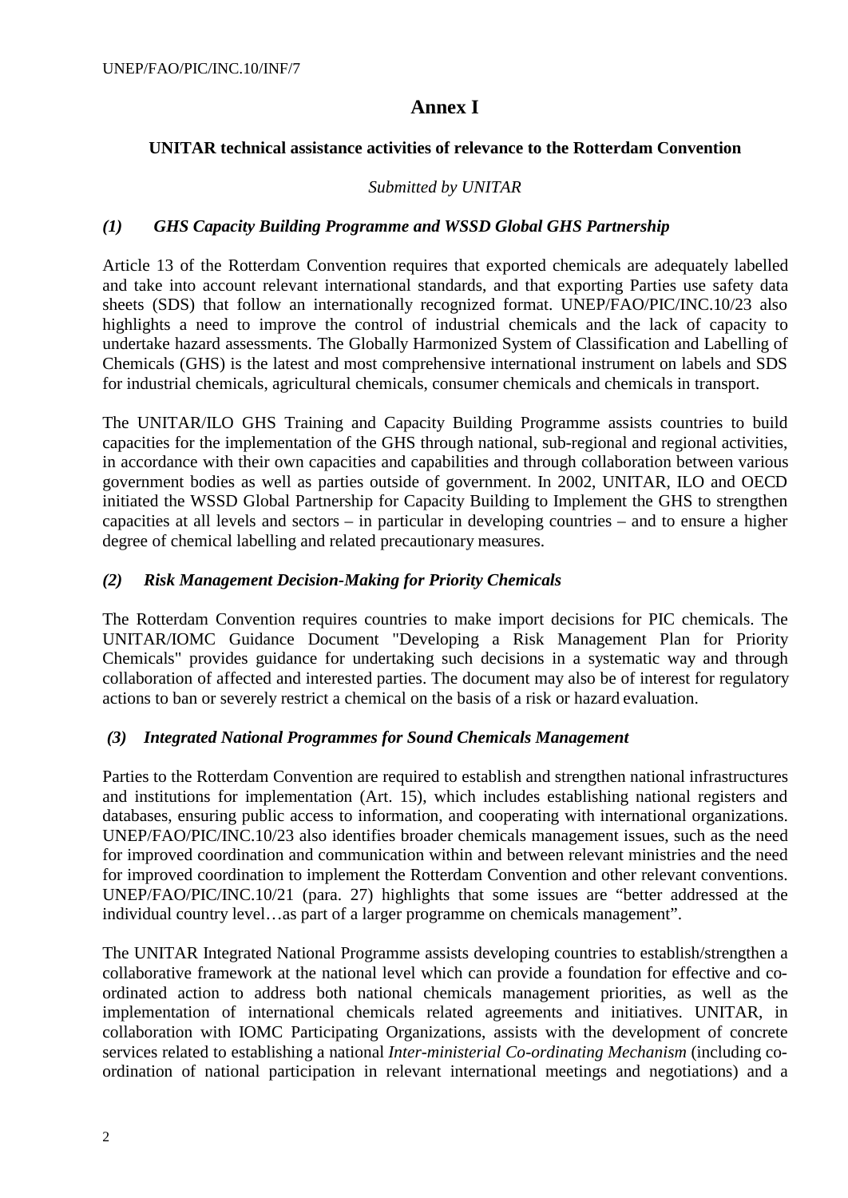# Annex I

## UNITAR technical assistance activities of relevance to the Rotterdam Convention

*Submitted by UNITAR*

### *(1) GHS Capacity Building Programme and WSSD Global GHS Partnership*

Article 13 of the Rotterdam Convention requires that exported chemicals are adequately labelled and take into account relevant international standards, and that exporting Parties use safety data sheets (SDS) that follow an internationally recognized format. UNEP/FAO/PIC/INC.10/23 also highlights a need to improve the control of industrial chemicals and the lack of capacity to undertake hazard assessments. The Globally Harmonized System of Classification and Labelling of Chemicals (GHS) is the latest and most comprehensive international instrument on labels and SDS for industrial chemicals, agricultural chemicals, consumer chemicals and chemicals in transport.

The UNITAR/ILO GHS Training and Capacity Building Programme assists countries to build capacities for the implementation of the GHS through national, sub-regional and regional activities, in accordance with their own capacities and capabilities and through collaboration between various government bodies as well as parties outside of government. In 2002, UNITAR, ILO and OECD initiated the WSSD Global Partnership for Capacity Building to Implement the GHS to strengthen capacities at all levels and sectors – in particular in developing countries – and to ensure a higher degree of chemical labelling and related precautionary measures.

### *(2) Risk Management Decision-Making for Priority Chemicals*

The Rotterdam Convention requires countries to make import decisions for PIC chemicals. The UNITAR/IOMC Guidance Document "Developing a Risk Management Plan for Priority Chemicals" provides guidance for undertaking such decisions in a systematic way and through collaboration of affected and interested parties. The document may also be of interest for regulatory actions to ban or severely restrict a chemical on the basis of a risk or hazard evaluation.

### *(3) Integrated National Programmes for Sound Chemicals Management*

Parties to the Rotterdam Convention are required to establish and strengthen national infrastructures and institutions for implementation (Art. 15), which includes establishing national registers and databases, ensuring public access to information, and cooperating with international organizations. UNEP/FAO/PIC/INC.10/23 also identifies broader chemicals management issues, such as the need for improved coordination and communication within and between relevant ministries and the need for improved coordination to implement the Rotterdam Convention and other relevant conventions. UNEP/FAO/PIC/INC.10/21 (para. 27) highlights that some issues are "better addressed at the individual country level…as part of a larger programme on chemicals management".

The UNITAR Integrated National Programme assists developing countries to establish/strengthen a collaborative framework at the national level which can provide a foundation for effective and co-ordinated action to address both national chemicals management priorities, as well as the implementation of international chemicals related agreements and initiatives. UNITAR, in collaboration with IOMC Participating Organizations, assists with the development of concrete services related to establishing a national *Inter-ministerial Co-ordinating Mechanism* (including co-ordination of national participation in relevant international meetings and negotiations) and a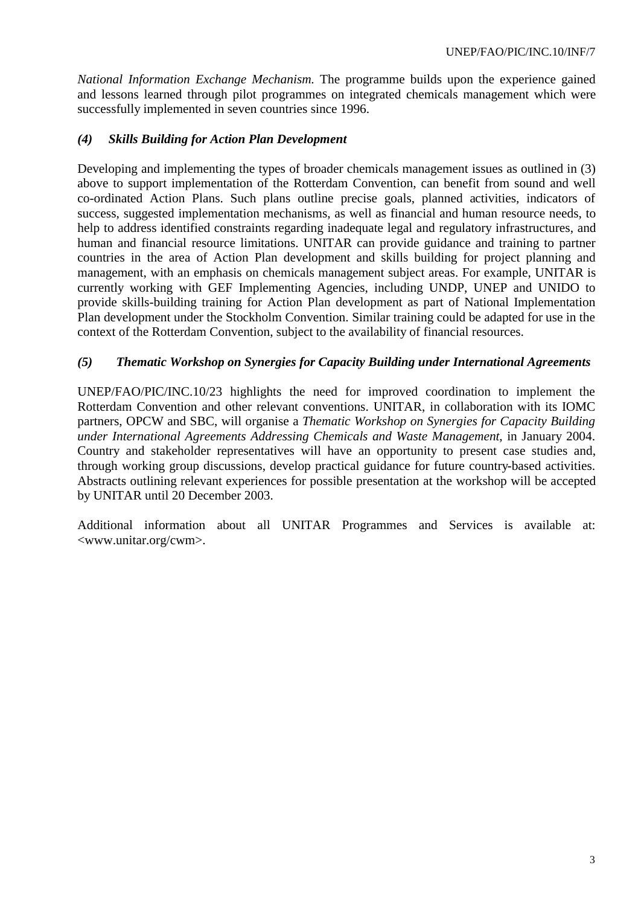*National Information Exchange Mechanism.* The programme builds upon the experience gained and lessons learned through pilot programmes on integrated chemicals management which were successfully implemented in seven countries since 1996.

### *(4) Skills Building for Action Plan Development*

Developing and implementing the types of broader chemicals management issues as outlined in (3) above to support implementation of the Rotterdam Convention, can benefit from sound and well co-ordinated Action Plans. Such plans outline precise goals, planned activities, indicators of success, suggested implementation mechanisms, as well as financial and human resource needs, to help to address identified constraints regarding inadequate legal and regulatory infrastructures, and human and financial resource limitations. UNITAR can provide guidance and training to partner countries in the area of Action Plan development and skills building for project planning and management, with an emphasis on chemicals management subject areas. For example, UNITAR is currently working with GEF Implementing Agencies, including UNDP, UNEP and UNIDO to provide skills-building training for Action Plan development as part of National Implementation Plan development under the Stockholm Convention. Similar training could be adapted for use in the context of the Rotterdam Convention, subject to the availability of financial resources.

### *(5) Thematic Workshop on Synergies for Capacity Building under International Agreements*

UNEP/FAO/PIC/INC.10/23 highlights the need for improved coordination to implement the Rotterdam Convention and other relevant conventions. UNITAR, in collaboration with its IOMC partners, OPCW and SBC, will organise a *Thematic Workshop on Synergies for Capacity Building under International Agreements Addressing Chemicals and Waste Management,* in January 2004. Country and stakeholder representatives will have an opportunity to present case studies and, through working group discussions, develop practical guidance for future country-based activities. Abstracts outlining relevant experiences for possible presentation at the workshop will be accepted by UNITAR until 20 December 2003.

Additional information about all UNITAR Programmes and Services is available at: <www.unitar.org/cwm>.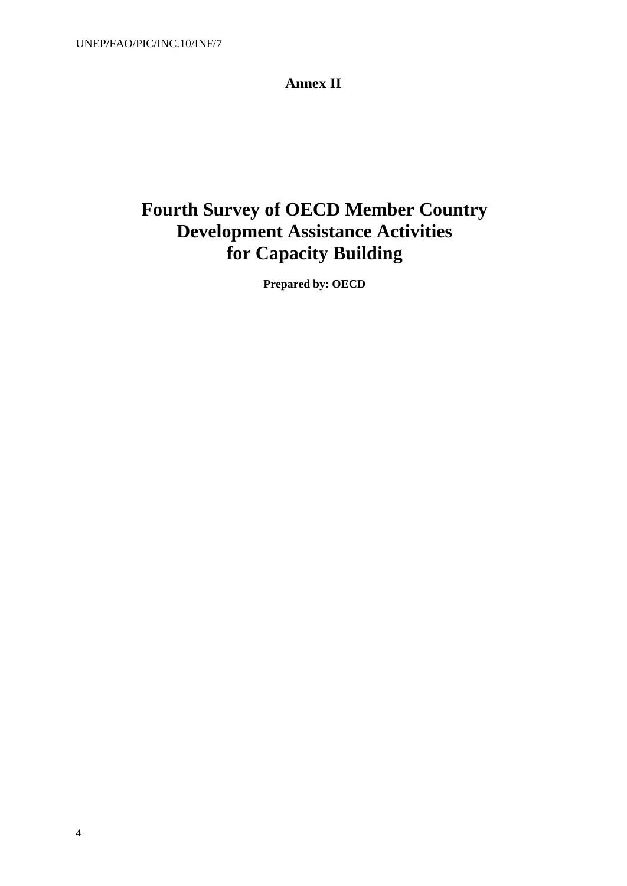**Annex II**

# Fourth Survey of OECD Member Country Development Assistance Activities for Capacity Building

**Prepared by: OECD**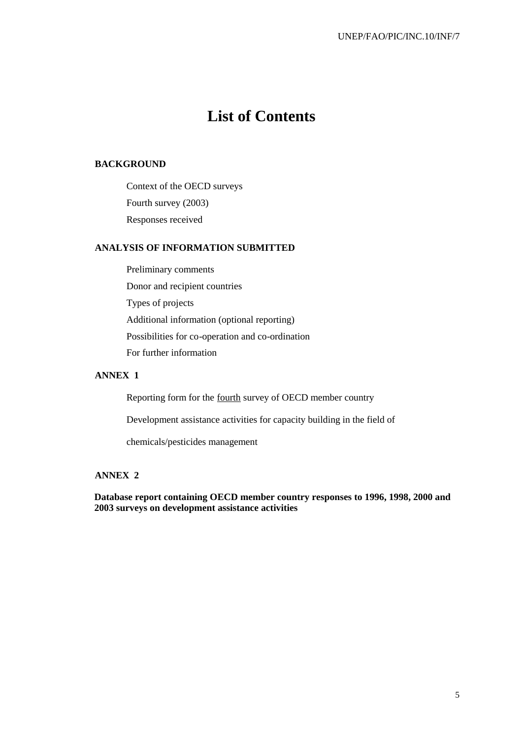# List of Contents

**BACKGROUND**

Context of the OECD surveys

Fourth survey (2003)

Responses received

**ANALYSIS OF INFORMATION SUBMITTED**

Preliminary comments

Donor and recipient countries

Types of projects

Additional information (optional reporting)

Possibilities for co-operation and co-ordination

For further information

**ANNEX 1**

Reporting form for the fourth survey of OECD member country

Development assistance activities for capacity building in the field of

chemicals/pesticides management

**ANNEX 2**

**Database report containing OECD member country responses to 1996, 1998, 2000 and 2003 surveys on development assistance activities**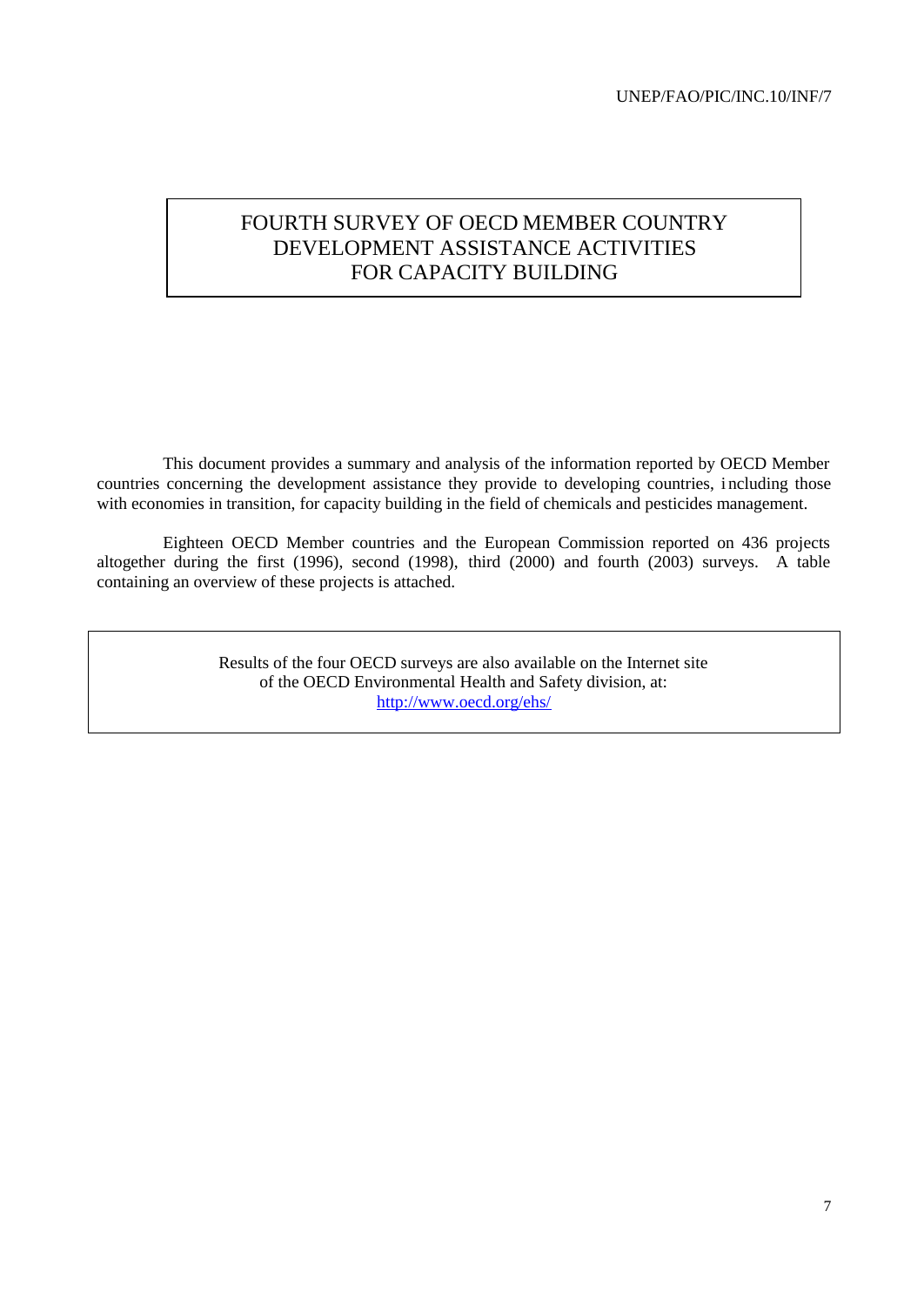# FOURTH SURVEY OF OECD MEMBER COUNTRY DEVELOPMENT ASSISTANCE ACTIVITIES FOR CAPACITY BUILDING

This document provides a summary and analysis of the information reported by OECD Member countries concerning the development assistance they provide to developing countries, including those with economies in transition, for capacity building in the field of chemicals and pesticides management.

Eighteen OECD Member countries and the European Commission reported on 436 projects altogether during the first (1996), second (1998), third (2000) and fourth (2003) surveys. A table containing an overview of these projects is attached.

Results of the four OECD surveys are also available on the Internet site of the OECD Environmental Health and Safety division, at: http://www.oecd.org/ehs/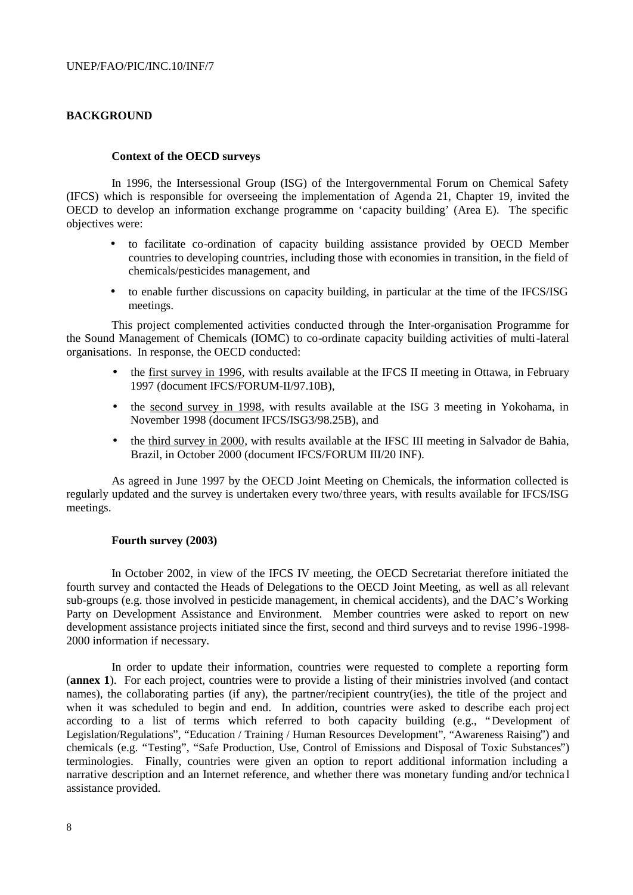## BACKGROUND

### Context of the OECD surveys

In 1996, the Intersessional Group (ISG) of the Intergovernmental Forum on Chemical Safety (IFCS) which is responsible for overseeing the implementation of Agenda 21, Chapter 19, invited the OECD to develop an information exchange programme on 'capacity building' (Area E). The specific objectives were:

- to facilitate co-ordination of capacity building assistance provided by OECD Member countries to developing countries, including those with economies in transition, in the field of chemicals/pesticides management, and
- to enable further discussions on capacity building, in particular at the time of the IFCS/ISG meetings.

This project complemented activities conducted through the Inter-organisation Programme for the Sound Management of Chemicals (IOMC) to co-ordinate capacity building activities of multi-lateral organisations. In response, the OECD conducted:

- the first survey in 1996, with results available at the IFCS II meeting in Ottawa, in February 1997 (document IFCS/FORUM-II/97.10B),
- the second survey in 1998, with results available at the ISG 3 meeting in Yokohama, in November 1998 (document IFCS/ISG3/98.25B), and
- the third survey in 2000, with results available at the IFSC III meeting in Salvador de Bahia, Brazil, in October 2000 (document IFCS/FORUM III/20 INF).

As agreed in June 1997 by the OECD Joint Meeting on Chemicals, the information collected is regularly updated and the survey is undertaken every two/three years, with results available for IFCS/ISG meetings.

### Fourth survey (2003)

In October 2002, in view of the IFCS IV meeting, the OECD Secretariat therefore initiated the fourth survey and contacted the Heads of Delegations to the OECD Joint Meeting, as well as all relevant sub-groups (e.g. those involved in pesticide management, in chemical accidents), and the DAC's Working Party on Development Assistance and Environment. Member countries were asked to report on new development assistance projects initiated since the first, second and third surveys and to revise 1996-1998-2000 information if necessary.

In order to update their information, countries were requested to complete a reporting form (**annex 1**). For each project, countries were to provide a listing of their ministries involved (and contact names), the collaborating parties (if any), the partner/recipient country(ies), the title of the project and when it was scheduled to begin and end. In addition, countries were asked to describe each project according to a list of terms which referred to both capacity building (e.g., "Development of Legislation/Regulations", "Education / Training / Human Resources Development", "Awareness Raising") and chemicals (e.g. "Testing", "Safe Production, Use, Control of Emissions and Disposal of Toxic Substances") terminologies. Finally, countries were given an option to report additional information including a narrative description and an Internet reference, and whether there was monetary funding and/or technical assistance provided.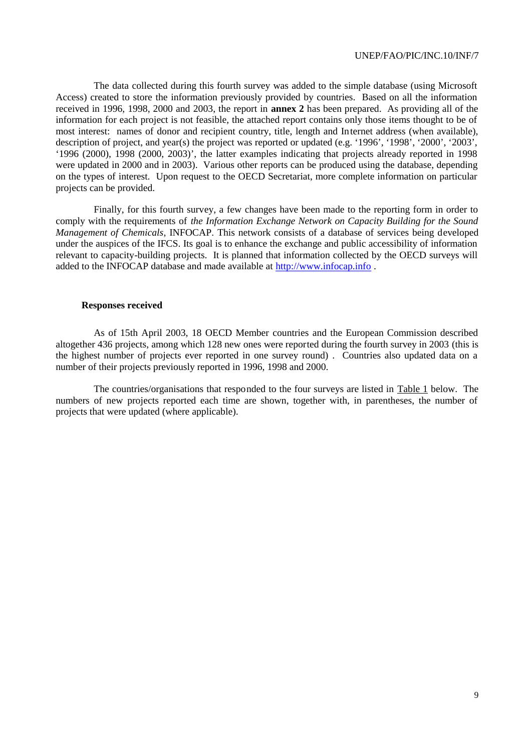The data collected during this fourth survey was added to the simple database (using Microsoft Access) created to store the information previously provided by countries. Based on all the information received in 1996, 1998, 2000 and 2003, the report in **annex 2** has been prepared. As providing all of the information for each project is not feasible, the attached report contains only those items thought to be of most interest: names of donor and recipient country, title, length and Internet address (when available), description of project, and year(s) the project was reported or updated (e.g. '1996', '1998', '2000', '2003', '1996 (2000), 1998 (2000, 2003)', the latter examples indicating that projects already reported in 1998 were updated in 2000 and in 2003). Various other reports can be produced using the database, depending on the types of interest. Upon request to the OECD Secretariat, more complete information on particular projects can be provided.

Finally, for this fourth survey, a few changes have been made to the reporting form in order to comply with the requirements of *the Information Exchange Network on Capacity Building for the Sound Management of Chemicals*, INFOCAP. This network consists of a database of services being developed under the auspices of the IFCS. Its goal is to enhance the exchange and public accessibility of information relevant to capacity-building projects. It is planned that information collected by the OECD surveys will added to the INFOCAP database and made available at http://www.infocap.info .

**Responses received**

As of 15th April 2003, 18 OECD Member countries and the European Commission described altogether 436 projects, among which 128 new ones were reported during the fourth survey in 2003 (this is the highest number of projects ever reported in one survey round) . Countries also updated data on a number of their projects previously reported in 1996, 1998 and 2000.

The countries/organisations that responded to the four surveys are listed in Table 1 below. The numbers of new projects reported each time are shown, together with, in parentheses, the number of projects that were updated (where applicable).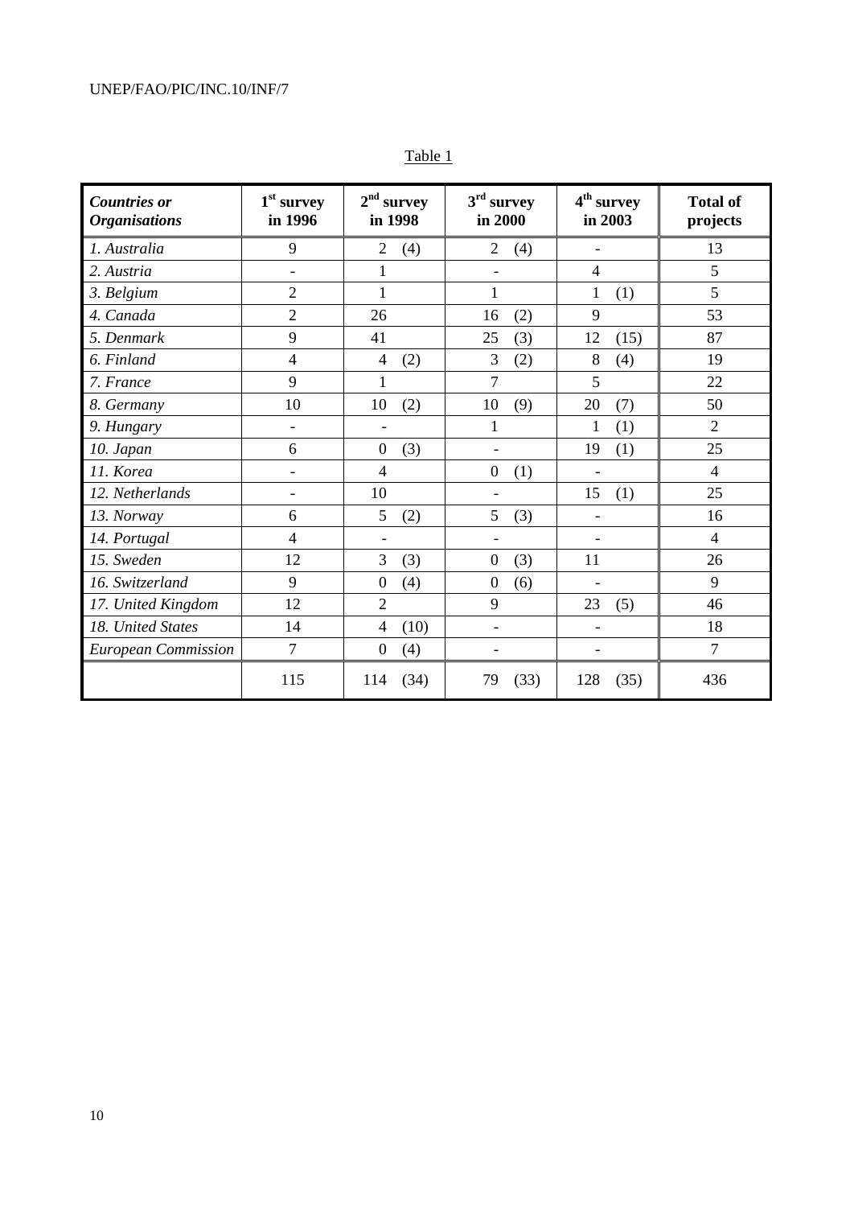Table 1

| *Countries or Organisations* | 1st survey in 1996 | 2nd survey in 1998 | 3rd survey in 2000 | 4th survey in 2003 | Total of projects |
|---|---|---|---|---|---|
| *1. Australia* | 9 | 2 (4) | 2 (4) | - | 13 |
| *2. Austria* | - | 1 | - | 4 | 5 |
| *3. Belgium* | 2 | 1 | 1 | 1 (1) | 5 |
| *4. Canada* | 2 | 26 | 16 (2) | 9 | 53 |
| *5. Denmark* | 9 | 41 | 25 (3) | 12 (15) | 87 |
| *6. Finland* | 4 | 4 (2) | 3 (2) | 8 (4) | 19 |
| *7. France* | 9 | 1 | 7 | 5 | 22 |
| *8. Germany* | 10 | 10 (2) | 10 (9) | 20 (7) | 50 |
| *9. Hungary* | - | - | 1 | 1 (1) | 2 |
| *10. Japan* | 6 | 0 (3) | - | 19 (1) | 25 |
| *11. Korea* | - | 4 | 0 (1) | - | 4 |
| *12. Netherlands* | - | 10 | - | 15 (1) | 25 |
| *13. Norway* | 6 | 5 (2) | 5 (3) | - | 16 |
| *14. Portugal* | 4 | - | - | - | 4 |
| *15. Sweden* | 12 | 3 (3) | 0 (3) | 11 | 26 |
| *16. Switzerland* | 9 | 0 (4) | 0 (6) | - | 9 |
| *17. United Kingdom* | 12 | 2 | 9 | 23 (5) | 46 |
| *18. United States* | 14 | 4 (10) | - | - | 18 |
| *European Commission* | 7 | 0 (4) | - | - | 7 |
| | 115 | 114 (34) | 79 (33) | 128 (35) | 436 |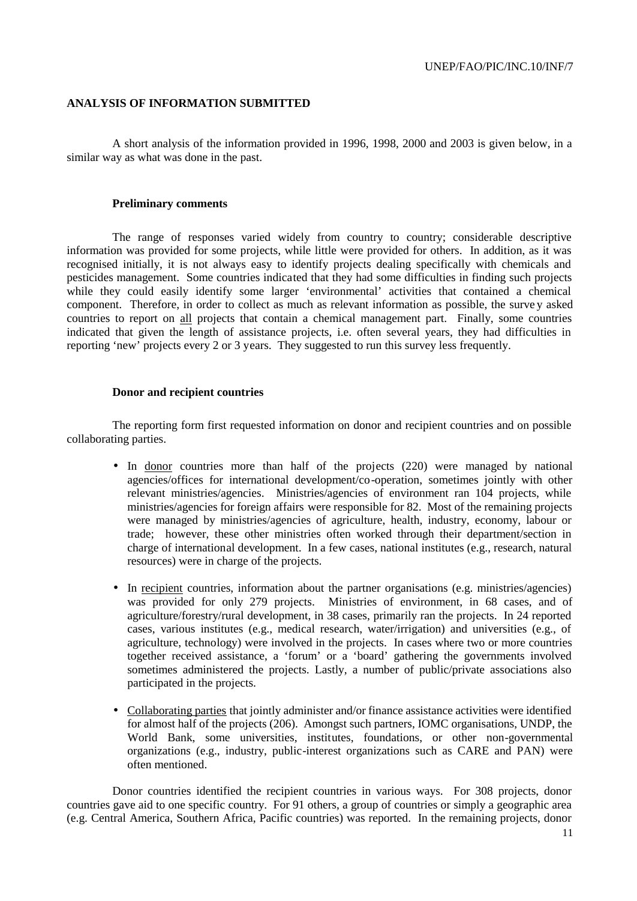## ANALYSIS OF INFORMATION SUBMITTED

A short analysis of the information provided in 1996, 1998, 2000 and 2003 is given below, in a similar way as what was done in the past.

### Preliminary comments

The range of responses varied widely from country to country; considerable descriptive information was provided for some projects, while little were provided for others. In addition, as it was recognised initially, it is not always easy to identify projects dealing specifically with chemicals and pesticides management. Some countries indicated that they had some difficulties in finding such projects while they could easily identify some larger 'environmental' activities that contained a chemical component. Therefore, in order to collect as much as relevant information as possible, the survey asked countries to report on all projects that contain a chemical management part. Finally, some countries indicated that given the length of assistance projects, i.e. often several years, they had difficulties in reporting 'new' projects every 2 or 3 years. They suggested to run this survey less frequently.

### Donor and recipient countries

The reporting form first requested information on donor and recipient countries and on possible collaborating parties.

- In donor countries more than half of the projects (220) were managed by national agencies/offices for international development/co-operation, sometimes jointly with other relevant ministries/agencies. Ministries/agencies of environment ran 104 projects, while ministries/agencies for foreign affairs were responsible for 82. Most of the remaining projects were managed by ministries/agencies of agriculture, health, industry, economy, labour or trade; however, these other ministries often worked through their department/section in charge of international development. In a few cases, national institutes (e.g., research, natural resources) were in charge of the projects.
- In recipient countries, information about the partner organisations (e.g. ministries/agencies) was provided for only 279 projects. Ministries of environment, in 68 cases, and of agriculture/forestry/rural development, in 38 cases, primarily ran the projects. In 24 reported cases, various institutes (e.g., medical research, water/irrigation) and universities (e.g., of agriculture, technology) were involved in the projects. In cases where two or more countries together received assistance, a 'forum' or a 'board' gathering the governments involved sometimes administered the projects. Lastly, a number of public/private associations also participated in the projects.
- Collaborating parties that jointly administer and/or finance assistance activities were identified for almost half of the projects (206). Amongst such partners, IOMC organisations, UNDP, the World Bank, some universities, institutes, foundations, or other non-governmental organizations (e.g., industry, public-interest organizations such as CARE and PAN) were often mentioned.

Donor countries identified the recipient countries in various ways. For 308 projects, donor countries gave aid to one specific country. For 91 others, a group of countries or simply a geographic area (e.g. Central America, Southern Africa, Pacific countries) was reported. In the remaining projects, donor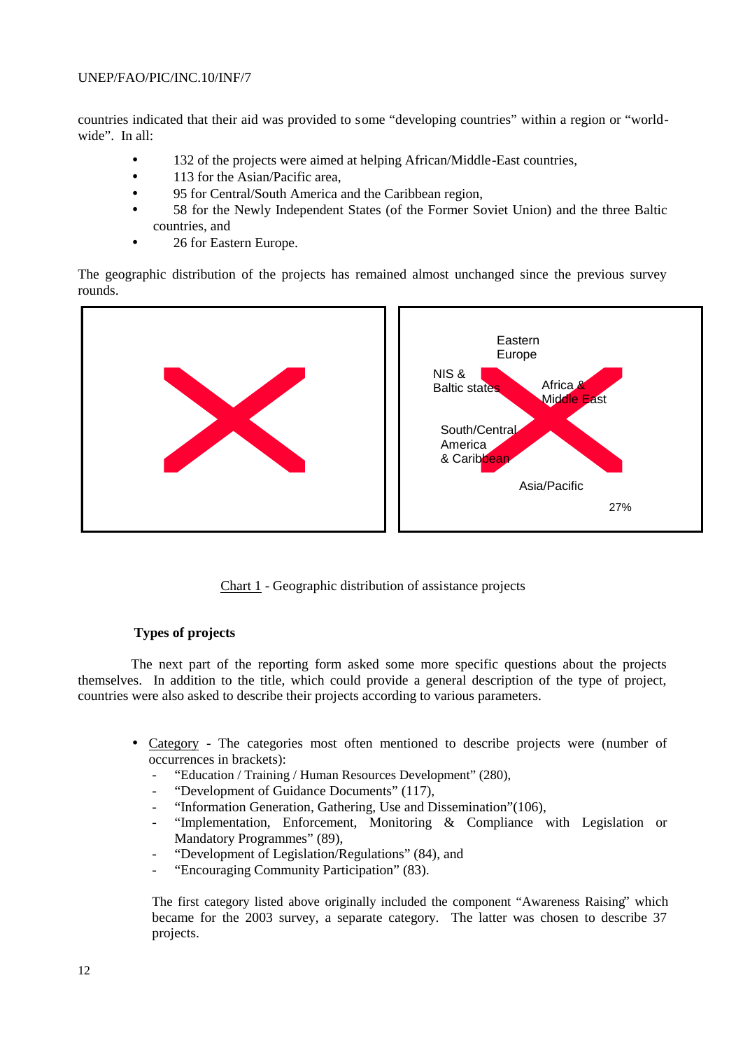countries indicated that their aid was provided to some "developing countries" within a region or "world-wide". In all:

- 132 of the projects were aimed at helping African/Middle-East countries,
- 113 for the Asian/Pacific area,
- 95 for Central/South America and the Caribbean region,
- 58 for the Newly Independent States (of the Former Soviet Union) and the three Baltic countries, and
- 26 for Eastern Europe.

The geographic distribution of the projects has remained almost unchanged since the previous survey rounds.

Eastern Europe

NIS & Baltic states

Africa & Middle East

South/Central America & Caribbean

Asia/Pacific

27%

Chart 1 - Geographic distribution of assistance projects

### Types of projects

The next part of the reporting form asked some more specific questions about the projects themselves. In addition to the title, which could provide a general description of the type of project, countries were also asked to describe their projects according to various parameters.

- Category - The categories most often mentioned to describe projects were (number of occurrences in brackets):
  - "Education / Training / Human Resources Development" (280),
  - "Development of Guidance Documents" (117),
  - "Information Generation, Gathering, Use and Dissemination"(106),
  - "Implementation, Enforcement, Monitoring & Compliance with Legislation or Mandatory Programmes" (89),
  - "Development of Legislation/Regulations" (84), and
  - "Encouraging Community Participation" (83).

  The first category listed above originally included the component "Awareness Raising" which became for the 2003 survey, a separate category. The latter was chosen to describe 37 projects.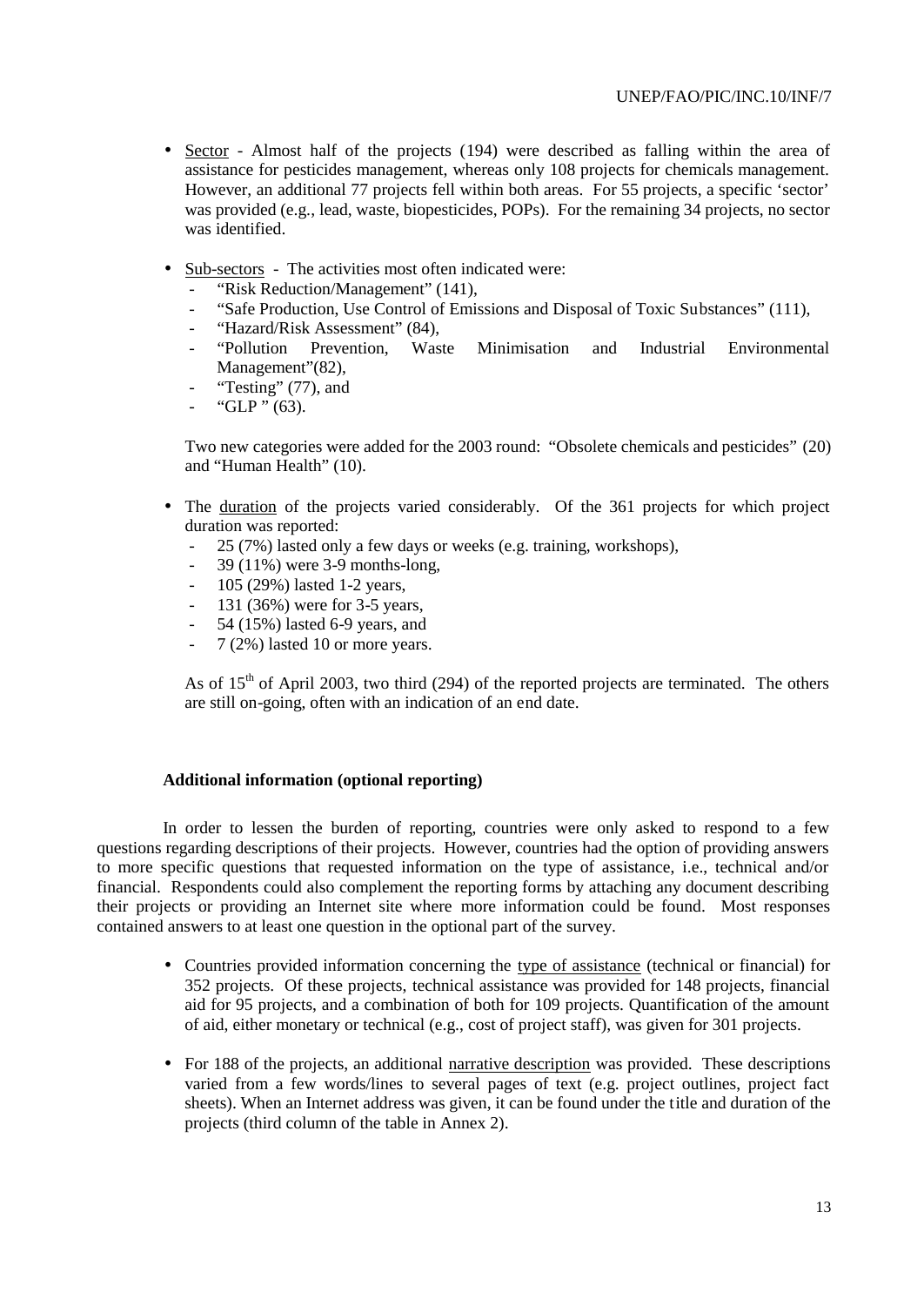- Sector - Almost half of the projects (194) were described as falling within the area of assistance for pesticides management, whereas only 108 projects for chemicals management. However, an additional 77 projects fell within both areas. For 55 projects, a specific 'sector' was provided (e.g., lead, waste, biopesticides, POPs). For the remaining 34 projects, no sector was identified.

- Sub-sectors - The activities most often indicated were:
  - "Risk Reduction/Management" (141),
  - "Safe Production, Use Control of Emissions and Disposal of Toxic Substances" (111),
  - "Hazard/Risk Assessment" (84),
  - "Pollution Prevention, Waste Minimisation and Industrial Environmental Management"(82),
  - "Testing" (77), and
  - "GLP " (63).

  Two new categories were added for the 2003 round: "Obsolete chemicals and pesticides" (20) and "Human Health" (10).

- The duration of the projects varied considerably. Of the 361 projects for which project duration was reported:
  - 25 (7%) lasted only a few days or weeks (e.g. training, workshops),
  - 39 (11%) were 3-9 months-long,
  - 105 (29%) lasted 1-2 years,
  - 131 (36%) were for 3-5 years,
  - 54 (15%) lasted 6-9 years, and
  - 7 (2%) lasted 10 or more years.

  As of 15th of April 2003, two third (294) of the reported projects are terminated. The others are still on-going, often with an indication of an end date.

**Additional information (optional reporting)**

In order to lessen the burden of reporting, countries were only asked to respond to a few questions regarding descriptions of their projects. However, countries had the option of providing answers to more specific questions that requested information on the type of assistance, i.e., technical and/or financial. Respondents could also complement the reporting forms by attaching any document describing their projects or providing an Internet site where more information could be found. Most responses contained answers to at least one question in the optional part of the survey.

- Countries provided information concerning the type of assistance (technical or financial) for 352 projects. Of these projects, technical assistance was provided for 148 projects, financial aid for 95 projects, and a combination of both for 109 projects. Quantification of the amount of aid, either monetary or technical (e.g., cost of project staff), was given for 301 projects.

- For 188 of the projects, an additional narrative description was provided. These descriptions varied from a few words/lines to several pages of text (e.g. project outlines, project fact sheets). When an Internet address was given, it can be found under the title and duration of the projects (third column of the table in Annex 2).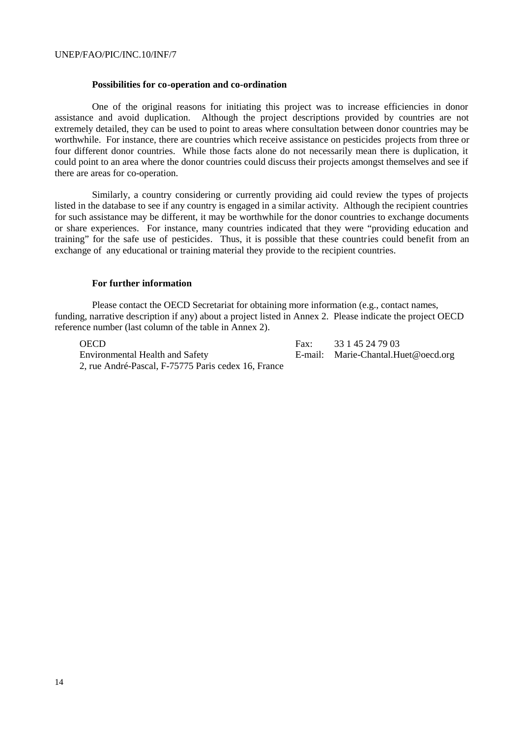#### Possibilities for co-operation and co-ordination

One of the original reasons for initiating this project was to increase efficiencies in donor assistance and avoid duplication. Although the project descriptions provided by countries are not extremely detailed, they can be used to point to areas where consultation between donor countries may be worthwhile. For instance, there are countries which receive assistance on pesticides projects from three or four different donor countries. While those facts alone do not necessarily mean there is duplication, it could point to an area where the donor countries could discuss their projects amongst themselves and see if there are areas for co-operation.

Similarly, a country considering or currently providing aid could review the types of projects listed in the database to see if any country is engaged in a similar activity. Although the recipient countries for such assistance may be different, it may be worthwhile for the donor countries to exchange documents or share experiences. For instance, many countries indicated that they were "providing education and training" for the safe use of pesticides. Thus, it is possible that these countries could benefit from an exchange of any educational or training material they provide to the recipient countries.

#### For further information

Please contact the OECD Secretariat for obtaining more information (e.g., contact names, funding, narrative description if any) about a project listed in Annex 2. Please indicate the project OECD reference number (last column of the table in Annex 2).

OECD
Environmental Health and Safety
2, rue André-Pascal, F-75775 Paris cedex 16, France

Fax: 33 1 45 24 79 03
E-mail: Marie-Chantal.Huet@oecd.org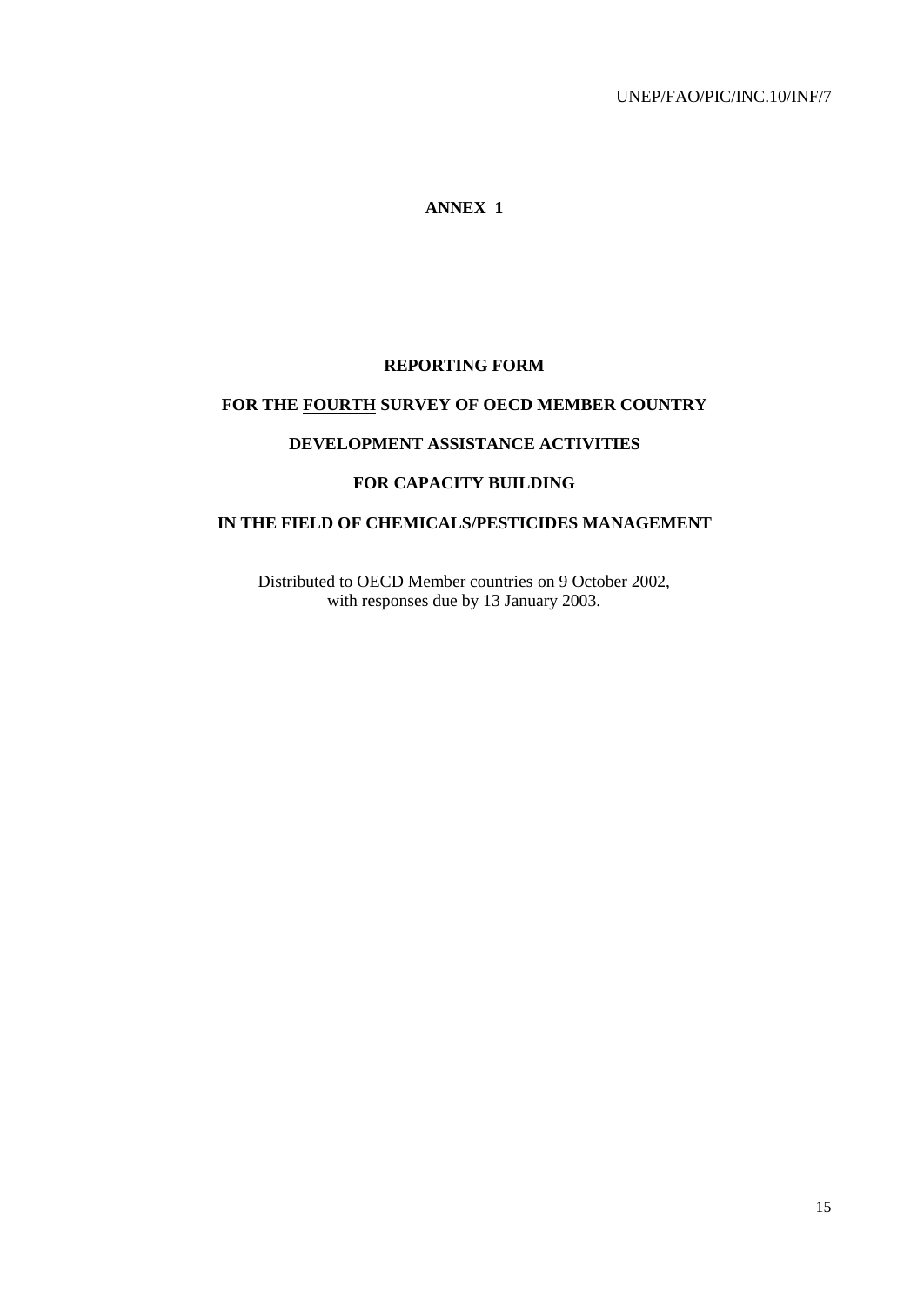# ANNEX 1

## REPORTING FORM

## FOR THE FOURTH SURVEY OF OECD MEMBER COUNTRY

## DEVELOPMENT ASSISTANCE ACTIVITIES

## FOR CAPACITY BUILDING

## IN THE FIELD OF CHEMICALS/PESTICIDES MANAGEMENT

Distributed to OECD Member countries on 9 October 2002, with responses due by 13 January 2003.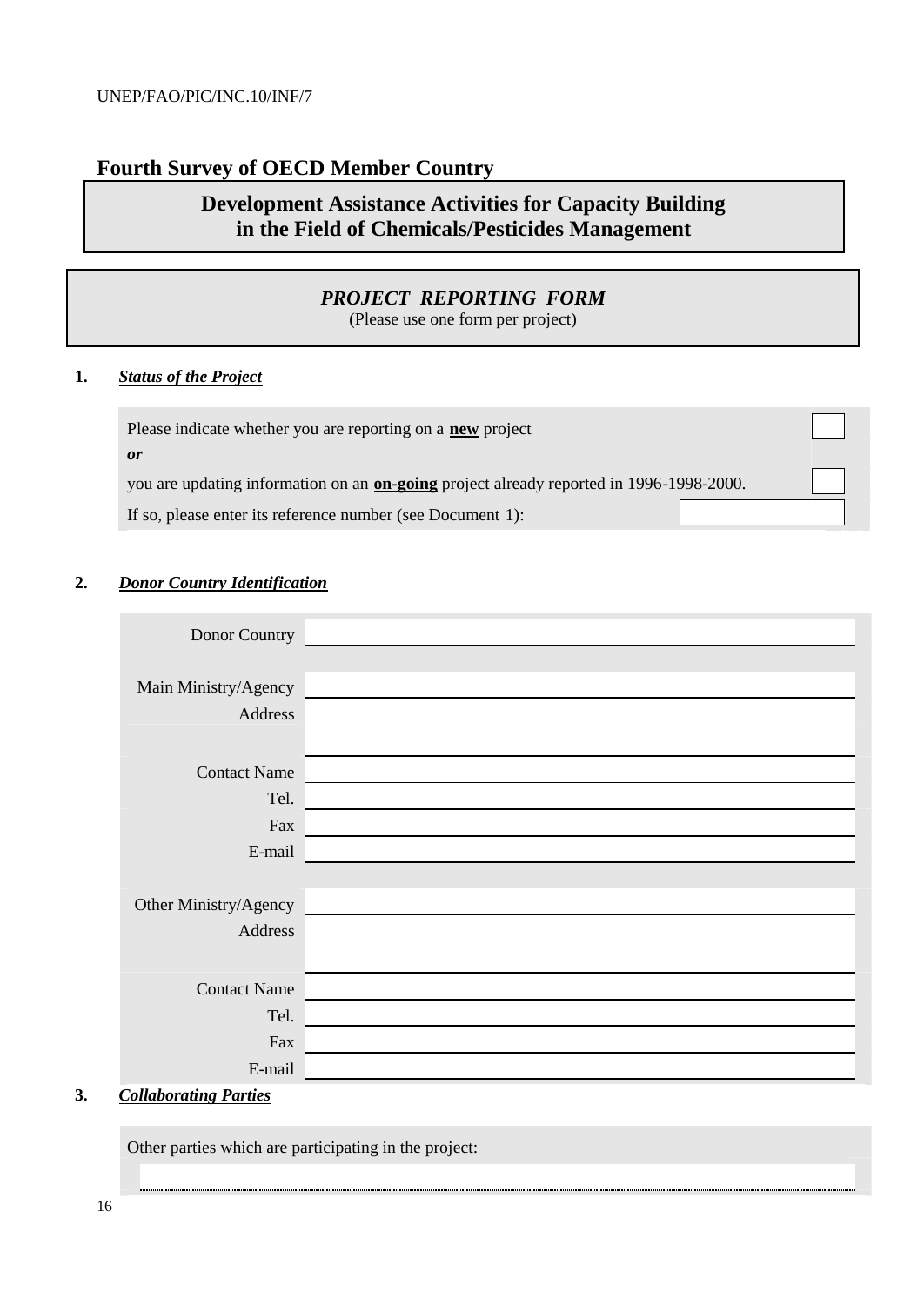## Fourth Survey of OECD Member Country

### Development Assistance Activities for Capacity Building in the Field of Chemicals/Pesticides Management

### *PROJECT REPORTING FORM*

(Please use one form per project)

**1.** ***Status of the Project***

| | |
|---|---|
| Please indicate whether you are reporting on a **new** project | ☐ |
| ***or*** | |
| you are updating information on an **on-going** project already reported in 1996-1998-2000. | ☐ |
| If so, please enter its reference number (see Document 1): | |

**2.** ***Donor Country Identification***

| | |
|---|---|
| Donor Country | |
| | |
| Main Ministry/Agency | |
| Address | |
| | |
| Contact Name | |
| Tel. | |
| Fax | |
| E-mail | |
| | |
| Other Ministry/Agency | |
| Address | |
| | |
| Contact Name | |
| Tel. | |
| Fax | |
| E-mail | |

**3.** ***Collaborating Parties***

Other parties which are participating in the project: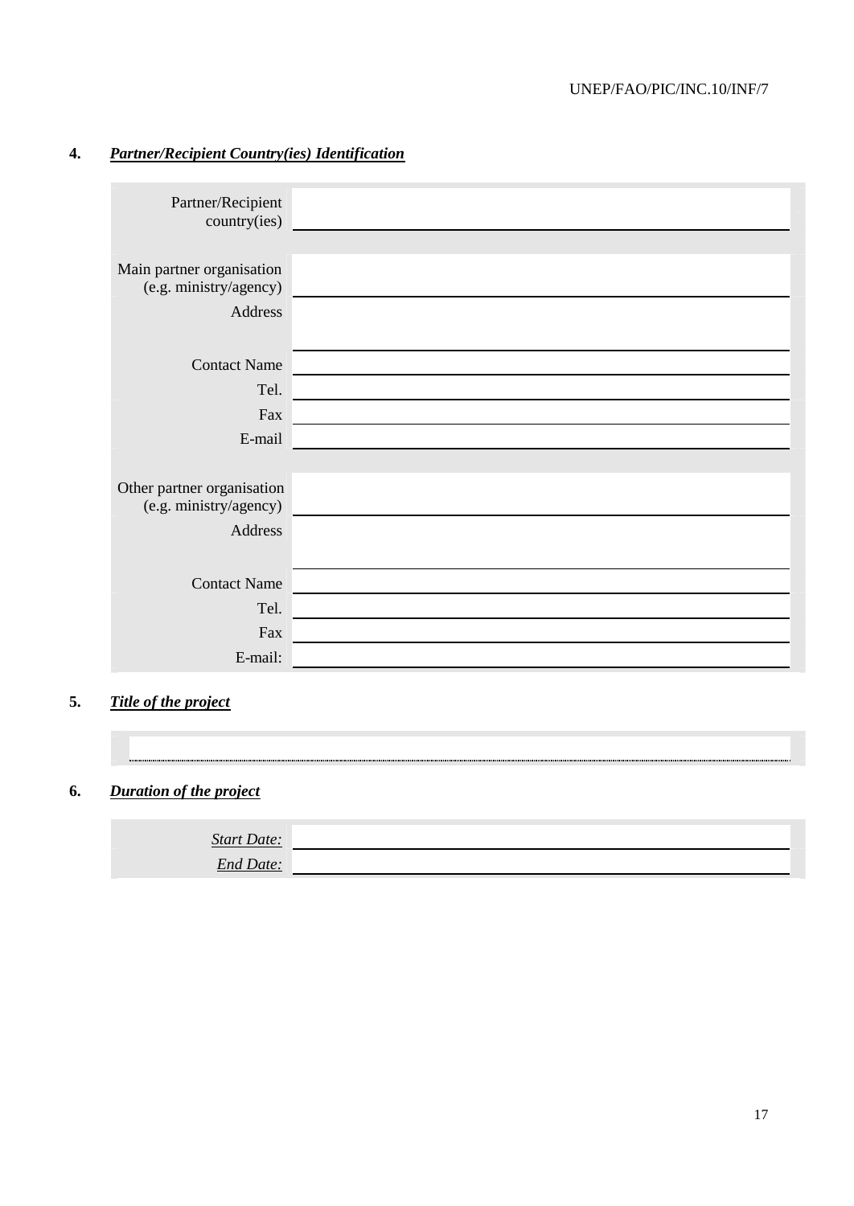## 4. ***Partner/Recipient Country(ies) Identification***

| | |
|---|---|
| Partner/Recipient country(ies) | |
| | |
| Main partner organisation (e.g. ministry/agency) | |
| Address | |
| Contact Name | |
| Tel. | |
| Fax | |
| E-mail | |
| | |
| Other partner organisation (e.g. ministry/agency) | |
| Address | |
| Contact Name | |
| Tel. | |
| Fax | |
| E-mail: | |

## 5. ***Title of the project***

| |
|---|
| |

## 6. ***Duration of the project***

| | |
|---|---|
| *Start Date:* | |
| *End Date:* | |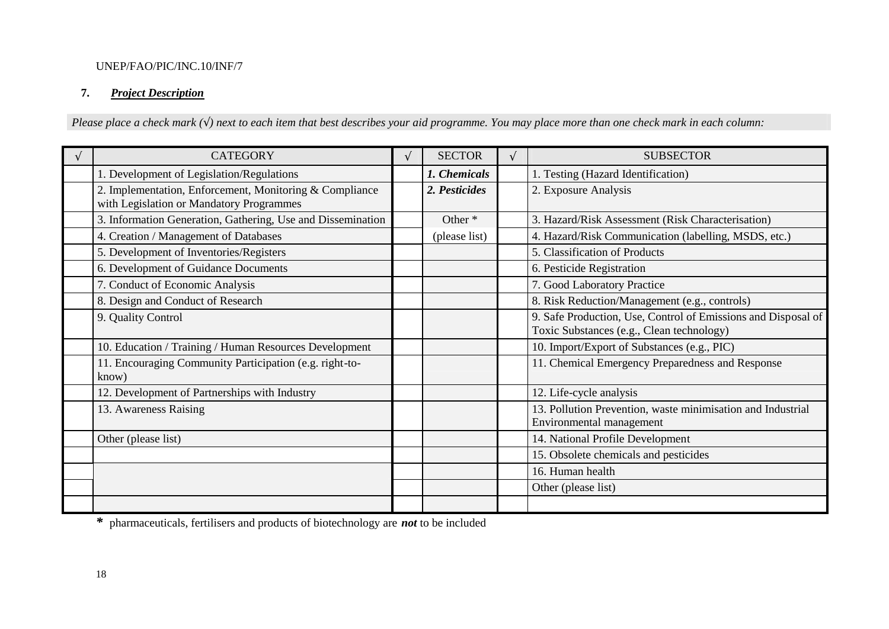## 7. ***Project Description***

*Please place a check mark (√) next to each item that best describes your aid programme. You may place more than one check mark in each column:*

| √ | CATEGORY | √ | SECTOR | √ | SUBSECTOR |
|---|---|---|---|---|---|
| | 1. Development of Legislation/Regulations | | ***1. Chemicals*** | | 1. Testing (Hazard Identification) |
| | 2. Implementation, Enforcement, Monitoring & Compliance with Legislation or Mandatory Programmes | | ***2. Pesticides*** | | 2. Exposure Analysis |
| | 3. Information Generation, Gathering, Use and Dissemination | | Other * | | 3. Hazard/Risk Assessment (Risk Characterisation) |
| | 4. Creation / Management of Databases | | (please list) | | 4. Hazard/Risk Communication (labelling, MSDS, etc.) |
| | 5. Development of Inventories/Registers | | | | 5. Classification of Products |
| | 6. Development of Guidance Documents | | | | 6. Pesticide Registration |
| | 7. Conduct of Economic Analysis | | | | 7. Good Laboratory Practice |
| | 8. Design and Conduct of Research | | | | 8. Risk Reduction/Management (e.g., controls) |
| | 9. Quality Control | | | | 9. Safe Production, Use, Control of Emissions and Disposal of Toxic Substances (e.g., Clean technology) |
| | 10. Education / Training / Human Resources Development | | | | 10. Import/Export of Substances (e.g., PIC) |
| | 11. Encouraging Community Participation (e.g. right-to-know) | | | | 11. Chemical Emergency Preparedness and Response |
| | 12. Development of Partnerships with Industry | | | | 12. Life-cycle analysis |
| | 13. Awareness Raising | | | | 13. Pollution Prevention, waste minimisation and Industrial Environmental management |
| | Other (please list) | | | | 14. National Profile Development |
| | | | | | 15. Obsolete chemicals and pesticides |
| | | | | | 16. Human health |
| | | | | | Other (please list) |
| | | | | | |

**\*** pharmaceuticals, fertilisers and products of biotechnology are ***not*** to be included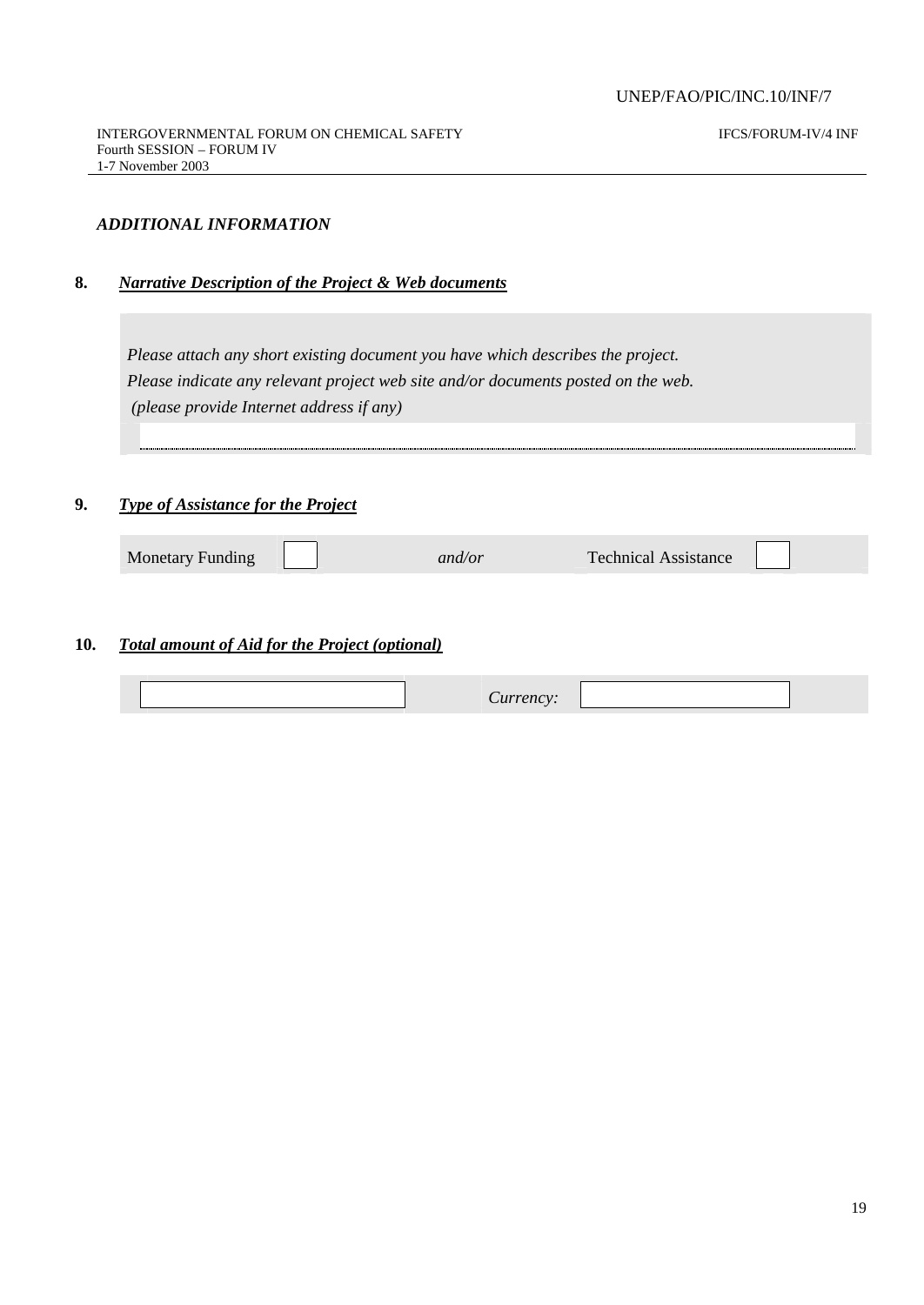*ADDITIONAL INFORMATION*

**8.** ***Narrative Description of the Project & Web documents***

*Please attach any short existing document you have which describes the project.*
*Please indicate any relevant project web site and/or documents posted on the web.*
*(please provide Internet address if any)*

**9.** ***Type of Assistance for the Project***

| Monetary Funding | ☐ | *and/or* | Technical Assistance | ☐ |
|---|---|---|---|---|

**10.** ***Total amount of Aid for the Project (optional)***

| | *Currency:* | |
|---|---|---|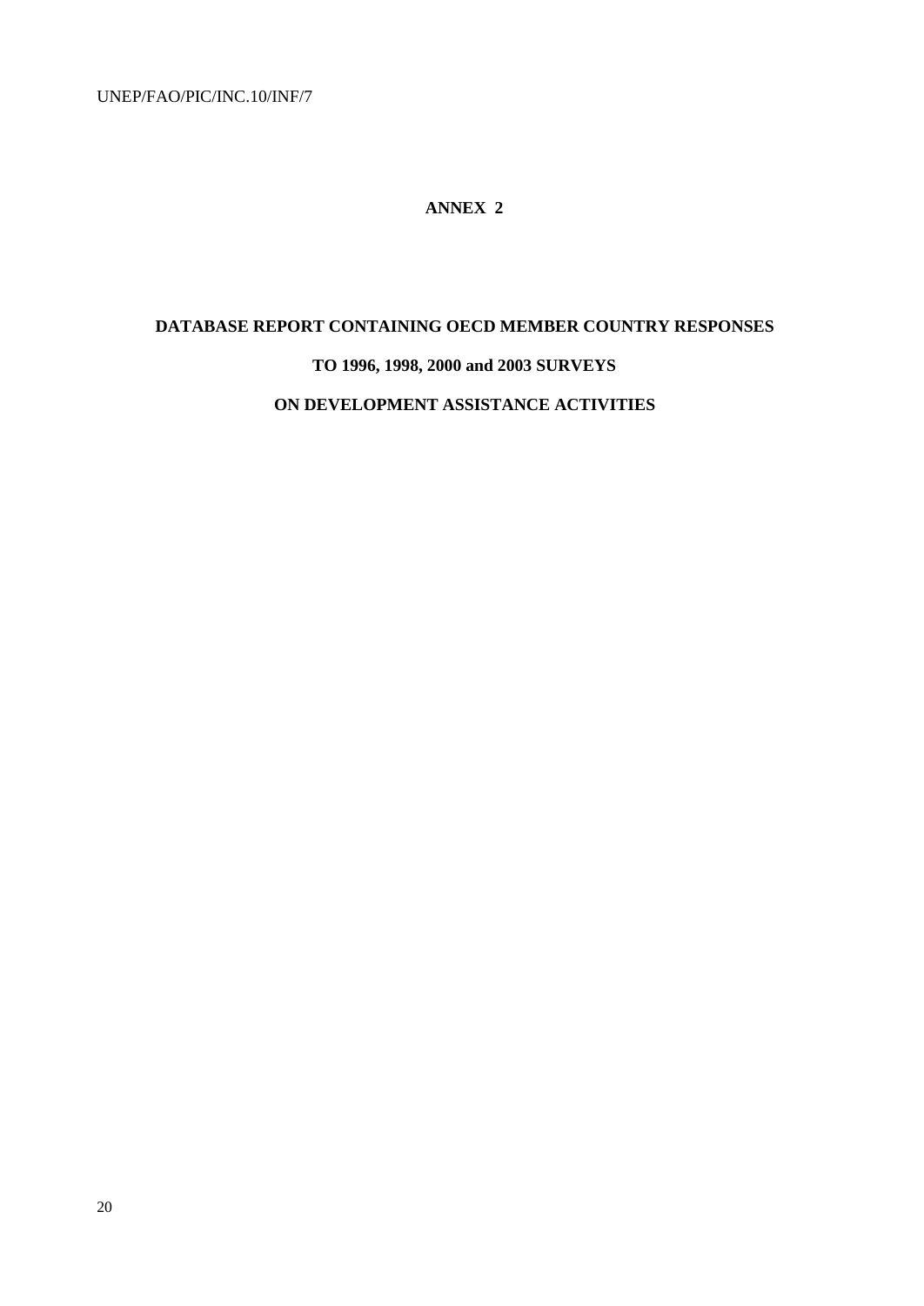# ANNEX 2

## DATABASE REPORT CONTAINING OECD MEMBER COUNTRY RESPONSES

## TO 1996, 1998, 2000 and 2003 SURVEYS

## ON DEVELOPMENT ASSISTANCE ACTIVITIES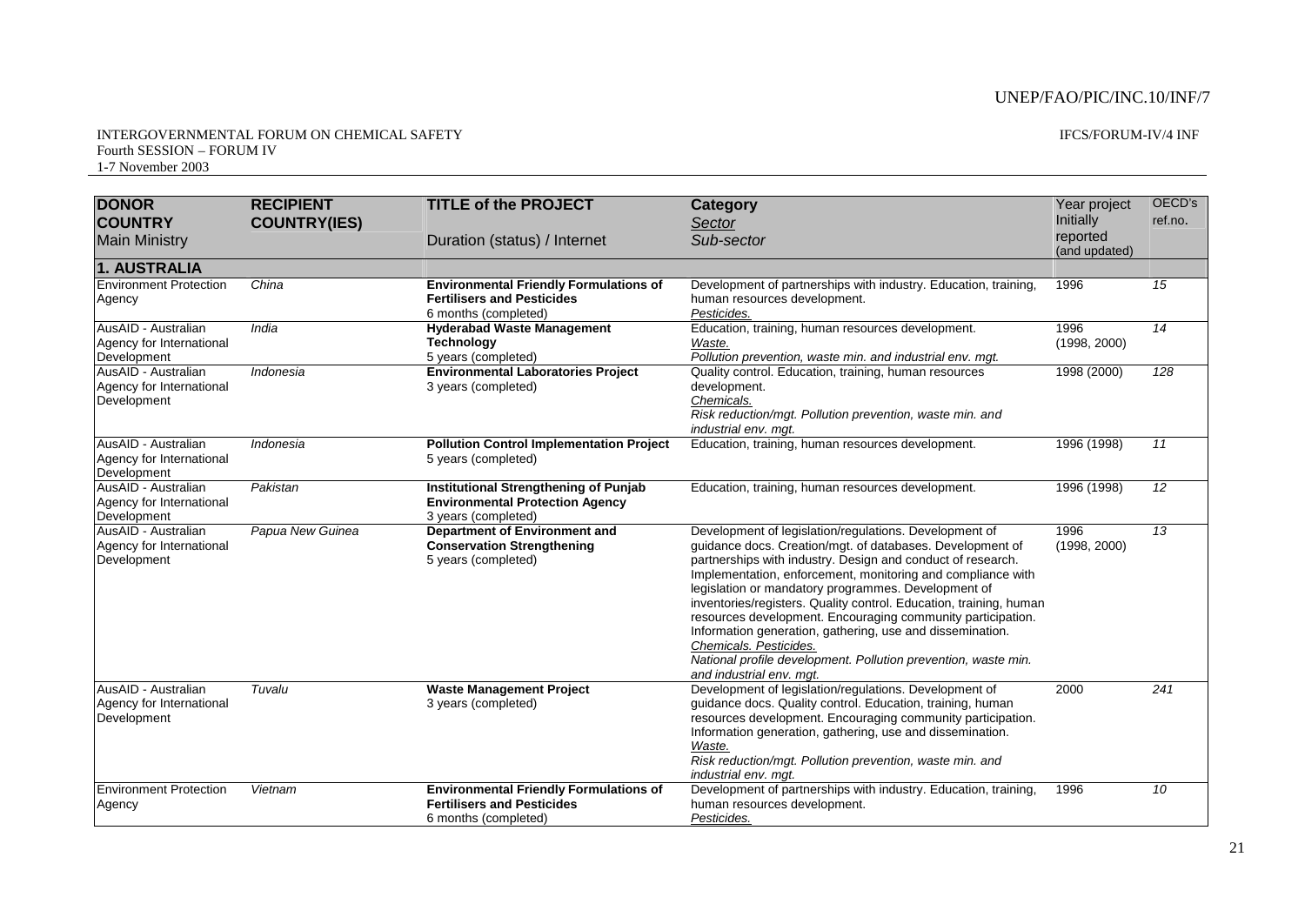UNEP/FAO/PIC/INC.10/INF/7

INTERGOVERNMENTAL FORUM ON CHEMICAL SAFETY
Fourth SESSION – FORUM IV
1-7 November 2003

IFCS/FORUM-IV/4 INF

| **DONOR COUNTRY** Main Ministry | **RECIPIENT COUNTRY(IES)** | **TITLE of the PROJECT** Duration (status) / Internet | **Category** *Sector* *Sub-sector* | Year project Initially reported (and updated) | OECD's ref.no. |
|---|---|---|---|---|---|
| **1. AUSTRALIA** | | | | | |
| Environment Protection Agency | *China* | **Environmental Friendly Formulations of Fertilisers and Pesticides** 6 months (completed) | Development of partnerships with industry. Education, training, human resources development. *Pesticides.* | 1996 | *15* |
| AusAID - Australian Agency for International Development | *India* | **Hyderabad Waste Management Technology** 5 years (completed) | Education, training, human resources development. *Waste.* *Pollution prevention, waste min. and industrial env. mgt.* | 1996 (1998, 2000) | *14* |
| AusAID - Australian Agency for International Development | *Indonesia* | **Environmental Laboratories Project** 3 years (completed) | Quality control. Education, training, human resources development. *Chemicals.* *Risk reduction/mgt. Pollution prevention, waste min. and industrial env. mgt.* | 1998 (2000) | *128* |
| AusAID - Australian Agency for International Development | *Indonesia* | **Pollution Control Implementation Project** 5 years (completed) | Education, training, human resources development. | 1996 (1998) | *11* |
| AusAID - Australian Agency for International Development | *Pakistan* | **Institutional Strengthening of Punjab Environmental Protection Agency** 3 years (completed) | Education, training, human resources development. | 1996 (1998) | *12* |
| AusAID - Australian Agency for International Development | *Papua New Guinea* | **Department of Environment and Conservation Strengthening** 5 years (completed) | Development of legislation/regulations. Development of guidance docs. Creation/mgt. of databases. Development of partnerships with industry. Design and conduct of research. Implementation, enforcement, monitoring and compliance with legislation or mandatory programmes. Development of inventories/registers. Quality control. Education, training, human resources development. Encouraging community participation. Information generation, gathering, use and dissemination. *Chemicals. Pesticides.* *National profile development. Pollution prevention, waste min. and industrial env. mgt.* | 1996 (1998, 2000) | *13* |
| AusAID - Australian Agency for International Development | *Tuvalu* | **Waste Management Project** 3 years (completed) | Development of legislation/regulations. Development of guidance docs. Quality control. Education, training, human resources development. Encouraging community participation. Information generation, gathering, use and dissemination. *Waste.* *Risk reduction/mgt. Pollution prevention, waste min. and industrial env. mgt.* | 2000 | *241* |
| Environment Protection Agency | *Vietnam* | **Environmental Friendly Formulations of Fertilisers and Pesticides** 6 months (completed) | Development of partnerships with industry. Education, training, human resources development. *Pesticides.* | 1996 | *10* |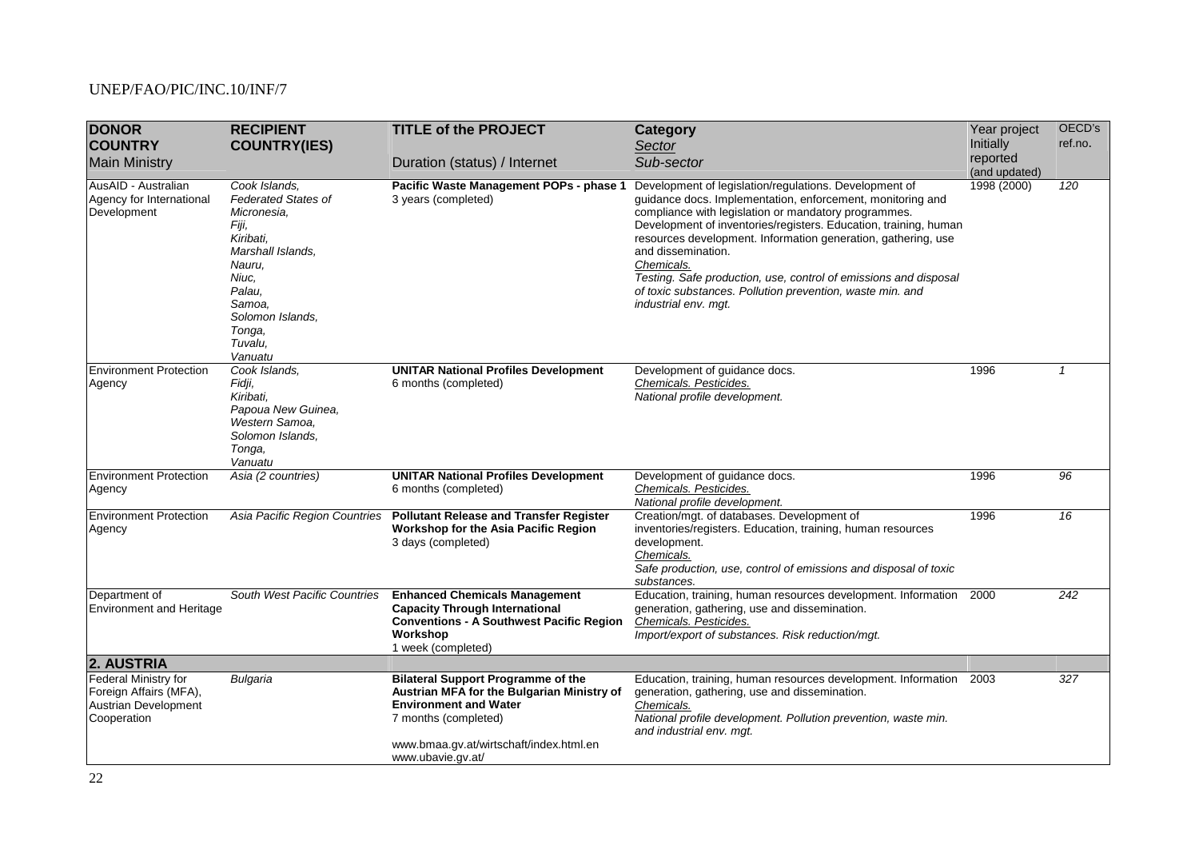| DONOR COUNTRY<br>Main Ministry | RECIPIENT COUNTRY(IES) | TITLE of the PROJECT<br>Duration (status) / Internet | Category<br>Sector<br>Sub-sector | Year project Initially reported (and updated) | OECD's ref.no. |
|---|---|---|---|---|---|
| AusAID - Australian Agency for International Development | *Cook Islands, Federated States of Micronesia, Fiji, Kiribati, Marshall Islands, Nauru, Niuc, Palau, Samoa, Solomon Islands, Tonga, Tuvalu, Vanuatu* | **Pacific Waste Management POPs - phase 1**<br>3 years (completed) | Development of legislation/regulations. Development of guidance docs. Implementation, enforcement, monitoring and compliance with legislation or mandatory programmes. Development of inventories/registers. Education, training, human resources development. Information generation, gathering, use and dissemination.<br>*Chemicals.*<br>*Testing. Safe production, use, control of emissions and disposal of toxic substances. Pollution prevention, waste min. and industrial env. mgt.* | 1998 (2000) | *120* |
| Environment Protection Agency | *Cook Islands, Fidji, Kiribati, Papoua New Guinea, Western Samoa, Solomon Islands, Tonga, Vanuatu* | **UNITAR National Profiles Development**<br>6 months (completed) | Development of guidance docs.<br>*Chemicals. Pesticides.*<br>*National profile development.* | 1996 | *1* |
| Environment Protection Agency | *Asia (2 countries)* | **UNITAR National Profiles Development**<br>6 months (completed) | Development of guidance docs.<br>*Chemicals. Pesticides.*<br>*National profile development.* | 1996 | *96* |
| Environment Protection Agency | *Asia Pacific Region Countries* | **Pollutant Release and Transfer Register Workshop for the Asia Pacific Region**<br>3 days (completed) | Creation/mgt. of databases. Development of inventories/registers. Education, training, human resources development.<br>*Chemicals.*<br>*Safe production, use, control of emissions and disposal of toxic substances.* | 1996 | *16* |
| Department of Environment and Heritage | *South West Pacific Countries* | **Enhanced Chemicals Management Capacity Through International Conventions - A Southwest Pacific Region Workshop**<br>1 week (completed) | Education, training, human resources development. Information generation, gathering, use and dissemination.<br>*Chemicals. Pesticides.*<br>*Import/export of substances. Risk reduction/mgt.* | 2000 | *242* |
| **2. AUSTRIA** | | | | | |
| Federal Ministry for Foreign Affairs (MFA), Austrian Development Cooperation | *Bulgaria* | **Bilateral Support Programme of the Austrian MFA for the Bulgarian Ministry of Environment and Water**<br>7 months (completed)<br>www.bmaa.gv.at/wirtschaft/index.html.en<br>www.ubavie.gv.at/ | Education, training, human resources development. Information generation, gathering, use and dissemination.<br>*Chemicals.*<br>*National profile development. Pollution prevention, waste min. and industrial env. mgt.* | 2003 | *327* |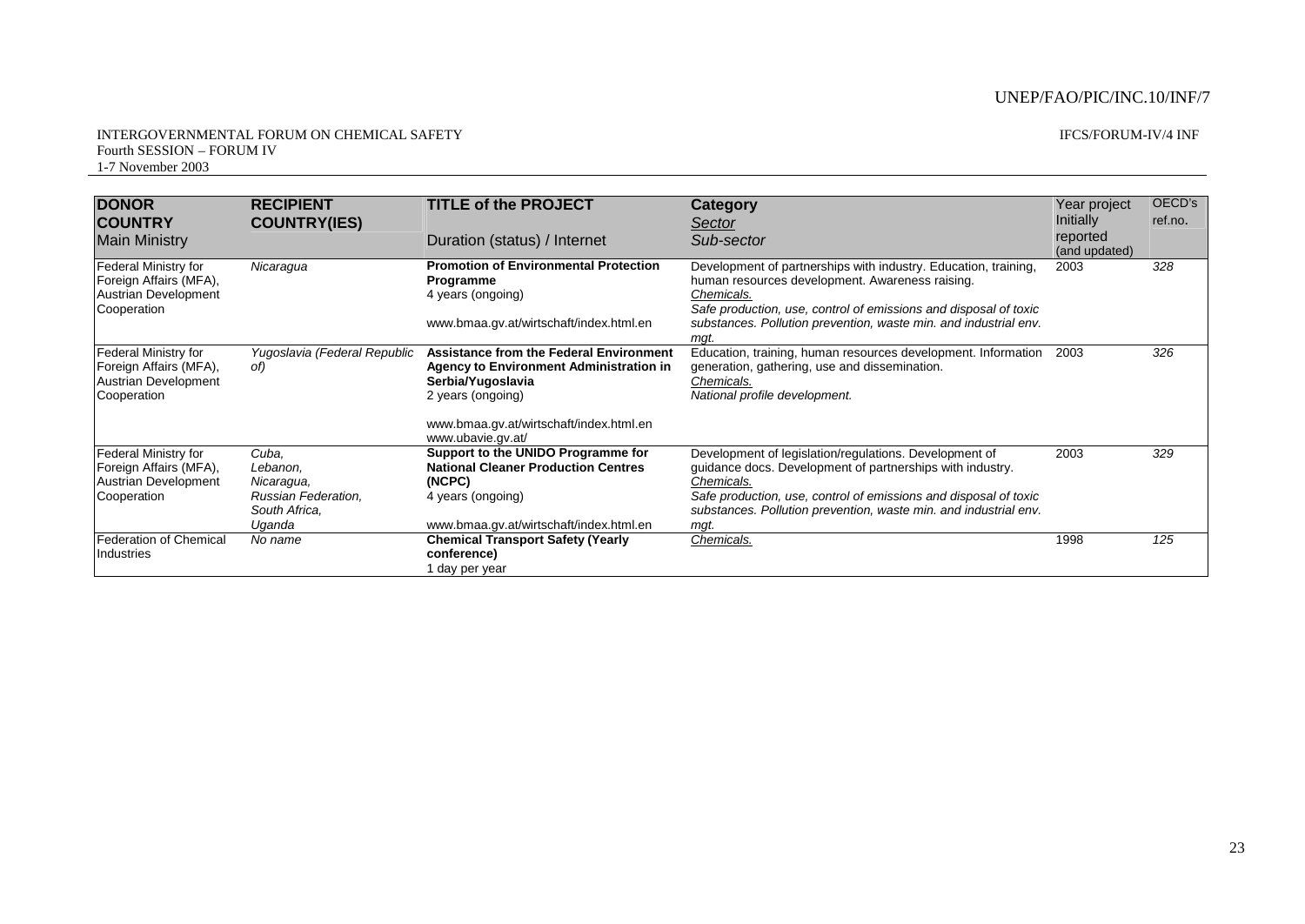| **DONOR COUNTRY** Main Ministry | **RECIPIENT COUNTRY(IES)** | **TITLE of the PROJECT** Duration (status) / Internet | **Category** *Sector* *Sub-sector* | Year project Initially reported (and updated) | OECD's ref.no. |
|---|---|---|---|---|---|
| Federal Ministry for Foreign Affairs (MFA), Austrian Development Cooperation | *Nicaragua* | **Promotion of Environmental Protection Programme** 4 years (ongoing) www.bmaa.gv.at/wirtschaft/index.html.en | Development of partnerships with industry. Education, training, human resources development. Awareness raising. *Chemicals.* *Safe production, use, control of emissions and disposal of toxic substances. Pollution prevention, waste min. and industrial env. mgt.* | 2003 | *328* |
| Federal Ministry for Foreign Affairs (MFA), Austrian Development Cooperation | *Yugoslavia (Federal Republic of)* | **Assistance from the Federal Environment Agency to Environment Administration in Serbia/Yugoslavia** 2 years (ongoing) www.bmaa.gv.at/wirtschaft/index.html.en www.ubavie.gv.at/ | Education, training, human resources development. Information generation, gathering, use and dissemination. *Chemicals.* *National profile development.* | 2003 | *326* |
| Federal Ministry for Foreign Affairs (MFA), Austrian Development Cooperation | *Cuba, Lebanon, Nicaragua, Russian Federation, South Africa, Uganda* | **Support to the UNIDO Programme for National Cleaner Production Centres (NCPC)** 4 years (ongoing) www.bmaa.gv.at/wirtschaft/index.html.en | Development of legislation/regulations. Development of guidance docs. Development of partnerships with industry. *Chemicals.* *Safe production, use, control of emissions and disposal of toxic substances. Pollution prevention, waste min. and industrial env. mgt.* | 2003 | *329* |
| Federation of Chemical Industries | *No name* | **Chemical Transport Safety (Yearly conference)** 1 day per year | *Chemicals.* | 1998 | *125* |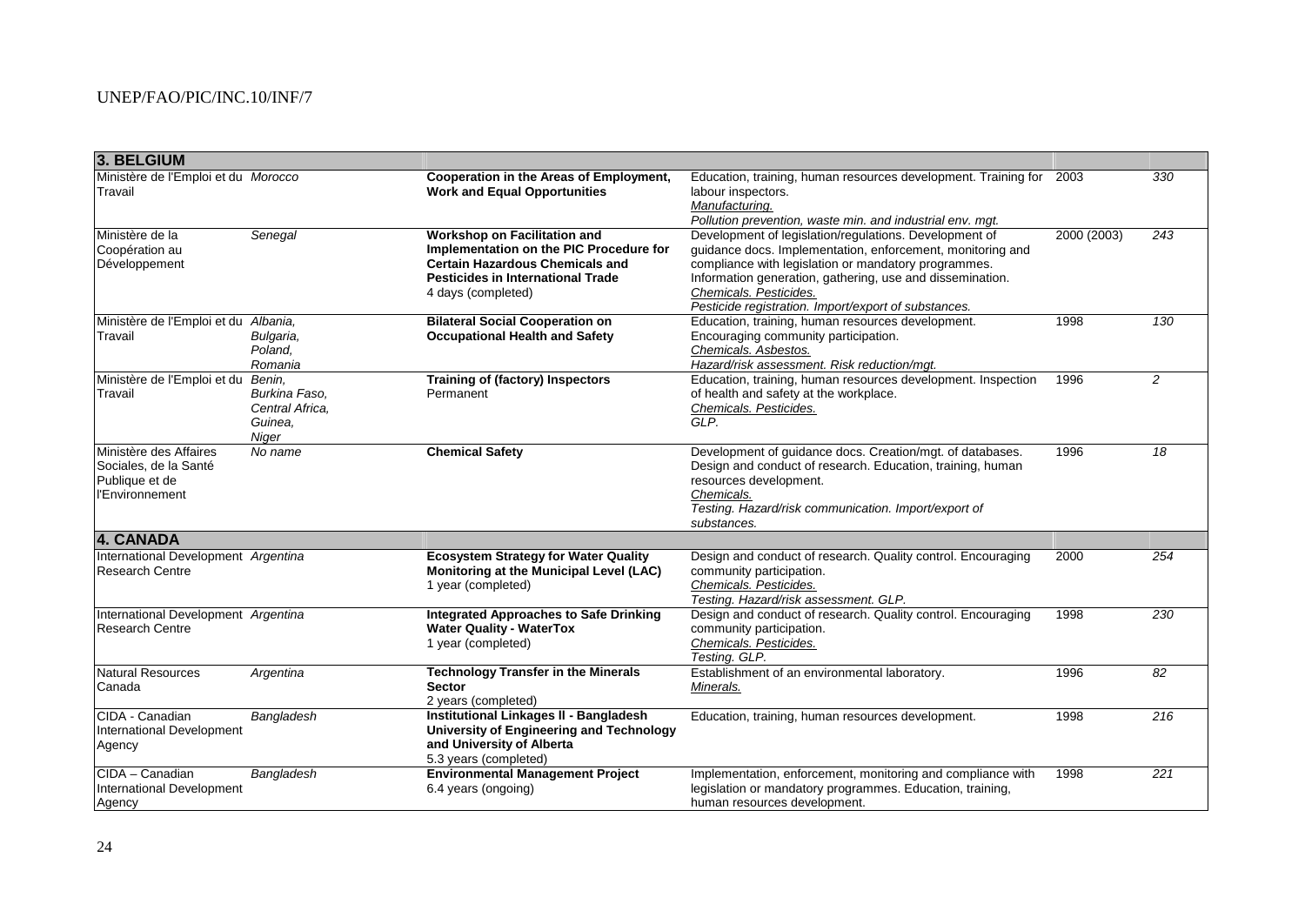| | | | | | |
|---|---|---|---|---|---|
| **3. BELGIUM** | | | | | |
| Ministère de l'Emploi et du Travail | *Morocco* | **Cooperation in the Areas of Employment, Work and Equal Opportunities** | Education, training, human resources development. Training for labour inspectors.<br>*Manufacturing.*<br>*Pollution prevention, waste min. and industrial env. mgt.* | 2003 | *330* |
| Ministère de la Coopération au Développement | *Senegal* | **Workshop on Facilitation and Implementation on the PIC Procedure for Certain Hazardous Chemicals and Pesticides in International Trade**<br>4 days (completed) | Development of legislation/regulations. Development of guidance docs. Implementation, enforcement, monitoring and compliance with legislation or mandatory programmes. Information generation, gathering, use and dissemination.<br>*Chemicals. Pesticides.*<br>*Pesticide registration. Import/export of substances.* | 2000 (2003) | *243* |
| Ministère de l'Emploi et du Travail | *Albania, Bulgaria, Poland, Romania* | **Bilateral Social Cooperation on Occupational Health and Safety** | Education, training, human resources development. Encouraging community participation.<br>*Chemicals. Asbestos.*<br>*Hazard/risk assessment. Risk reduction/mgt.* | 1998 | *130* |
| Ministère de l'Emploi et du Travail | *Benin, Burkina Faso, Central Africa, Guinea, Niger* | **Training of (factory) Inspectors**<br>Permanent | Education, training, human resources development. Inspection of health and safety at the workplace.<br>*Chemicals. Pesticides.*<br>*GLP.* | 1996 | *2* |
| Ministère des Affaires Sociales, de la Santé Publique et de l'Environnement | *No name* | **Chemical Safety** | Development of guidance docs. Creation/mgt. of databases. Design and conduct of research. Education, training, human resources development.<br>*Chemicals.*<br>*Testing. Hazard/risk communication. Import/export of substances.* | 1996 | *18* |
| **4. CANADA** | | | | | |
| International Development Research Centre | *Argentina* | **Ecosystem Strategy for Water Quality Monitoring at the Municipal Level (LAC)**<br>1 year (completed) | Design and conduct of research. Quality control. Encouraging community participation.<br>*Chemicals. Pesticides.*<br>*Testing. Hazard/risk assessment. GLP.* | 2000 | *254* |
| International Development Research Centre | *Argentina* | **Integrated Approaches to Safe Drinking Water Quality - WaterTox**<br>1 year (completed) | Design and conduct of research. Quality control. Encouraging community participation.<br>*Chemicals. Pesticides.*<br>*Testing. GLP.* | 1998 | *230* |
| Natural Resources Canada | *Argentina* | **Technology Transfer in the Minerals Sector**<br>2 years (completed) | Establishment of an environmental laboratory.<br>*Minerals.* | 1996 | *82* |
| CIDA - Canadian International Development Agency | *Bangladesh* | **Institutional Linkages II - Bangladesh University of Engineering and Technology and University of Alberta**<br>5.3 years (completed) | Education, training, human resources development. | 1998 | *216* |
| CIDA – Canadian International Development Agency | *Bangladesh* | **Environmental Management Project**<br>6.4 years (ongoing) | Implementation, enforcement, monitoring and compliance with legislation or mandatory programmes. Education, training, human resources development. | 1998 | *221* |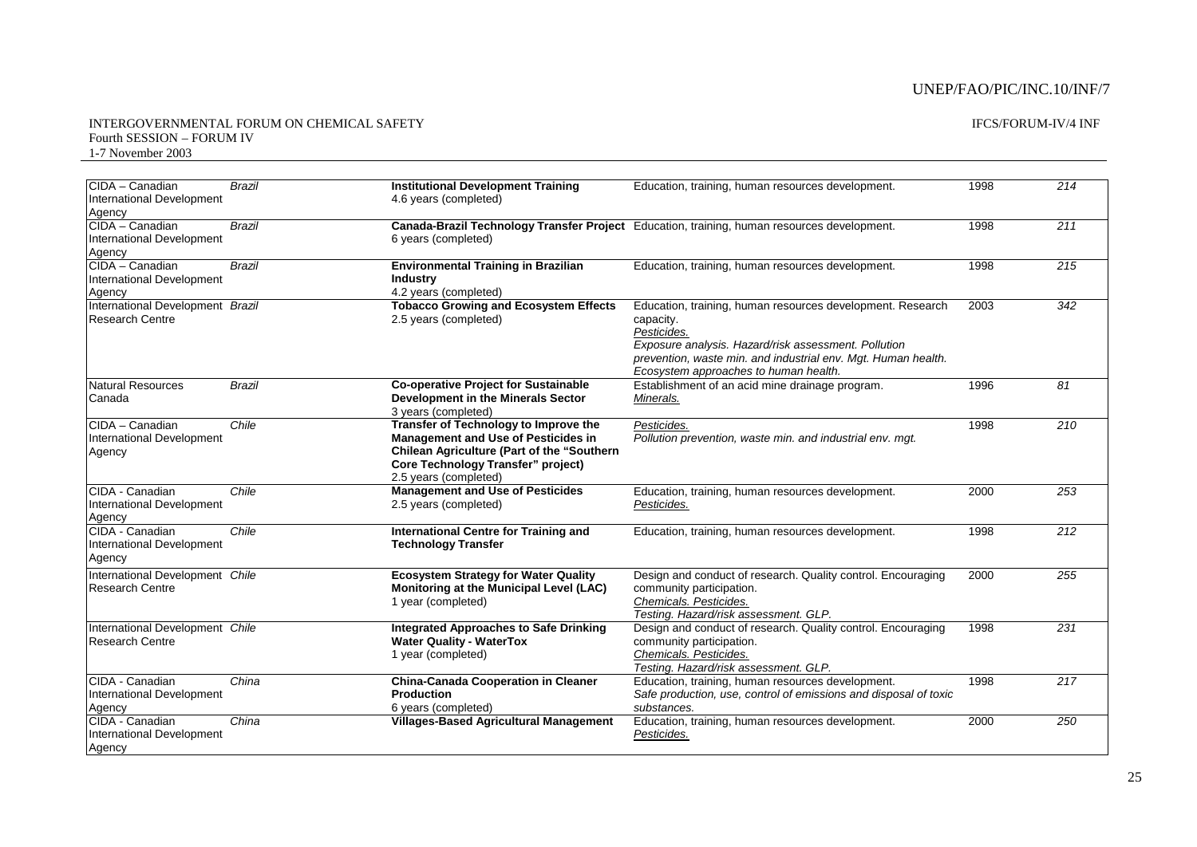| | | | | | |
|---|---|---|---|---|---|
| CIDA – Canadian International Development Agency | *Brazil* | **Institutional Development Training**<br>4.6 years (completed) | Education, training, human resources development. | 1998 | *214* |
| CIDA – Canadian International Development Agency | *Brazil* | **Canada-Brazil Technology Transfer Project**<br>6 years (completed) | Education, training, human resources development. | 1998 | *211* |
| CIDA – Canadian International Development Agency | *Brazil* | **Environmental Training in Brazilian Industry**<br>4.2 years (completed) | Education, training, human resources development. | 1998 | *215* |
| International Development Research Centre | *Brazil* | **Tobacco Growing and Ecosystem Effects**<br>2.5 years (completed) | Education, training, human resources development. Research capacity.<br>*Pesticides.*<br>*Exposure analysis. Hazard/risk assessment. Pollution prevention, waste min. and industrial env. Mgt. Human health. Ecosystem approaches to human health.* | 2003 | *342* |
| Natural Resources Canada | *Brazil* | **Co-operative Project for Sustainable Development in the Minerals Sector**<br>3 years (completed) | Establishment of an acid mine drainage program.<br>*Minerals.* | 1996 | *81* |
| CIDA – Canadian International Development Agency | *Chile* | **Transfer of Technology to Improve the Management and Use of Pesticides in Chilean Agriculture (Part of the "Southern Core Technology Transfer" project)**<br>2.5 years (completed) | *Pesticides.*<br>*Pollution prevention, waste min. and industrial env. mgt.* | 1998 | *210* |
| CIDA - Canadian International Development Agency | *Chile* | **Management and Use of Pesticides**<br>2.5 years (completed) | Education, training, human resources development.<br>*Pesticides.* | 2000 | *253* |
| CIDA - Canadian International Development Agency | *Chile* | **International Centre for Training and Technology Transfer** | Education, training, human resources development. | 1998 | *212* |
| International Development Research Centre | *Chile* | **Ecosystem Strategy for Water Quality Monitoring at the Municipal Level (LAC)**<br>1 year (completed) | Design and conduct of research. Quality control. Encouraging community participation.<br>*Chemicals. Pesticides.*<br>*Testing. Hazard/risk assessment. GLP.* | 2000 | *255* |
| International Development Research Centre | *Chile* | **Integrated Approaches to Safe Drinking Water Quality - WaterTox**<br>1 year (completed) | Design and conduct of research. Quality control. Encouraging community participation.<br>*Chemicals. Pesticides.*<br>*Testing. Hazard/risk assessment. GLP.* | 1998 | *231* |
| CIDA - Canadian International Development Agency | *China* | **China-Canada Cooperation in Cleaner Production**<br>6 years (completed) | Education, training, human resources development.<br>*Safe production, use, control of emissions and disposal of toxic substances.* | 1998 | *217* |
| CIDA - Canadian International Development Agency | *China* | **Villages-Based Agricultural Management** | Education, training, human resources development.<br>*Pesticides.* | 2000 | *250* |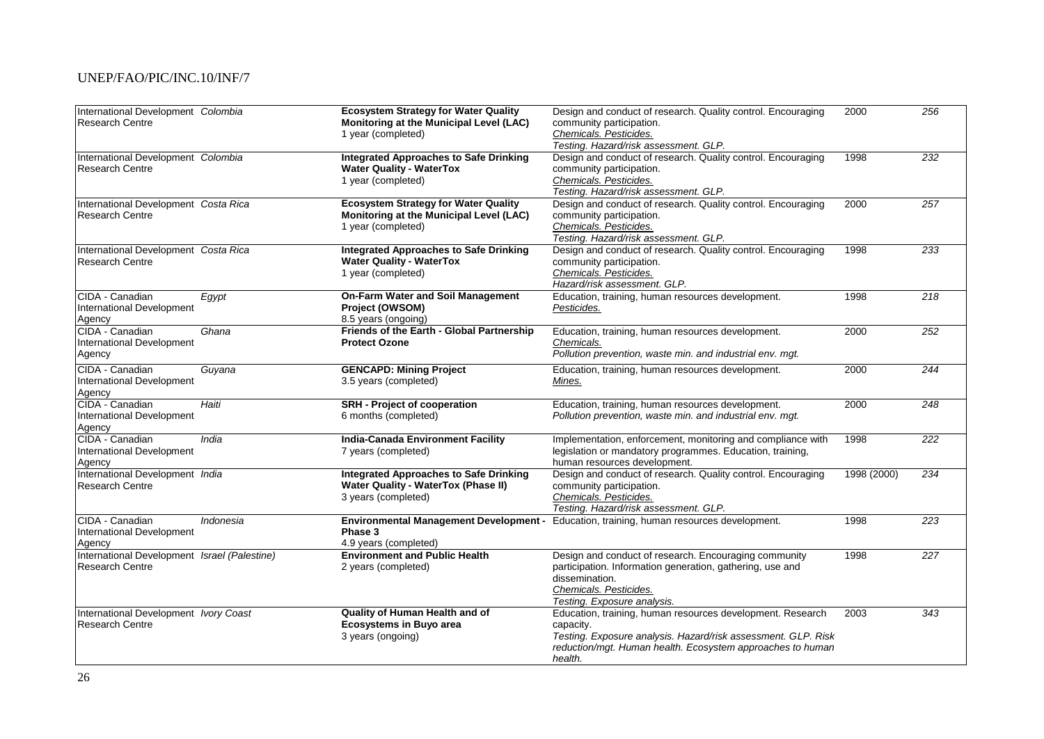| | | | | | |
|---|---|---|---|---|---|
| International Development Research Centre | *Colombia* | **Ecosystem Strategy for Water Quality Monitoring at the Municipal Level (LAC)**<br>1 year (completed) | Design and conduct of research. Quality control. Encouraging community participation.<br>*Chemicals. Pesticides.*<br>*Testing. Hazard/risk assessment. GLP.* | 2000 | *256* |
| International Development Research Centre | *Colombia* | **Integrated Approaches to Safe Drinking Water Quality - WaterTox**<br>1 year (completed) | Design and conduct of research. Quality control. Encouraging community participation.<br>*Chemicals. Pesticides.*<br>*Testing. Hazard/risk assessment. GLP.* | 1998 | *232* |
| International Development Research Centre | *Costa Rica* | **Ecosystem Strategy for Water Quality Monitoring at the Municipal Level (LAC)**<br>1 year (completed) | Design and conduct of research. Quality control. Encouraging community participation.<br>*Chemicals. Pesticides.*<br>*Testing. Hazard/risk assessment. GLP.* | 2000 | *257* |
| International Development Research Centre | *Costa Rica* | **Integrated Approaches to Safe Drinking Water Quality - WaterTox**<br>1 year (completed) | Design and conduct of research. Quality control. Encouraging community participation.<br>*Chemicals. Pesticides.*<br>*Hazard/risk assessment. GLP.* | 1998 | *233* |
| CIDA - Canadian International Development Agency | *Egypt* | **On-Farm Water and Soil Management Project (OWSOM)**<br>8.5 years (ongoing) | Education, training, human resources development.<br>*Pesticides.* | 1998 | *218* |
| CIDA - Canadian International Development Agency | *Ghana* | **Friends of the Earth - Global Partnership Protect Ozone** | Education, training, human resources development.<br>*Chemicals.*<br>*Pollution prevention, waste min. and industrial env. mgt.* | 2000 | *252* |
| CIDA - Canadian International Development Agency | *Guyana* | **GENCAPD: Mining Project**<br>3.5 years (completed) | Education, training, human resources development.<br>*Mines.* | 2000 | *244* |
| CIDA - Canadian International Development Agency | *Haiti* | **SRH - Project of cooperation**<br>6 months (completed) | Education, training, human resources development.<br>*Pollution prevention, waste min. and industrial env. mgt.* | 2000 | *248* |
| CIDA - Canadian International Development Agency | *India* | **India-Canada Environment Facility**<br>7 years (completed) | Implementation, enforcement, monitoring and compliance with legislation or mandatory programmes. Education, training, human resources development. | 1998 | *222* |
| International Development Research Centre | *India* | **Integrated Approaches to Safe Drinking Water Quality - WaterTox (Phase II)**<br>3 years (completed) | Design and conduct of research. Quality control. Encouraging community participation.<br>*Chemicals. Pesticides.*<br>*Testing. Hazard/risk assessment. GLP.* | 1998 (2000) | *234* |
| CIDA - Canadian International Development Agency | *Indonesia* | **Environmental Management Development - Phase 3**<br>4.9 years (completed) | Education, training, human resources development. | 1998 | *223* |
| International Development Research Centre | *Israel (Palestine)* | **Environment and Public Health**<br>2 years (completed) | Design and conduct of research. Encouraging community participation. Information generation, gathering, use and dissemination.<br>*Chemicals. Pesticides.*<br>*Testing. Exposure analysis.* | 1998 | *227* |
| International Development Research Centre | *Ivory Coast* | **Quality of Human Health and of Ecosystems in Buyo area**<br>3 years (ongoing) | Education, training, human resources development. Research capacity.<br>*Testing. Exposure analysis. Hazard/risk assessment. GLP. Risk reduction/mgt. Human health. Ecosystem approaches to human health.* | 2003 | *343* |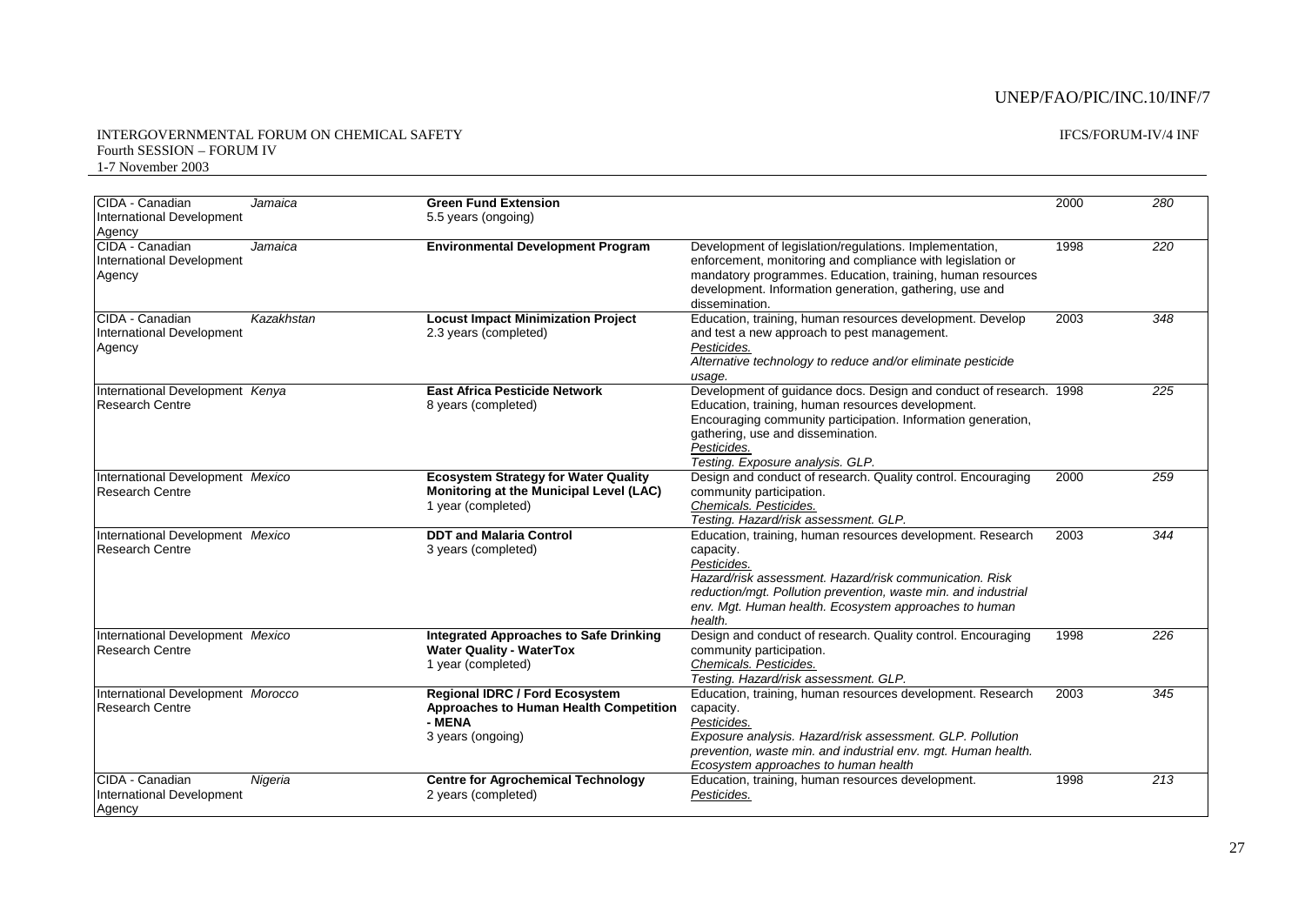| | | | | | |
|---|---|---|---|---|---|
| CIDA - Canadian International Development Agency | *Jamaica* | **Green Fund Extension**<br>5.5 years (ongoing) | | 2000 | *280* |
| CIDA - Canadian International Development Agency | *Jamaica* | **Environmental Development Program** | Development of legislation/regulations. Implementation, enforcement, monitoring and compliance with legislation or mandatory programmes. Education, training, human resources development. Information generation, gathering, use and dissemination. | 1998 | *220* |
| CIDA - Canadian International Development Agency | *Kazakhstan* | **Locust Impact Minimization Project**<br>2.3 years (completed) | Education, training, human resources development. Develop and test a new approach to pest management.<br>*Pesticides.*<br>*Alternative technology to reduce and/or eliminate pesticide usage.* | 2003 | *348* |
| International Development Research Centre | *Kenya* | **East Africa Pesticide Network**<br>8 years (completed) | Development of guidance docs. Design and conduct of research. Education, training, human resources development. Encouraging community participation. Information generation, gathering, use and dissemination.<br>*Pesticides.*<br>*Testing. Exposure analysis. GLP.* | 1998 | *225* |
| International Development Research Centre | *Mexico* | **Ecosystem Strategy for Water Quality Monitoring at the Municipal Level (LAC)**<br>1 year (completed) | Design and conduct of research. Quality control. Encouraging community participation.<br>*Chemicals. Pesticides.*<br>*Testing. Hazard/risk assessment. GLP.* | 2000 | *259* |
| International Development Research Centre | *Mexico* | **DDT and Malaria Control**<br>3 years (completed) | Education, training, human resources development. Research capacity.<br>*Pesticides.*<br>*Hazard/risk assessment. Hazard/risk communication. Risk reduction/mgt. Pollution prevention, waste min. and industrial env. Mgt. Human health. Ecosystem approaches to human health.* | 2003 | *344* |
| International Development Research Centre | *Mexico* | **Integrated Approaches to Safe Drinking Water Quality - WaterTox**<br>1 year (completed) | Design and conduct of research. Quality control. Encouraging community participation.<br>*Chemicals. Pesticides.*<br>*Testing. Hazard/risk assessment. GLP.* | 1998 | *226* |
| International Development Research Centre | *Morocco* | **Regional IDRC / Ford Ecosystem Approaches to Human Health Competition - MENA**<br>3 years (ongoing) | Education, training, human resources development. Research capacity.<br>*Pesticides.*<br>*Exposure analysis. Hazard/risk assessment. GLP. Pollution prevention, waste min. and industrial env. mgt. Human health. Ecosystem approaches to human health* | 2003 | *345* |
| CIDA - Canadian International Development Agency | *Nigeria* | **Centre for Agrochemical Technology**<br>2 years (completed) | Education, training, human resources development.<br>*Pesticides.* | 1998 | *213* |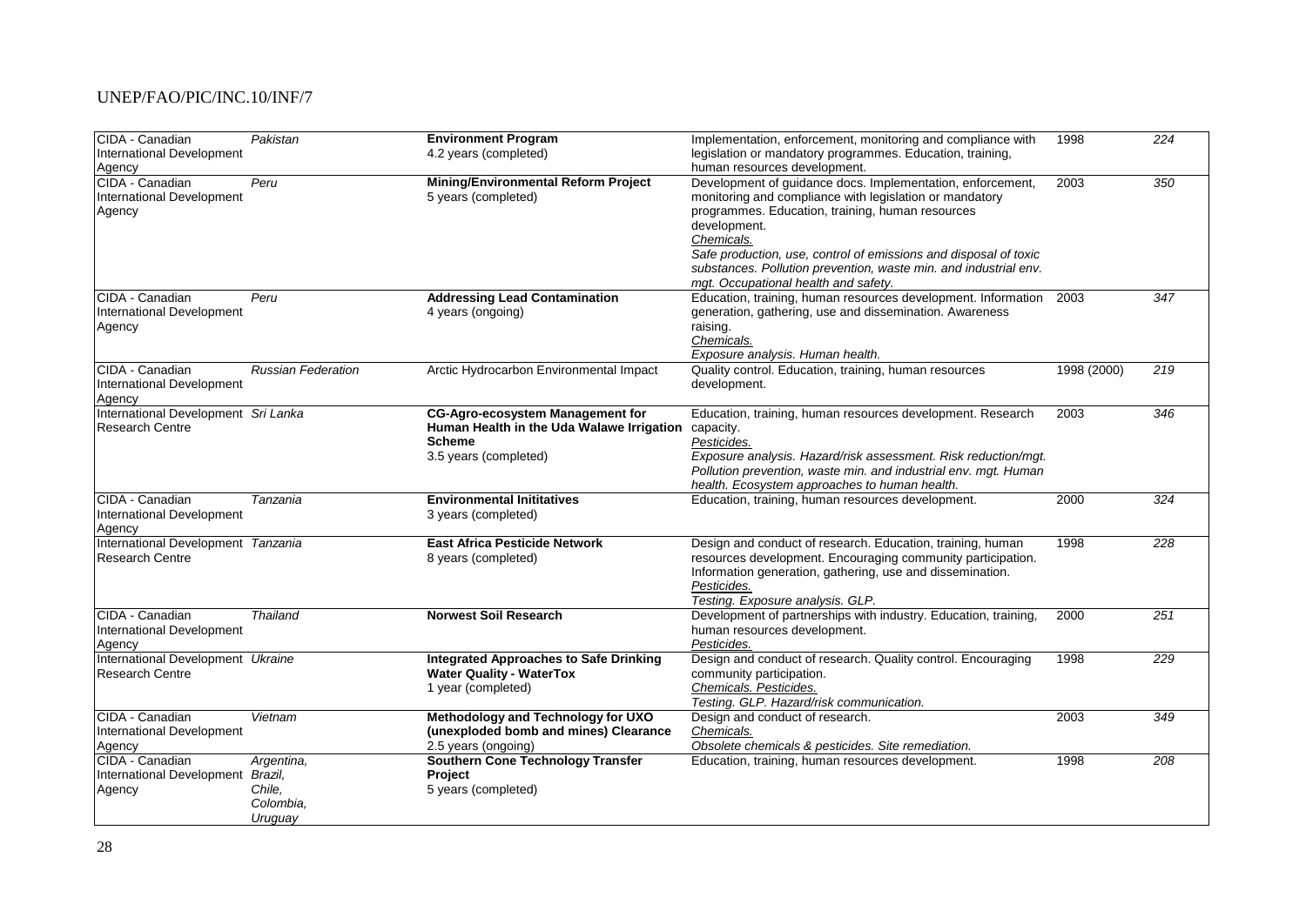| | | | | | |
|---|---|---|---|---|---|
| CIDA - Canadian International Development Agency | *Pakistan* | **Environment Program**<br>4.2 years (completed) | Implementation, enforcement, monitoring and compliance with legislation or mandatory programmes. Education, training, human resources development. | 1998 | *224* |
| CIDA - Canadian International Development Agency | *Peru* | **Mining/Environmental Reform Project**<br>5 years (completed) | Development of guidance docs. Implementation, enforcement, monitoring and compliance with legislation or mandatory programmes. Education, training, human resources development.<br>*Chemicals.*<br>*Safe production, use, control of emissions and disposal of toxic substances. Pollution prevention, waste min. and industrial env. mgt. Occupational health and safety.* | 2003 | *350* |
| CIDA - Canadian International Development Agency | *Peru* | **Addressing Lead Contamination**<br>4 years (ongoing) | Education, training, human resources development. Information generation, gathering, use and dissemination. Awareness raising.<br>*Chemicals.*<br>*Exposure analysis. Human health.* | 2003 | *347* |
| CIDA - Canadian International Development Agency | *Russian Federation* | Arctic Hydrocarbon Environmental Impact | Quality control. Education, training, human resources development. | 1998 (2000) | *219* |
| International Development Research Centre | *Sri Lanka* | **CG-Agro-ecosystem Management for Human Health in the Uda Walawe Irrigation Scheme**<br>3.5 years (completed) | Education, training, human resources development. Research capacity.<br>*Pesticides.*<br>*Exposure analysis. Hazard/risk assessment. Risk reduction/mgt. Pollution prevention, waste min. and industrial env. mgt. Human health. Ecosystem approaches to human health.* | 2003 | *346* |
| CIDA - Canadian International Development Agency | *Tanzania* | **Environmental Inititatives**<br>3 years (completed) | Education, training, human resources development. | 2000 | *324* |
| International Development Research Centre | *Tanzania* | **East Africa Pesticide Network**<br>8 years (completed) | Design and conduct of research. Education, training, human resources development. Encouraging community participation. Information generation, gathering, use and dissemination.<br>*Pesticides.*<br>*Testing. Exposure analysis. GLP.* | 1998 | *228* |
| CIDA - Canadian International Development Agency | *Thailand* | **Norwest Soil Research** | Development of partnerships with industry. Education, training, human resources development.<br>*Pesticides.* | 2000 | *251* |
| International Development Research Centre | *Ukraine* | **Integrated Approaches to Safe Drinking Water Quality - WaterTox**<br>1 year (completed) | Design and conduct of research. Quality control. Encouraging community participation.<br>*Chemicals. Pesticides.*<br>*Testing. GLP. Hazard/risk communication.* | 1998 | *229* |
| CIDA - Canadian International Development Agency | *Vietnam* | **Methodology and Technology for UXO (unexploded bomb and mines) Clearance**<br>2.5 years (ongoing) | Design and conduct of research.<br>*Chemicals.*<br>*Obsolete chemicals & pesticides. Site remediation.* | 2003 | *349* |
| CIDA - Canadian International Development Agency | *Argentina, Brazil, Chile, Colombia, Uruguay* | **Southern Cone Technology Transfer Project**<br>5 years (completed) | Education, training, human resources development. | 1998 | *208* |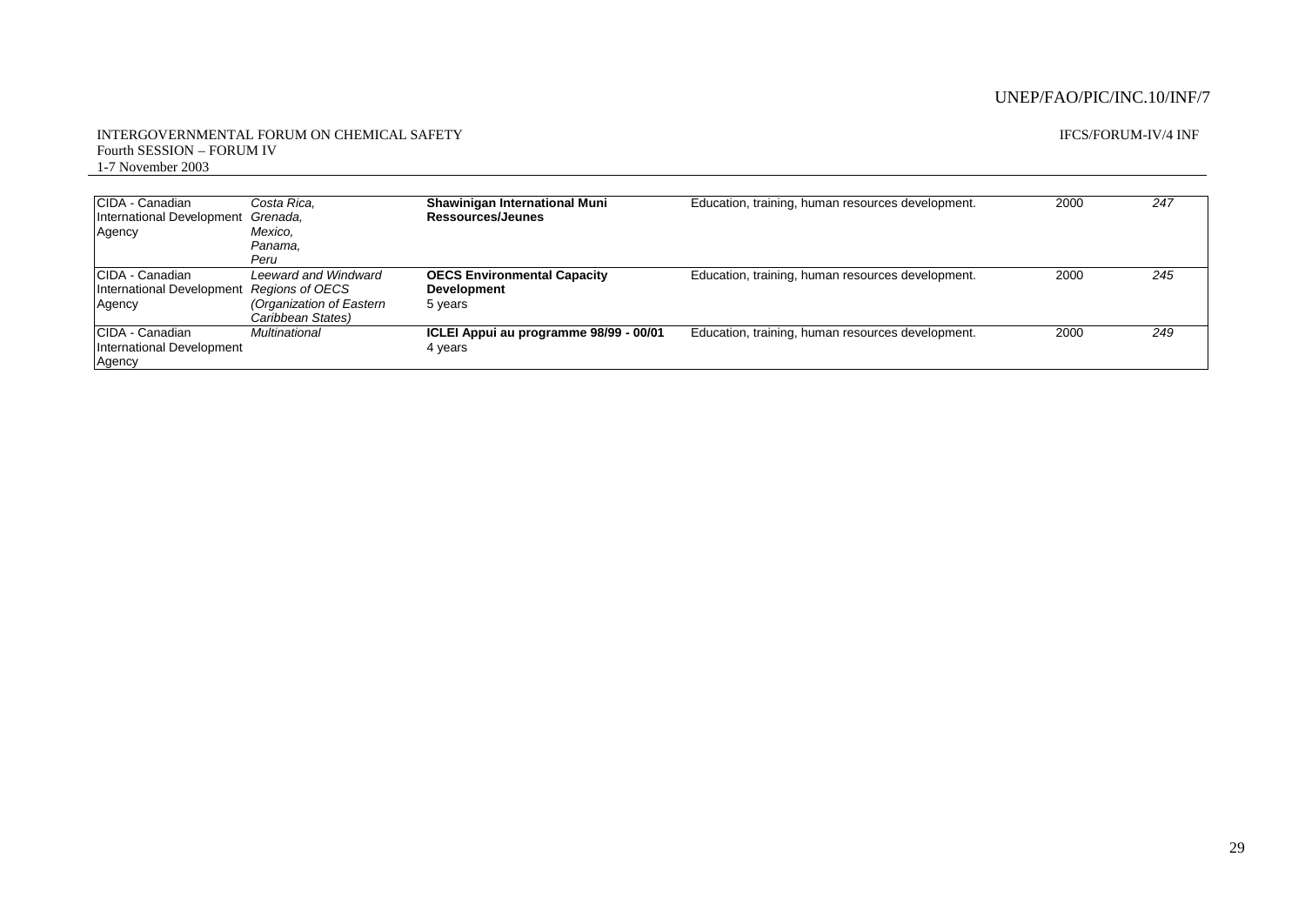| CIDA - Canadian International Development Agency | *Costa Rica, Grenada, Mexico, Panama, Peru* | **Shawinigan International Muni Ressources/Jeunes** | Education, training, human resources development. | 2000 | *247* |
|---|---|---|---|---|---|
| CIDA - Canadian International Development Agency | *Leeward and Windward Regions of OECS (Organization of Eastern Caribbean States)* | **OECS Environmental Capacity Development** 5 years | Education, training, human resources development. | 2000 | *245* |
| CIDA - Canadian International Development Agency | *Multinational* | **ICLEI Appui au programme 98/99 - 00/01** 4 years | Education, training, human resources development. | 2000 | *249* |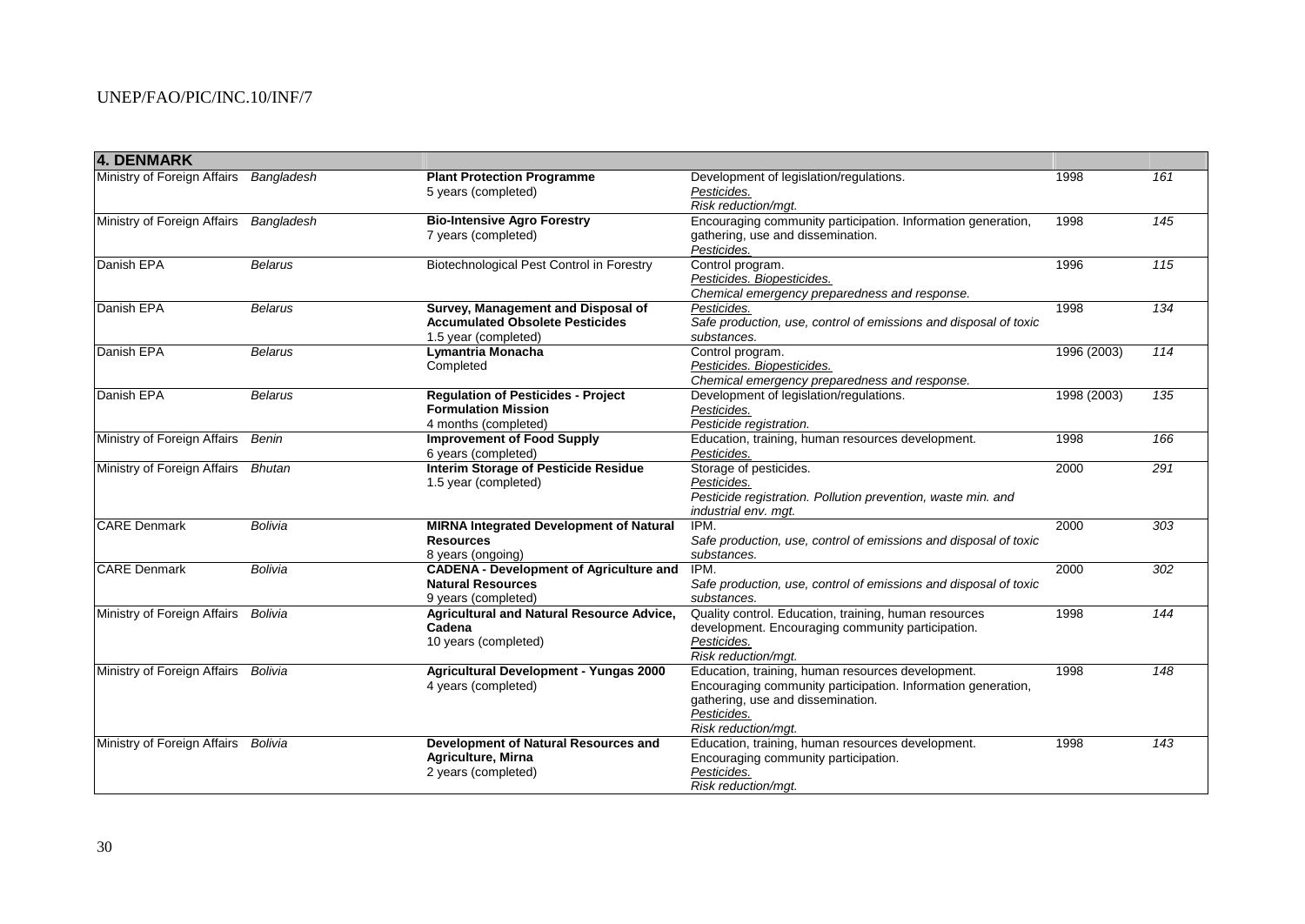| 4. DENMARK | | | | | |
|---|---|---|---|---|---|
| Ministry of Foreign Affairs | *Bangladesh* | **Plant Protection Programme**<br>5 years (completed) | Development of legislation/regulations.<br>*Pesticides.*<br>*Risk reduction/mgt.* | 1998 | *161* |
| Ministry of Foreign Affairs | *Bangladesh* | **Bio-Intensive Agro Forestry**<br>7 years (completed) | Encouraging community participation. Information generation, gathering, use and dissemination.<br>*Pesticides.* | 1998 | *145* |
| Danish EPA | *Belarus* | Biotechnological Pest Control in Forestry | Control program.<br>*Pesticides. Biopesticides.*<br>*Chemical emergency preparedness and response.* | 1996 | *115* |
| Danish EPA | *Belarus* | **Survey, Management and Disposal of Accumulated Obsolete Pesticides**<br>1.5 year (completed) | *Pesticides.*<br>*Safe production, use, control of emissions and disposal of toxic substances.* | 1998 | *134* |
| Danish EPA | *Belarus* | **Lymantria Monacha**<br>Completed | Control program.<br>*Pesticides. Biopesticides.*<br>*Chemical emergency preparedness and response.* | 1996 (2003) | *114* |
| Danish EPA | *Belarus* | **Regulation of Pesticides - Project Formulation Mission**<br>4 months (completed) | Development of legislation/regulations.<br>*Pesticides.*<br>*Pesticide registration.* | 1998 (2003) | *135* |
| Ministry of Foreign Affairs | *Benin* | **Improvement of Food Supply**<br>6 years (completed) | Education, training, human resources development.<br>*Pesticides.* | 1998 | *166* |
| Ministry of Foreign Affairs | *Bhutan* | **Interim Storage of Pesticide Residue**<br>1.5 year (completed) | Storage of pesticides.<br>*Pesticides.*<br>*Pesticide registration. Pollution prevention, waste min. and industrial env. mgt.* | 2000 | *291* |
| CARE Denmark | *Bolivia* | **MIRNA Integrated Development of Natural Resources**<br>8 years (ongoing) | IPM.<br>*Safe production, use, control of emissions and disposal of toxic substances.* | 2000 | *303* |
| CARE Denmark | *Bolivia* | **CADENA - Development of Agriculture and Natural Resources**<br>9 years (completed) | IPM.<br>*Safe production, use, control of emissions and disposal of toxic substances.* | 2000 | *302* |
| Ministry of Foreign Affairs | *Bolivia* | **Agricultural and Natural Resource Advice, Cadena**<br>10 years (completed) | Quality control. Education, training, human resources development. Encouraging community participation.<br>*Pesticides.*<br>*Risk reduction/mgt.* | 1998 | *144* |
| Ministry of Foreign Affairs | *Bolivia* | **Agricultural Development - Yungas 2000**<br>4 years (completed) | Education, training, human resources development. Encouraging community participation. Information generation, gathering, use and dissemination.<br>*Pesticides.*<br>*Risk reduction/mgt.* | 1998 | *148* |
| Ministry of Foreign Affairs | *Bolivia* | **Development of Natural Resources and Agriculture, Mirna**<br>2 years (completed) | Education, training, human resources development. Encouraging community participation.<br>*Pesticides.*<br>*Risk reduction/mgt.* | 1998 | *143* |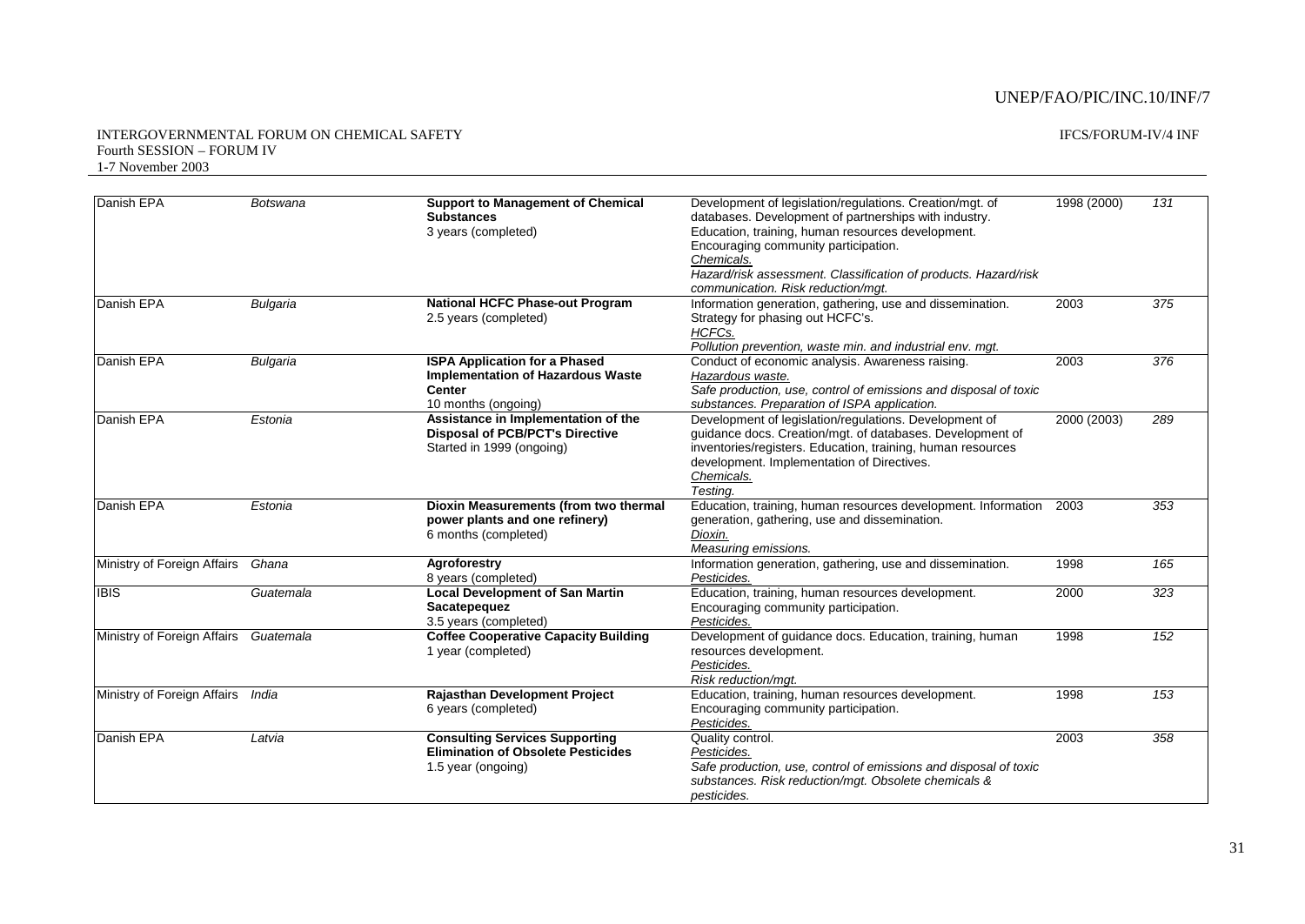| Danish EPA | *Botswana* | **Support to Management of Chemical Substances**<br>3 years (completed) | Development of legislation/regulations. Creation/mgt. of databases. Development of partnerships with industry. Education, training, human resources development. Encouraging community participation.<br>*Chemicals.*<br>*Hazard/risk assessment. Classification of products. Hazard/risk communication. Risk reduction/mgt.* | 1998 (2000) | *131* |
|---|---|---|---|---|---|
| Danish EPA | *Bulgaria* | **National HCFC Phase-out Program**<br>2.5 years (completed) | Information generation, gathering, use and dissemination. Strategy for phasing out HCFC's.<br>*HCFCs.*<br>*Pollution prevention, waste min. and industrial env. mgt.* | 2003 | *375* |
| Danish EPA | *Bulgaria* | **ISPA Application for a Phased Implementation of Hazardous Waste Center**<br>10 months (ongoing) | Conduct of economic analysis. Awareness raising.<br>*Hazardous waste.*<br>*Safe production, use, control of emissions and disposal of toxic substances. Preparation of ISPA application.* | 2003 | *376* |
| Danish EPA | *Estonia* | **Assistance in Implementation of the Disposal of PCB/PCT's Directive**<br>Started in 1999 (ongoing) | Development of legislation/regulations. Development of guidance docs. Creation/mgt. of databases. Development of inventories/registers. Education, training, human resources development. Implementation of Directives.<br>*Chemicals.*<br>*Testing.* | 2000 (2003) | *289* |
| Danish EPA | *Estonia* | **Dioxin Measurements (from two thermal power plants and one refinery)**<br>6 months (completed) | Education, training, human resources development. Information generation, gathering, use and dissemination.<br>*Dioxin.*<br>*Measuring emissions.* | 2003 | *353* |
| Ministry of Foreign Affairs | *Ghana* | **Agroforestry**<br>8 years (completed) | Information generation, gathering, use and dissemination.<br>*Pesticides.* | 1998 | *165* |
| IBIS | *Guatemala* | **Local Development of San Martin Sacatepequez**<br>3.5 years (completed) | Education, training, human resources development. Encouraging community participation.<br>*Pesticides.* | 2000 | *323* |
| Ministry of Foreign Affairs | *Guatemala* | **Coffee Cooperative Capacity Building**<br>1 year (completed) | Development of guidance docs. Education, training, human resources development.<br>*Pesticides.*<br>*Risk reduction/mgt.* | 1998 | *152* |
| Ministry of Foreign Affairs | *India* | **Rajasthan Development Project**<br>6 years (completed) | Education, training, human resources development. Encouraging community participation.<br>*Pesticides.* | 1998 | *153* |
| Danish EPA | *Latvia* | **Consulting Services Supporting Elimination of Obsolete Pesticides**<br>1.5 year (ongoing) | Quality control.<br>*Pesticides.*<br>*Safe production, use, control of emissions and disposal of toxic substances. Risk reduction/mgt. Obsolete chemicals & pesticides.* | 2003 | *358* |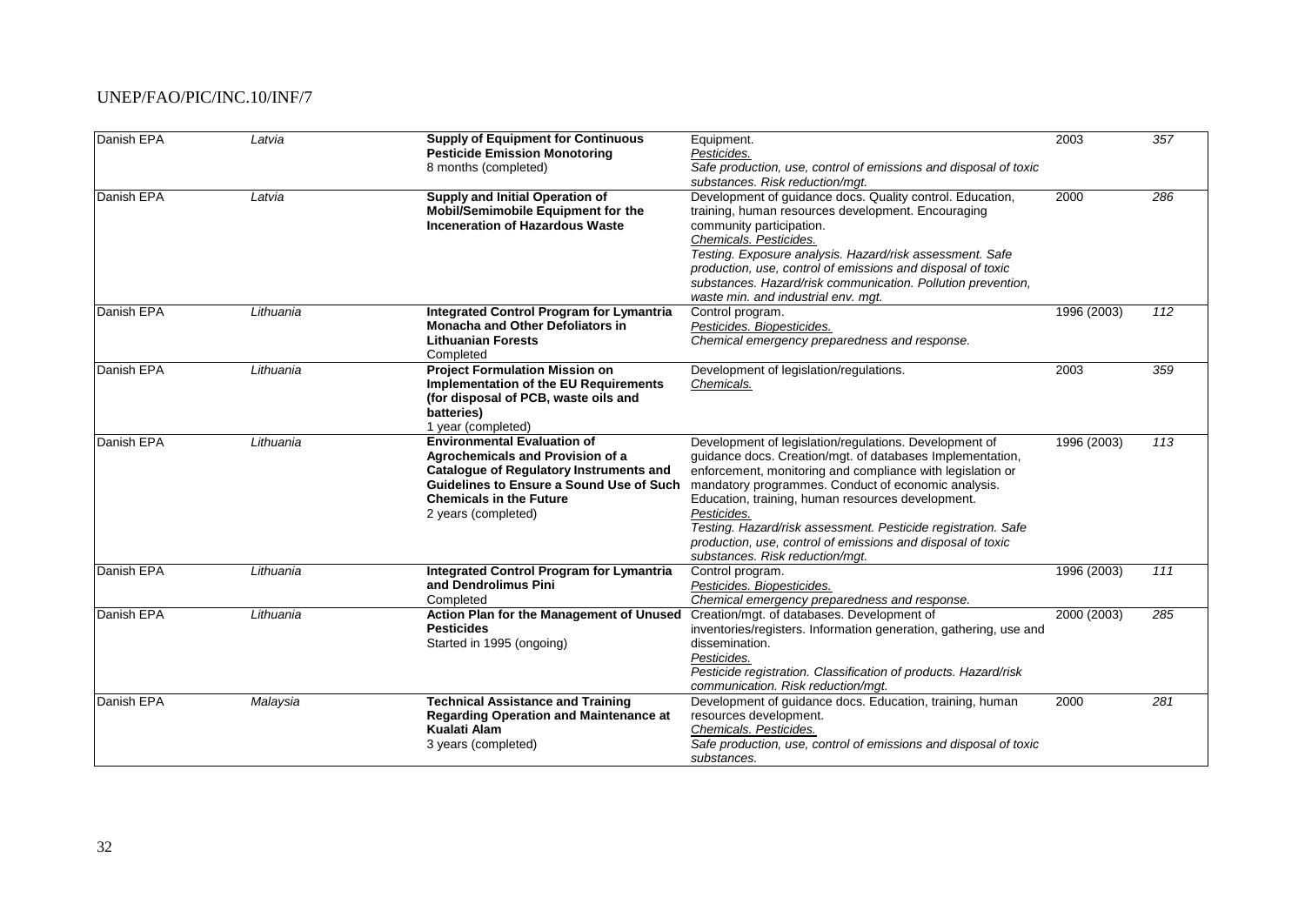| Danish EPA | *Latvia* | **Supply of Equipment for Continuous Pesticide Emission Monotoring**<br>8 months (completed) | Equipment.<br><u>Pesticides.</u><br>*Safe production, use, control of emissions and disposal of toxic substances. Risk reduction/mgt.* | 2003 | *357* |
|---|---|---|---|---|---|
| Danish EPA | *Latvia* | **Supply and Initial Operation of Mobil/Semimobile Equipment for the Inceneration of Hazardous Waste** | Development of guidance docs. Quality control. Education, training, human resources development. Encouraging community participation.<br><u>*Chemicals. Pesticides.*</u><br>*Testing. Exposure analysis. Hazard/risk assessment. Safe production, use, control of emissions and disposal of toxic substances. Hazard/risk communication. Pollution prevention, waste min. and industrial env. mgt.* | 2000 | *286* |
| Danish EPA | *Lithuania* | **Integrated Control Program for Lymantria Monacha and Other Defoliators in Lithuanian Forests**<br>Completed | Control program.<br><u>*Pesticides. Biopesticides.*</u><br>*Chemical emergency preparedness and response.* | 1996 (2003) | *112* |
| Danish EPA | *Lithuania* | **Project Formulation Mission on Implementation of the EU Requirements (for disposal of PCB, waste oils and batteries)**<br>1 year (completed) | Development of legislation/regulations.<br><u>*Chemicals.*</u> | 2003 | *359* |
| Danish EPA | *Lithuania* | **Environmental Evaluation of Agrochemicals and Provision of a Catalogue of Regulatory Instruments and Guidelines to Ensure a Sound Use of Such Chemicals in the Future**<br>2 years (completed) | Development of legislation/regulations. Development of guidance docs. Creation/mgt. of databases Implementation, enforcement, monitoring and compliance with legislation or mandatory programmes. Conduct of economic analysis. Education, training, human resources development.<br><u>*Pesticides.*</u><br>*Testing. Hazard/risk assessment. Pesticide registration. Safe production, use, control of emissions and disposal of toxic substances. Risk reduction/mgt.* | 1996 (2003) | *113* |
| Danish EPA | *Lithuania* | **Integrated Control Program for Lymantria and Dendrolimus Pini**<br>Completed | Control program.<br><u>*Pesticides. Biopesticides.*</u><br>*Chemical emergency preparedness and response.* | 1996 (2003) | *111* |
| Danish EPA | *Lithuania* | **Action Plan for the Management of Unused Pesticides**<br>Started in 1995 (ongoing) | Creation/mgt. of databases. Development of inventories/registers. Information generation, gathering, use and dissemination.<br><u>*Pesticides.*</u><br>*Pesticide registration. Classification of products. Hazard/risk communication. Risk reduction/mgt.* | 2000 (2003) | *285* |
| Danish EPA | *Malaysia* | **Technical Assistance and Training Regarding Operation and Maintenance at Kualati Alam**<br>3 years (completed) | Development of guidance docs. Education, training, human resources development.<br><u>*Chemicals. Pesticides.*</u><br>*Safe production, use, control of emissions and disposal of toxic substances.* | 2000 | *281* |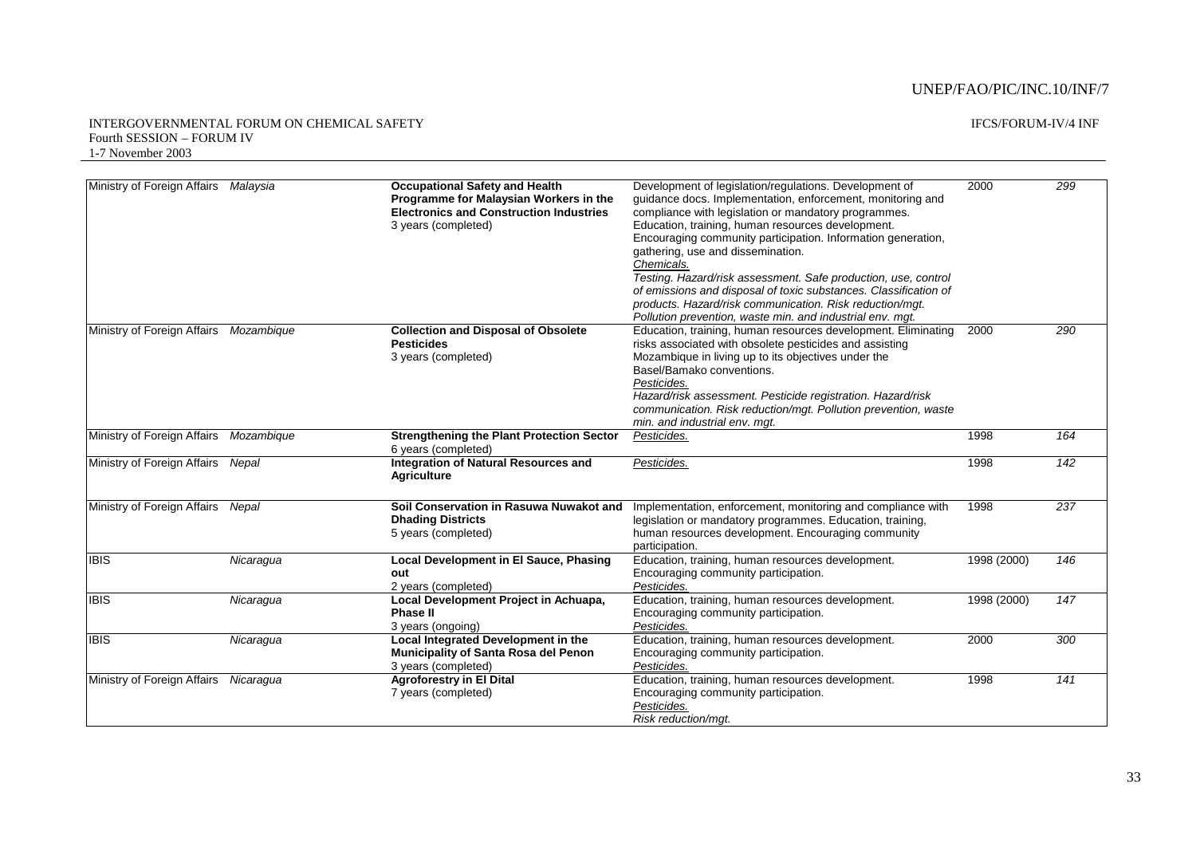| Ministry of Foreign Affairs | *Malaysia* | **Occupational Safety and Health Programme for Malaysian Workers in the Electronics and Construction Industries**<br>3 years (completed) | Development of legislation/regulations. Development of guidance docs. Implementation, enforcement, monitoring and compliance with legislation or mandatory programmes. Education, training, human resources development. Encouraging community participation. Information generation, gathering, use and dissemination.<br>*Chemicals.*<br>*Testing. Hazard/risk assessment. Safe production, use, control of emissions and disposal of toxic substances. Classification of products. Hazard/risk communication. Risk reduction/mgt. Pollution prevention, waste min. and industrial env. mgt.* | 2000 | *299* |
|---|---|---|---|---|---|
| Ministry of Foreign Affairs | *Mozambique* | **Collection and Disposal of Obsolete Pesticides**<br>3 years (completed) | Education, training, human resources development. Eliminating risks associated with obsolete pesticides and assisting Mozambique in living up to its objectives under the Basel/Bamako conventions.<br>*Pesticides.*<br>*Hazard/risk assessment. Pesticide registration. Hazard/risk communication. Risk reduction/mgt. Pollution prevention, waste min. and industrial env. mgt.* | 2000 | *290* |
| Ministry of Foreign Affairs | *Mozambique* | **Strengthening the Plant Protection Sector**<br>6 years (completed) | *Pesticides.* | 1998 | *164* |
| Ministry of Foreign Affairs | *Nepal* | **Integration of Natural Resources and Agriculture** | *Pesticides.* | 1998 | *142* |
| Ministry of Foreign Affairs | *Nepal* | **Soil Conservation in Rasuwa Nuwakot and Dhading Districts**<br>5 years (completed) | Implementation, enforcement, monitoring and compliance with legislation or mandatory programmes. Education, training, human resources development. Encouraging community participation. | 1998 | *237* |
| IBIS | *Nicaragua* | **Local Development in El Sauce, Phasing out**<br>2 years (completed) | Education, training, human resources development. Encouraging community participation.<br>*Pesticides.* | 1998 (2000) | *146* |
| IBIS | *Nicaragua* | **Local Development Project in Achuapa, Phase II**<br>3 years (ongoing) | Education, training, human resources development. Encouraging community participation.<br>*Pesticides.* | 1998 (2000) | *147* |
| IBIS | *Nicaragua* | **Local Integrated Development in the Municipality of Santa Rosa del Penon**<br>3 years (completed) | Education, training, human resources development. Encouraging community participation.<br>*Pesticides.* | 2000 | *300* |
| Ministry of Foreign Affairs | *Nicaragua* | **Agroforestry in El Dital**<br>7 years (completed) | Education, training, human resources development. Encouraging community participation.<br>*Pesticides.*<br>*Risk reduction/mgt.* | 1998 | *141* |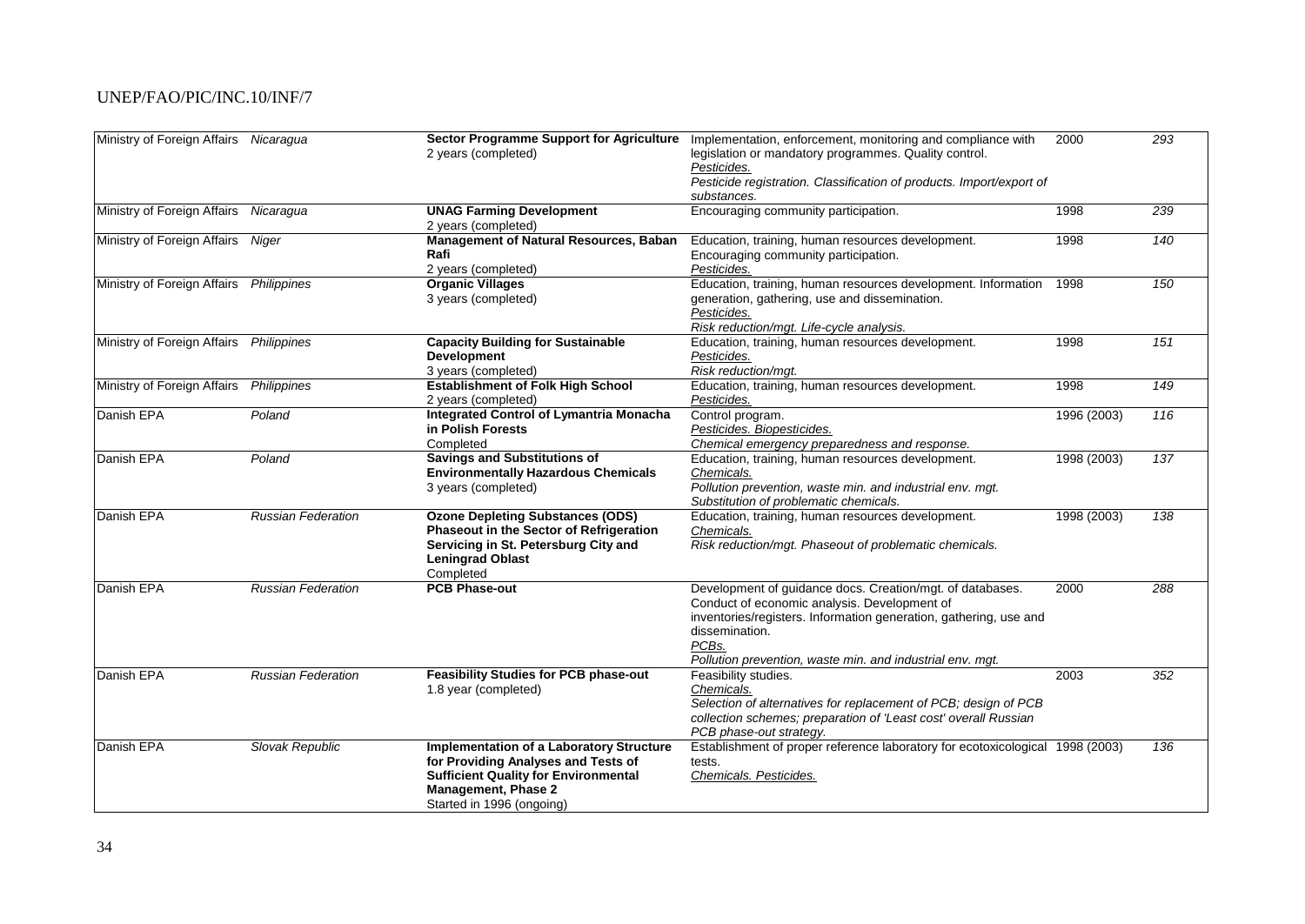| Ministry of Foreign Affairs | *Nicaragua* | **Sector Programme Support for Agriculture**<br>2 years (completed) | Implementation, enforcement, monitoring and compliance with legislation or mandatory programmes. Quality control.<br>*Pesticides.*<br>*Pesticide registration. Classification of products. Import/export of substances.* | 2000 | *293* |
|---|---|---|---|---|---|
| Ministry of Foreign Affairs | *Nicaragua* | **UNAG Farming Development**<br>2 years (completed) | Encouraging community participation. | 1998 | *239* |
| Ministry of Foreign Affairs | *Niger* | **Management of Natural Resources, Baban Rafi**<br>2 years (completed) | Education, training, human resources development.<br>Encouraging community participation.<br>*Pesticides.* | 1998 | *140* |
| Ministry of Foreign Affairs | *Philippines* | **Organic Villages**<br>3 years (completed) | Education, training, human resources development. Information generation, gathering, use and dissemination.<br>*Pesticides.*<br>*Risk reduction/mgt. Life-cycle analysis.* | 1998 | *150* |
| Ministry of Foreign Affairs | *Philippines* | **Capacity Building for Sustainable Development**<br>3 years (completed) | Education, training, human resources development.<br>*Pesticides.*<br>*Risk reduction/mgt.* | 1998 | *151* |
| Ministry of Foreign Affairs | *Philippines* | **Establishment of Folk High School**<br>2 years (completed) | Education, training, human resources development.<br>*Pesticides.* | 1998 | *149* |
| Danish EPA | *Poland* | **Integrated Control of Lymantria Monacha in Polish Forests**<br>Completed | Control program.<br>*Pesticides. Biopesticides.*<br>*Chemical emergency preparedness and response.* | 1996 (2003) | *116* |
| Danish EPA | *Poland* | **Savings and Substitutions of Environmentally Hazardous Chemicals**<br>3 years (completed) | Education, training, human resources development.<br>*Chemicals.*<br>*Pollution prevention, waste min. and industrial env. mgt.*<br>*Substitution of problematic chemicals.* | 1998 (2003) | *137* |
| Danish EPA | *Russian Federation* | **Ozone Depleting Substances (ODS) Phaseout in the Sector of Refrigeration Servicing in St. Petersburg City and Leningrad Oblast**<br>Completed | Education, training, human resources development.<br>*Chemicals.*<br>*Risk reduction/mgt. Phaseout of problematic chemicals.* | 1998 (2003) | *138* |
| Danish EPA | *Russian Federation* | **PCB Phase-out** | Development of guidance docs. Creation/mgt. of databases. Conduct of economic analysis. Development of inventories/registers. Information generation, gathering, use and dissemination.<br>*PCBs.*<br>*Pollution prevention, waste min. and industrial env. mgt.* | 2000 | *288* |
| Danish EPA | *Russian Federation* | **Feasibility Studies for PCB phase-out**<br>1.8 year (completed) | Feasibility studies.<br>*Chemicals.*<br>*Selection of alternatives for replacement of PCB; design of PCB collection schemes; preparation of 'Least cost' overall Russian PCB phase-out strategy.* | 2003 | *352* |
| Danish EPA | *Slovak Republic* | **Implementation of a Laboratory Structure for Providing Analyses and Tests of Sufficient Quality for Environmental Management, Phase 2**<br>Started in 1996 (ongoing) | Establishment of proper reference laboratory for ecotoxicological tests.<br>*Chemicals. Pesticides.* | 1998 (2003) | *136* |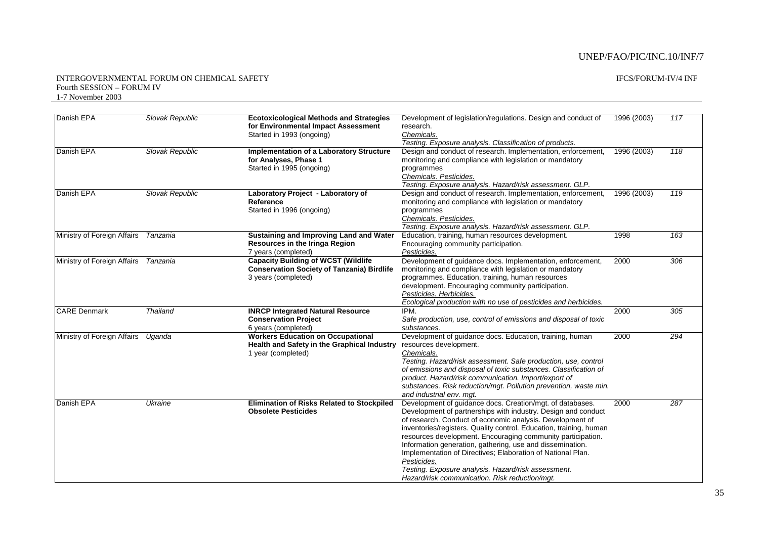| | | | | | |
|---|---|---|---|---|---|
| Danish EPA | *Slovak Republic* | **Ecotoxicological Methods and Strategies for Environmental Impact Assessment**<br>Started in 1993 (ongoing) | Development of legislation/regulations. Design and conduct of research.<br>*Chemicals.*<br>*Testing. Exposure analysis. Classification of products.* | 1996 (2003) | *117* |
| Danish EPA | *Slovak Republic* | **Implementation of a Laboratory Structure for Analyses, Phase 1**<br>Started in 1995 (ongoing) | Design and conduct of research. Implementation, enforcement, monitoring and compliance with legislation or mandatory programmes<br>*Chemicals. Pesticides.*<br>*Testing. Exposure analysis. Hazard/risk assessment. GLP.* | 1996 (2003) | *118* |
| Danish EPA | *Slovak Republic* | **Laboratory Project - Laboratory of Reference**<br>Started in 1996 (ongoing) | Design and conduct of research. Implementation, enforcement, monitoring and compliance with legislation or mandatory programmes<br>*Chemicals. Pesticides.*<br>*Testing. Exposure analysis. Hazard/risk assessment. GLP.* | 1996 (2003) | *119* |
| Ministry of Foreign Affairs | *Tanzania* | **Sustaining and Improving Land and Water Resources in the Iringa Region**<br>7 years (completed) | Education, training, human resources development. Encouraging community participation.<br>*Pesticides.* | 1998 | *163* |
| Ministry of Foreign Affairs | *Tanzania* | **Capacity Building of WCST (Wildlife Conservation Society of Tanzania) Birdlife**<br>3 years (completed) | Development of guidance docs. Implementation, enforcement, monitoring and compliance with legislation or mandatory programmes. Education, training, human resources development. Encouraging community participation.<br>*Pesticides. Herbicides.*<br>*Ecological production with no use of pesticides and herbicides.* | 2000 | *306* |
| CARE Denmark | *Thailand* | **INRCP Integrated Natural Resource Conservation Project**<br>6 years (completed) | IPM.<br>*Safe production, use, control of emissions and disposal of toxic substances.* | 2000 | *305* |
| Ministry of Foreign Affairs | *Uganda* | **Workers Education on Occupational Health and Safety in the Graphical Industry**<br>1 year (completed) | Development of guidance docs. Education, training, human resources development.<br>*Chemicals.*<br>*Testing. Hazard/risk assessment. Safe production, use, control of emissions and disposal of toxic substances. Classification of product. Hazard/risk communication. Import/export of substances. Risk reduction/mgt. Pollution prevention, waste min. and industrial env. mgt.* | 2000 | *294* |
| Danish EPA | *Ukraine* | **Elimination of Risks Related to Stockpiled Obsolete Pesticides** | Development of guidance docs. Creation/mgt. of databases. Development of partnerships with industry. Design and conduct of research. Conduct of economic analysis. Development of inventories/registers. Quality control. Education, training, human resources development. Encouraging community participation. Information generation, gathering, use and dissemination. Implementation of Directives; Elaboration of National Plan.<br>*Pesticides.*<br>*Testing. Exposure analysis. Hazard/risk assessment. Hazard/risk communication. Risk reduction/mgt.* | 2000 | *287* |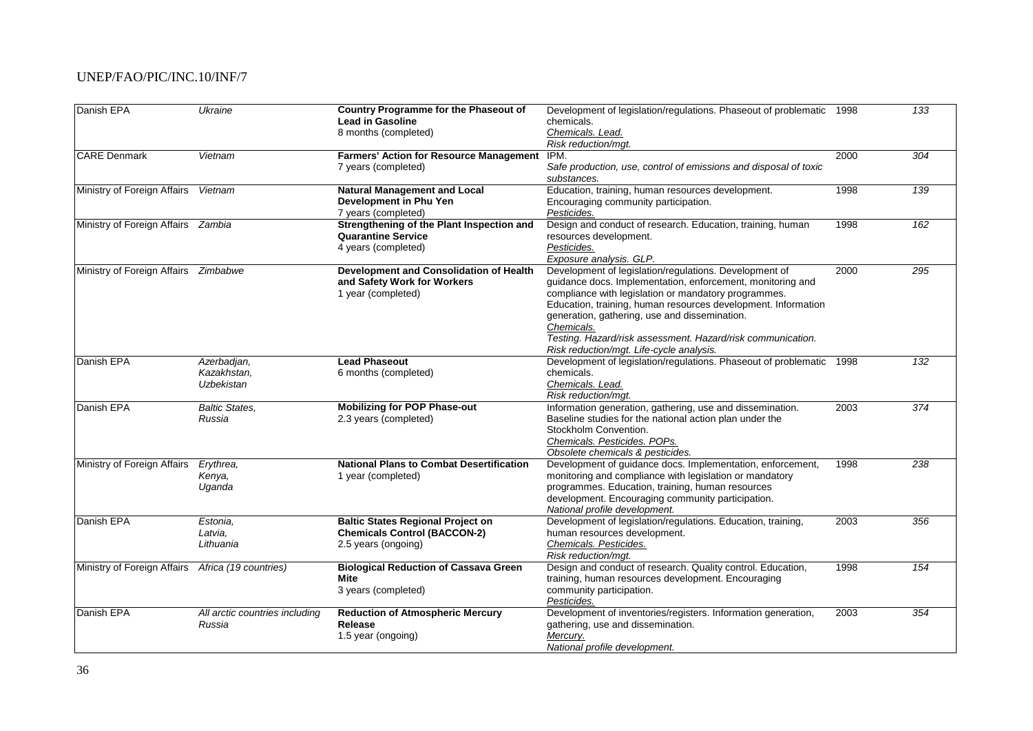| Danish EPA | *Ukraine* | **Country Programme for the Phaseout of Lead in Gasoline** 8 months (completed) | Development of legislation/regulations. Phaseout of problematic chemicals. *Chemicals. Lead.* *Risk reduction/mgt.* | 1998 | *133* |
|---|---|---|---|---|---|
| CARE Denmark | *Vietnam* | **Farmers' Action for Resource Management** 7 years (completed) | IPM. *Safe production, use, control of emissions and disposal of toxic substances.* | 2000 | *304* |
| Ministry of Foreign Affairs | *Vietnam* | **Natural Management and Local Development in Phu Yen** 7 years (completed) | Education, training, human resources development. Encouraging community participation. *Pesticides.* | 1998 | *139* |
| Ministry of Foreign Affairs | *Zambia* | **Strengthening of the Plant Inspection and Quarantine Service** 4 years (completed) | Design and conduct of research. Education, training, human resources development. *Pesticides.* *Exposure analysis. GLP.* | 1998 | *162* |
| Ministry of Foreign Affairs | *Zimbabwe* | **Development and Consolidation of Health and Safety Work for Workers** 1 year (completed) | Development of legislation/regulations. Development of guidance docs. Implementation, enforcement, monitoring and compliance with legislation or mandatory programmes. Education, training, human resources development. Information generation, gathering, use and dissemination. *Chemicals.* *Testing. Hazard/risk assessment. Hazard/risk communication. Risk reduction/mgt. Life-cycle analysis.* | 2000 | *295* |
| Danish EPA | *Azerbadjan, Kazakhstan, Uzbekistan* | **Lead Phaseout** 6 months (completed) | Development of legislation/regulations. Phaseout of problematic chemicals. *Chemicals. Lead.* *Risk reduction/mgt.* | 1998 | *132* |
| Danish EPA | *Baltic States, Russia* | **Mobilizing for POP Phase-out** 2.3 years (completed) | Information generation, gathering, use and dissemination. Baseline studies for the national action plan under the Stockholm Convention. *Chemicals. Pesticides. POPs.* *Obsolete chemicals & pesticides.* | 2003 | *374* |
| Ministry of Foreign Affairs | *Erythrea, Kenya, Uganda* | **National Plans to Combat Desertification** 1 year (completed) | Development of guidance docs. Implementation, enforcement, monitoring and compliance with legislation or mandatory programmes. Education, training, human resources development. Encouraging community participation. *National profile development.* | 1998 | *238* |
| Danish EPA | *Estonia, Latvia, Lithuania* | **Baltic States Regional Project on Chemicals Control (BACCON-2)** 2.5 years (ongoing) | Development of legislation/regulations. Education, training, human resources development. *Chemicals. Pesticides.* *Risk reduction/mgt.* | 2003 | *356* |
| Ministry of Foreign Affairs | *Africa (19 countries)* | **Biological Reduction of Cassava Green Mite** 3 years (completed) | Design and conduct of research. Quality control. Education, training, human resources development. Encouraging community participation. *Pesticides.* | 1998 | *154* |
| Danish EPA | *All arctic countries including Russia* | **Reduction of Atmospheric Mercury Release** 1.5 year (ongoing) | Development of inventories/registers. Information generation, gathering, use and dissemination. *Mercury.* *National profile development.* | 2003 | *354* |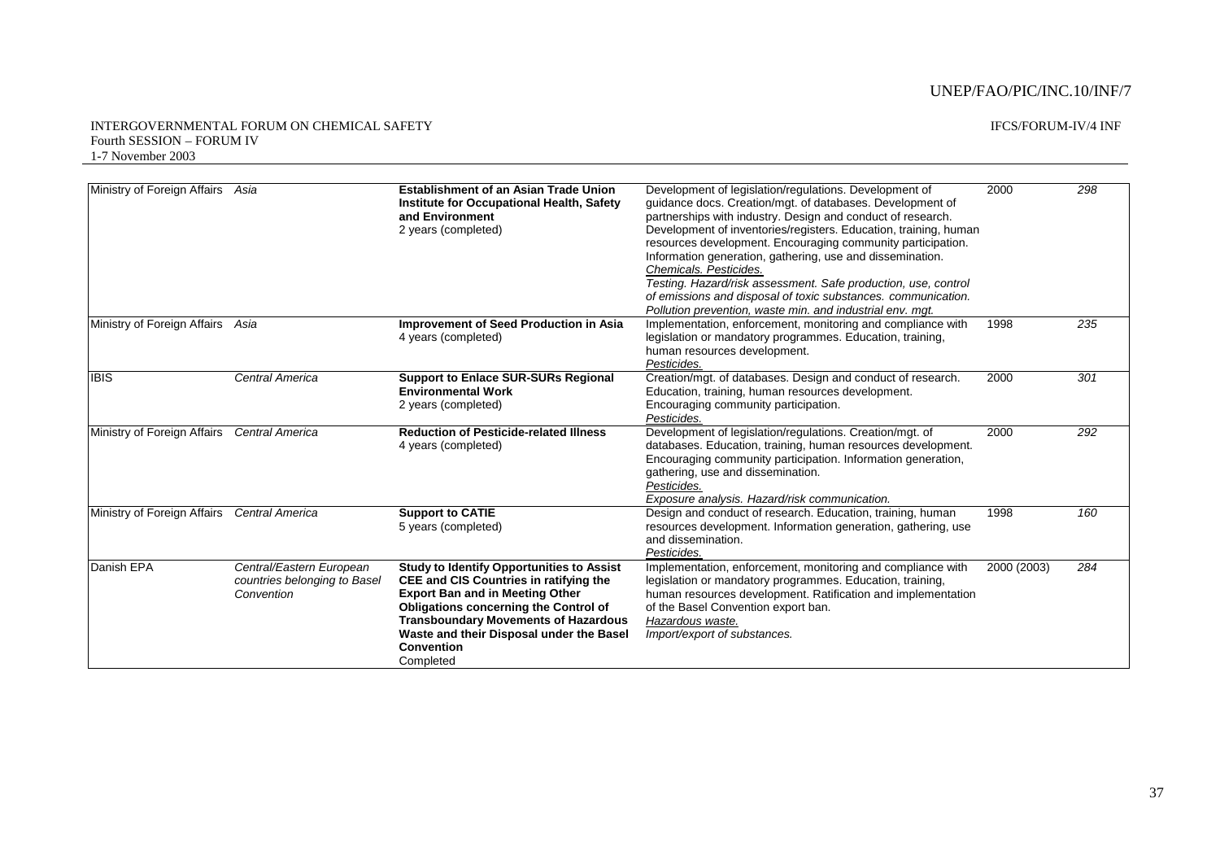| Ministry of Foreign Affairs | *Asia* | **Establishment of an Asian Trade Union Institute for Occupational Health, Safety and Environment**<br>2 years (completed) | Development of legislation/regulations. Development of guidance docs. Creation/mgt. of databases. Development of partnerships with industry. Design and conduct of research. Development of inventories/registers. Education, training, human resources development. Encouraging community participation. Information generation, gathering, use and dissemination.<br>*Chemicals. Pesticides.*<br>*Testing. Hazard/risk assessment. Safe production, use, control of emissions and disposal of toxic substances. communication. Pollution prevention, waste min. and industrial env. mgt.* | 2000 | *298* |
|---|---|---|---|---|---|
| Ministry of Foreign Affairs | *Asia* | **Improvement of Seed Production in Asia**<br>4 years (completed) | Implementation, enforcement, monitoring and compliance with legislation or mandatory programmes. Education, training, human resources development.<br>*Pesticides.* | 1998 | *235* |
| IBIS | *Central America* | **Support to Enlace SUR-SURs Regional Environmental Work**<br>2 years (completed) | Creation/mgt. of databases. Design and conduct of research. Education, training, human resources development. Encouraging community participation.<br>*Pesticides.* | 2000 | *301* |
| Ministry of Foreign Affairs | *Central America* | **Reduction of Pesticide-related Illness**<br>4 years (completed) | Development of legislation/regulations. Creation/mgt. of databases. Education, training, human resources development. Encouraging community participation. Information generation, gathering, use and dissemination.<br>*Pesticides.*<br>*Exposure analysis. Hazard/risk communication.* | 2000 | *292* |
| Ministry of Foreign Affairs | *Central America* | **Support to CATIE**<br>5 years (completed) | Design and conduct of research. Education, training, human resources development. Information generation, gathering, use and dissemination.<br>*Pesticides.* | 1998 | *160* |
| Danish EPA | *Central/Eastern European countries belonging to Basel Convention* | **Study to Identify Opportunities to Assist CEE and CIS Countries in ratifying the Export Ban and in Meeting Other Obligations concerning the Control of Transboundary Movements of Hazardous Waste and their Disposal under the Basel Convention**<br>Completed | Implementation, enforcement, monitoring and compliance with legislation or mandatory programmes. Education, training, human resources development. Ratification and implementation of the Basel Convention export ban.<br>*Hazardous waste.*<br>*Import/export of substances.* | 2000 (2003) | *284* |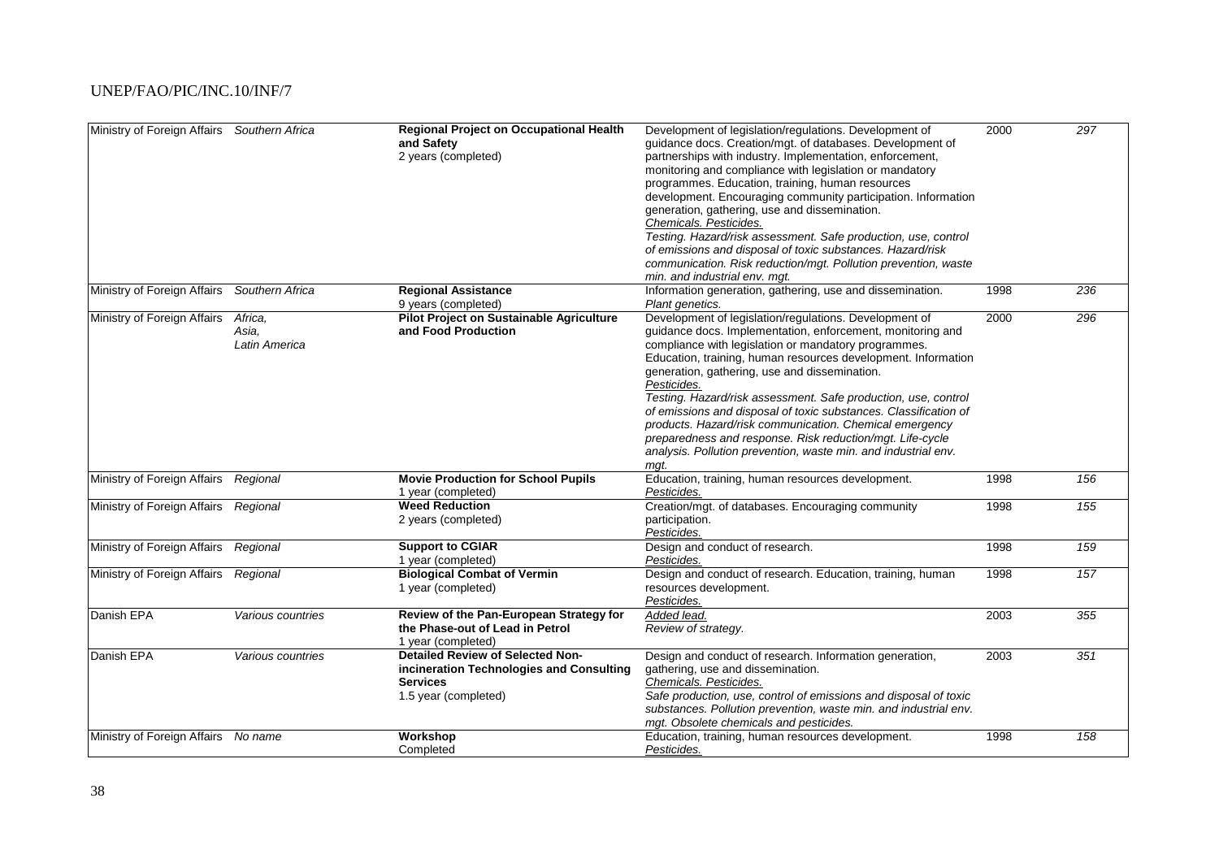| Ministry of Foreign Affairs | *Southern Africa* | **Regional Project on Occupational Health and Safety** 2 years (completed) | Development of legislation/regulations. Development of guidance docs. Creation/mgt. of databases. Development of partnerships with industry. Implementation, enforcement, monitoring and compliance with legislation or mandatory programmes. Education, training, human resources development. Encouraging community participation. Information generation, gathering, use and dissemination. *Chemicals. Pesticides.* *Testing. Hazard/risk assessment. Safe production, use, control of emissions and disposal of toxic substances. Hazard/risk communication. Risk reduction/mgt. Pollution prevention, waste min. and industrial env. mgt.* | 2000 | *297* |
|---|---|---|---|---|---|
| Ministry of Foreign Affairs | *Southern Africa* | **Regional Assistance** 9 years (completed) | Information generation, gathering, use and dissemination. *Plant genetics.* | 1998 | *236* |
| Ministry of Foreign Affairs | *Africa, Asia, Latin America* | **Pilot Project on Sustainable Agriculture and Food Production** | Development of legislation/regulations. Development of guidance docs. Implementation, enforcement, monitoring and compliance with legislation or mandatory programmes. Education, training, human resources development. Information generation, gathering, use and dissemination. *Pesticides.* *Testing. Hazard/risk assessment. Safe production, use, control of emissions and disposal of toxic substances. Classification of products. Hazard/risk communication. Chemical emergency preparedness and response. Risk reduction/mgt. Life-cycle analysis. Pollution prevention, waste min. and industrial env. mgt.* | 2000 | *296* |
| Ministry of Foreign Affairs | *Regional* | **Movie Production for School Pupils** 1 year (completed) | Education, training, human resources development. *Pesticides.* | 1998 | *156* |
| Ministry of Foreign Affairs | *Regional* | **Weed Reduction** 2 years (completed) | Creation/mgt. of databases. Encouraging community participation. *Pesticides.* | 1998 | *155* |
| Ministry of Foreign Affairs | *Regional* | **Support to CGIAR** 1 year (completed) | Design and conduct of research. *Pesticides.* | 1998 | *159* |
| Ministry of Foreign Affairs | *Regional* | **Biological Combat of Vermin** 1 year (completed) | Design and conduct of research. Education, training, human resources development. *Pesticides.* | 1998 | *157* |
| Danish EPA | *Various countries* | **Review of the Pan-European Strategy for the Phase-out of Lead in Petrol** 1 year (completed) | *Added lead.* *Review of strategy.* | 2003 | *355* |
| Danish EPA | *Various countries* | **Detailed Review of Selected Non-incineration Technologies and Consulting Services** 1.5 year (completed) | Design and conduct of research. Information generation, gathering, use and dissemination. *Chemicals. Pesticides.* *Safe production, use, control of emissions and disposal of toxic substances. Pollution prevention, waste min. and industrial env. mgt. Obsolete chemicals and pesticides.* | 2003 | *351* |
| Ministry of Foreign Affairs | *No name* | **Workshop** Completed | Education, training, human resources development. *Pesticides.* | 1998 | *158* |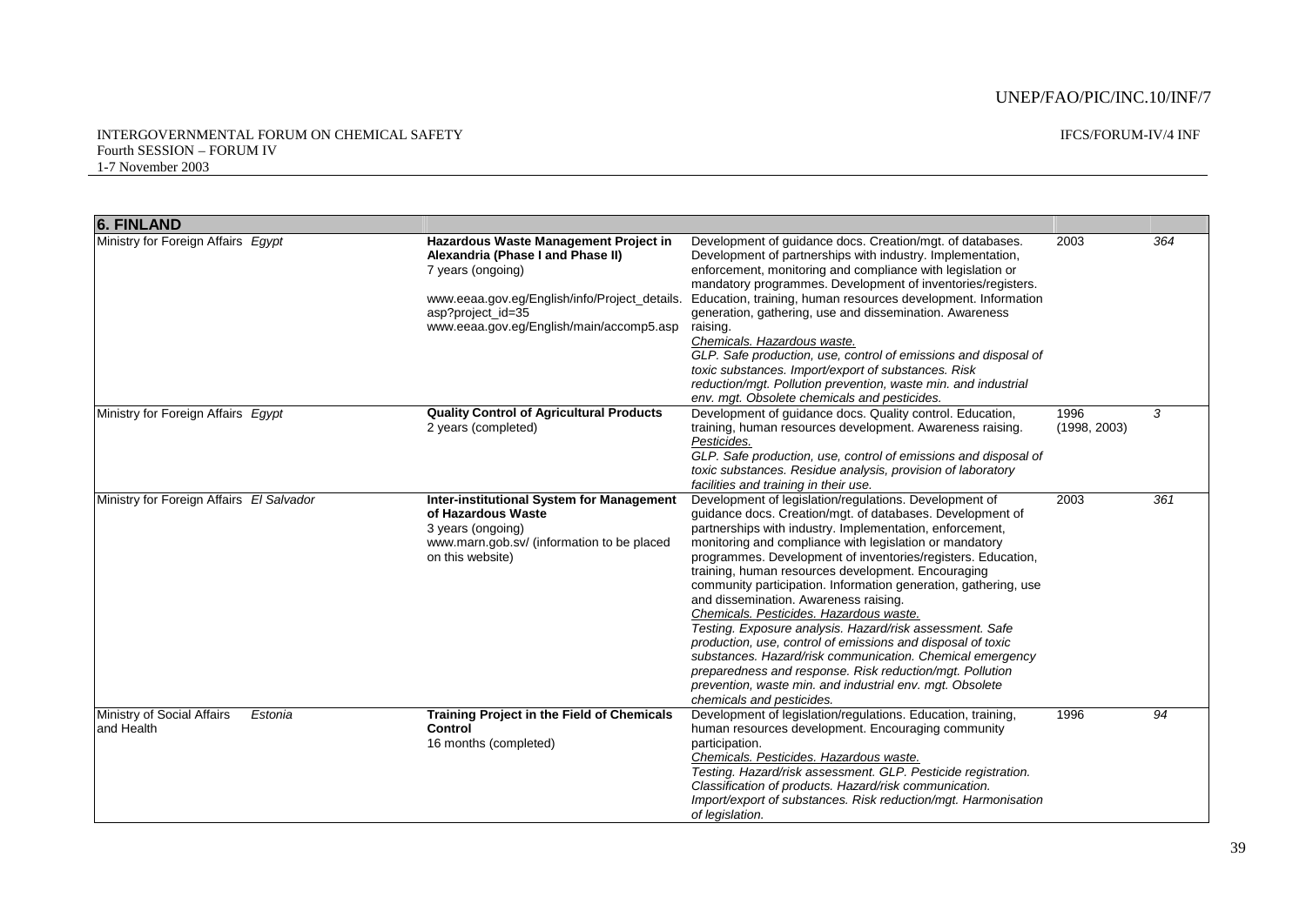| 6. FINLAND | | | | | |
|---|---|---|---|---|---|
| Ministry for Foreign Affairs | *Egypt* | **Hazardous Waste Management Project in Alexandria (Phase I and Phase II)**<br>7 years (ongoing)<br><br>www.eeaa.gov.eg/English/info/Project_details.asp?project_id=35<br>www.eeaa.gov.eg/English/main/accomp5.asp | Development of guidance docs. Creation/mgt. of databases. Development of partnerships with industry. Implementation, enforcement, monitoring and compliance with legislation or mandatory programmes. Development of inventories/registers. Education, training, human resources development. Information generation, gathering, use and dissemination. Awareness raising.<br>*Chemicals. Hazardous waste.*<br>*GLP. Safe production, use, control of emissions and disposal of toxic substances. Import/export of substances. Risk reduction/mgt. Pollution prevention, waste min. and industrial env. mgt. Obsolete chemicals and pesticides.* | 2003 | *364* |
| Ministry for Foreign Affairs | *Egypt* | **Quality Control of Agricultural Products**<br>2 years (completed) | Development of guidance docs. Quality control. Education, training, human resources development. Awareness raising.<br>*Pesticides.*<br>*GLP. Safe production, use, control of emissions and disposal of toxic substances. Residue analysis, provision of laboratory facilities and training in their use.* | 1996 (1998, 2003) | *3* |
| Ministry for Foreign Affairs | *El Salvador* | **Inter-institutional System for Management of Hazardous Waste**<br>3 years (ongoing)<br>www.marn.gob.sv/ (information to be placed on this website) | Development of legislation/regulations. Development of guidance docs. Creation/mgt. of databases. Development of partnerships with industry. Implementation, enforcement, monitoring and compliance with legislation or mandatory programmes. Development of inventories/registers. Education, training, human resources development. Encouraging community participation. Information generation, gathering, use and dissemination. Awareness raising.<br>*Chemicals. Pesticides. Hazardous waste.*<br>*Testing. Exposure analysis. Hazard/risk assessment. Safe production, use, control of emissions and disposal of toxic substances. Hazard/risk communication. Chemical emergency preparedness and response. Risk reduction/mgt. Pollution prevention, waste min. and industrial env. mgt. Obsolete chemicals and pesticides.* | 2003 | *361* |
| Ministry of Social Affairs and Health | *Estonia* | **Training Project in the Field of Chemicals Control**<br>16 months (completed) | Development of legislation/regulations. Education, training, human resources development. Encouraging community participation.<br>*Chemicals. Pesticides. Hazardous waste.*<br>*Testing. Hazard/risk assessment. GLP. Pesticide registration. Classification of products. Hazard/risk communication. Import/export of substances. Risk reduction/mgt. Harmonisation of legislation.* | 1996 | *94* |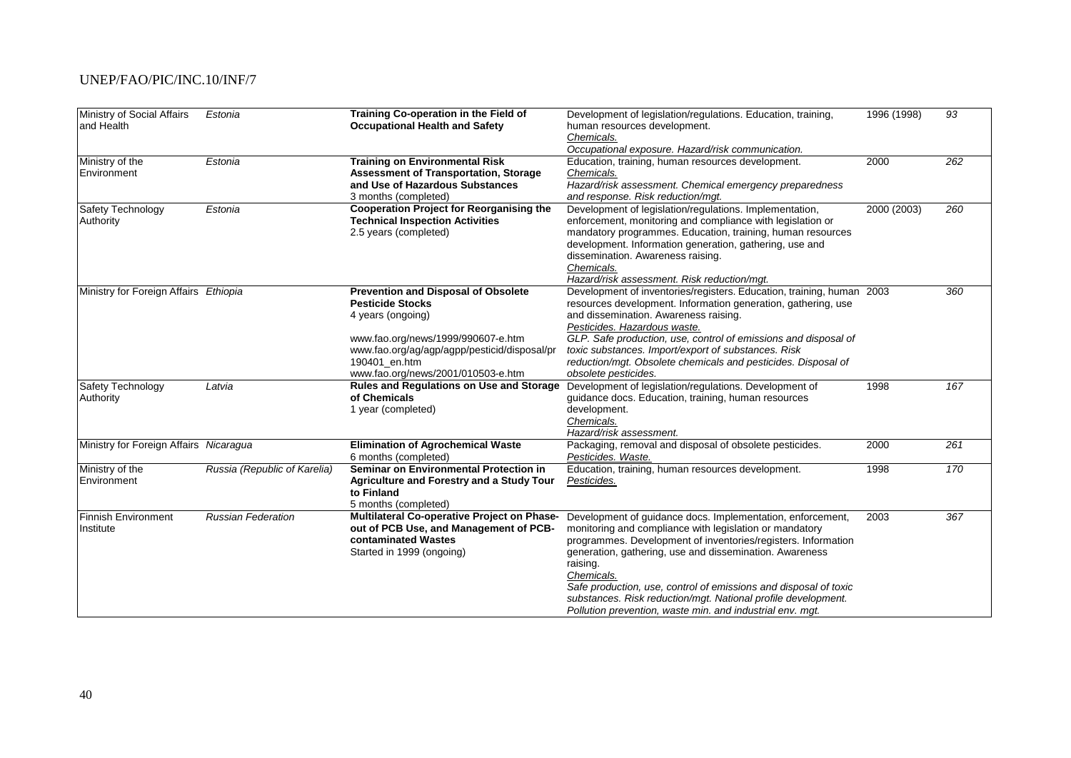| | | | | | |
|---|---|---|---|---|---|
| Ministry of Social Affairs and Health | *Estonia* | **Training Co-operation in the Field of Occupational Health and Safety** | Development of legislation/regulations. Education, training, human resources development.<br>*Chemicals.*<br>*Occupational exposure. Hazard/risk communication.* | 1996 (1998) | *93* |
| Ministry of the Environment | *Estonia* | **Training on Environmental Risk Assessment of Transportation, Storage and Use of Hazardous Substances**<br>3 months (completed) | Education, training, human resources development.<br>*Chemicals.*<br>*Hazard/risk assessment. Chemical emergency preparedness and response. Risk reduction/mgt.* | 2000 | *262* |
| Safety Technology Authority | *Estonia* | **Cooperation Project for Reorganising the Technical Inspection Activities**<br>2.5 years (completed) | Development of legislation/regulations. Implementation, enforcement, monitoring and compliance with legislation or mandatory programmes. Education, training, human resources development. Information generation, gathering, use and dissemination. Awareness raising.<br>*Chemicals.*<br>*Hazard/risk assessment. Risk reduction/mgt.* | 2000 (2003) | *260* |
| Ministry for Foreign Affairs | *Ethiopia* | **Prevention and Disposal of Obsolete Pesticide Stocks**<br>4 years (ongoing)<br><br>www.fao.org/news/1999/990607-e.htm<br>www.fao.org/ag/agp/agpp/pesticid/disposal/pr190401_en.htm<br>www.fao.org/news/2001/010503-e.htm | Development of inventories/registers. Education, training, human resources development. Information generation, gathering, use and dissemination. Awareness raising.<br>*Pesticides. Hazardous waste.*<br>*GLP. Safe production, use, control of emissions and disposal of toxic substances. Import/export of substances. Risk reduction/mgt. Obsolete chemicals and pesticides. Disposal of obsolete pesticides.* | 2003 | *360* |
| Safety Technology Authority | *Latvia* | **Rules and Regulations on Use and Storage of Chemicals**<br>1 year (completed) | Development of legislation/regulations. Development of guidance docs. Education, training, human resources development.<br>*Chemicals.*<br>*Hazard/risk assessment.* | 1998 | *167* |
| Ministry for Foreign Affairs | *Nicaragua* | **Elimination of Agrochemical Waste**<br>6 months (completed) | Packaging, removal and disposal of obsolete pesticides.<br>*Pesticides. Waste.* | 2000 | *261* |
| Ministry of the Environment | *Russia (Republic of Karelia)* | **Seminar on Environmental Protection in Agriculture and Forestry and a Study Tour to Finland**<br>5 months (completed) | Education, training, human resources development.<br>*Pesticides.* | 1998 | *170* |
| Finnish Environment Institute | *Russian Federation* | **Multilateral Co-operative Project on Phase-out of PCB Use, and Management of PCB-contaminated Wastes**<br>Started in 1999 (ongoing) | Development of guidance docs. Implementation, enforcement, monitoring and compliance with legislation or mandatory programmes. Development of inventories/registers. Information generation, gathering, use and dissemination. Awareness raising.<br>*Chemicals.*<br>*Safe production, use, control of emissions and disposal of toxic substances. Risk reduction/mgt. National profile development. Pollution prevention, waste min. and industrial env. mgt.* | 2003 | *367* |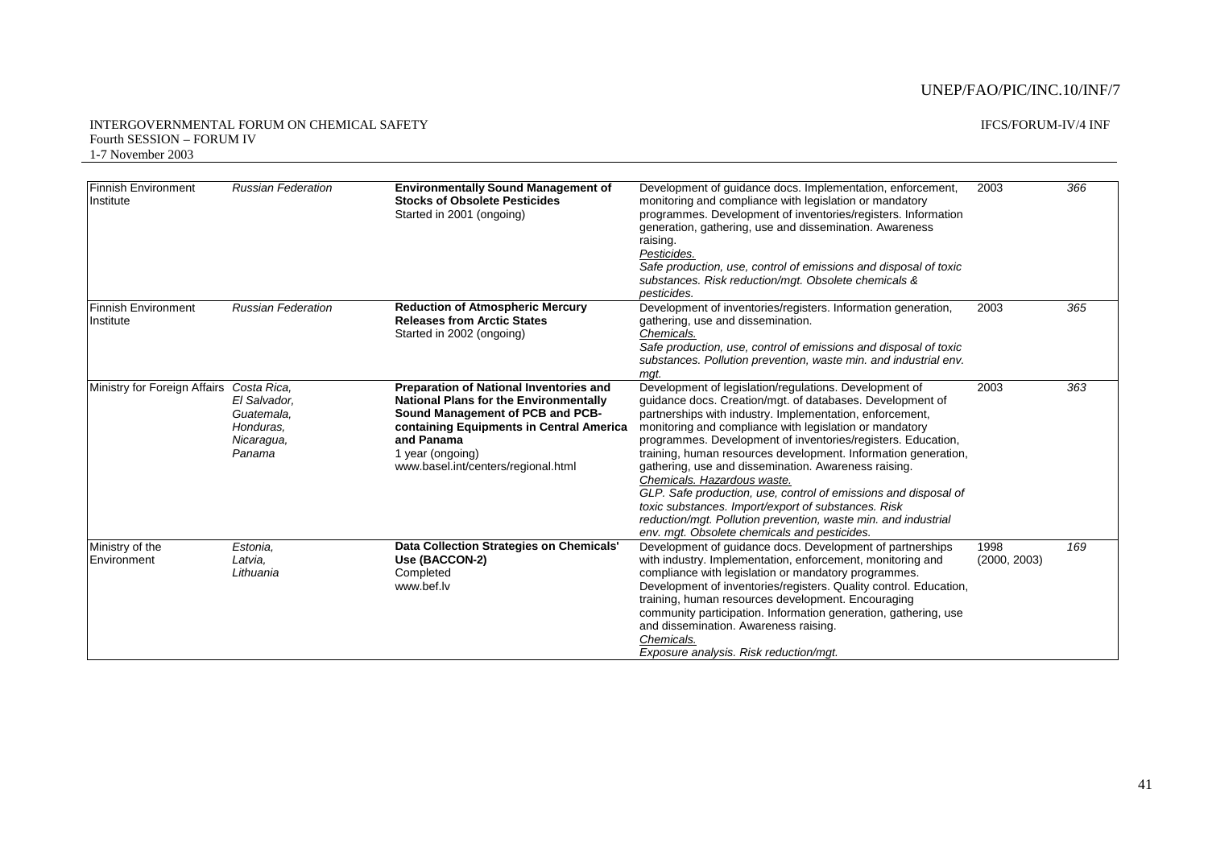| Finnish Environment Institute | *Russian Federation* | **Environmentally Sound Management of Stocks of Obsolete Pesticides** Started in 2001 (ongoing) | Development of guidance docs. Implementation, enforcement, monitoring and compliance with legislation or mandatory programmes. Development of inventories/registers. Information generation, gathering, use and dissemination. Awareness raising. *Pesticides.* *Safe production, use, control of emissions and disposal of toxic substances. Risk reduction/mgt. Obsolete chemicals & pesticides.* | 2003 | *366* |
|---|---|---|---|---|---|
| Finnish Environment Institute | *Russian Federation* | **Reduction of Atmospheric Mercury Releases from Arctic States** Started in 2002 (ongoing) | Development of inventories/registers. Information generation, gathering, use and dissemination. *Chemicals.* *Safe production, use, control of emissions and disposal of toxic substances. Pollution prevention, waste min. and industrial env. mgt.* | 2003 | *365* |
| Ministry for Foreign Affairs | *Costa Rica, El Salvador, Guatemala, Honduras, Nicaragua, Panama* | **Preparation of National Inventories and National Plans for the Environmentally Sound Management of PCB and PCB-containing Equipments in Central America and Panama** 1 year (ongoing) www.basel.int/centers/regional.html | Development of legislation/regulations. Development of guidance docs. Creation/mgt. of databases. Development of partnerships with industry. Implementation, enforcement, monitoring and compliance with legislation or mandatory programmes. Development of inventories/registers. Education, training, human resources development. Information generation, gathering, use and dissemination. Awareness raising. *Chemicals. Hazardous waste.* *GLP. Safe production, use, control of emissions and disposal of toxic substances. Import/export of substances. Risk reduction/mgt. Pollution prevention, waste min. and industrial env. mgt. Obsolete chemicals and pesticides.* | 2003 | *363* |
| Ministry of the Environment | *Estonia, Latvia, Lithuania* | **Data Collection Strategies on Chemicals' Use (BACCON-2)** Completed www.bef.lv | Development of guidance docs. Development of partnerships with industry. Implementation, enforcement, monitoring and compliance with legislation or mandatory programmes. Development of inventories/registers. Quality control. Education, training, human resources development. Encouraging community participation. Information generation, gathering, use and dissemination. Awareness raising. *Chemicals.* *Exposure analysis. Risk reduction/mgt.* | 1998 (2000, 2003) | *169* |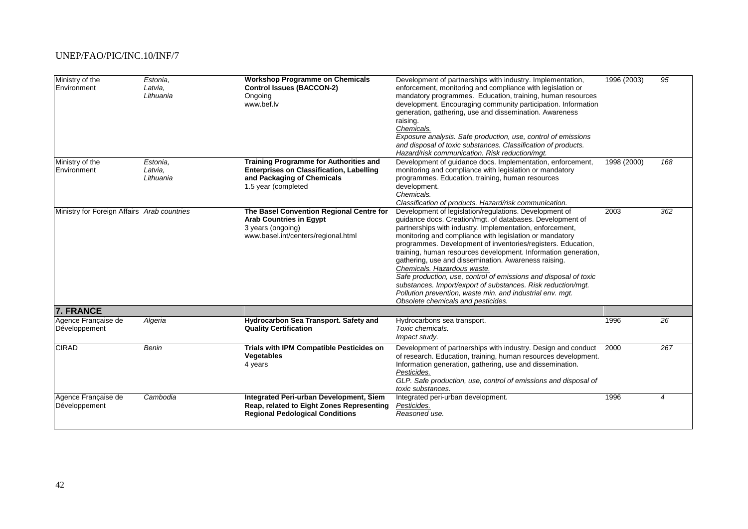| | | | | | |
|---|---|---|---|---|---|
| Ministry of the Environment | *Estonia, Latvia, Lithuania* | **Workshop Programme on Chemicals Control Issues (BACCON-2)** Ongoing www.bef.lv | Development of partnerships with industry. Implementation, enforcement, monitoring and compliance with legislation or mandatory programmes. Education, training, human resources development. Encouraging community participation. Information generation, gathering, use and dissemination. Awareness raising. *Chemicals.* *Exposure analysis. Safe production, use, control of emissions and disposal of toxic substances. Classification of products. Hazard/risk communication. Risk reduction/mgt.* | 1996 (2003) | *95* |
| Ministry of the Environment | *Estonia, Latvia, Lithuania* | **Training Programme for Authorities and Enterprises on Classification, Labelling and Packaging of Chemicals** 1.5 year (completed | Development of guidance docs. Implementation, enforcement, monitoring and compliance with legislation or mandatory programmes. Education, training, human resources development. *Chemicals.* *Classification of products. Hazard/risk communication.* | 1998 (2000) | *168* |
| Ministry for Foreign Affairs | *Arab countries* | **The Basel Convention Regional Centre for Arab Countries in Egypt** 3 years (ongoing) www.basel.int/centers/regional.html | Development of legislation/regulations. Development of guidance docs. Creation/mgt. of databases. Development of partnerships with industry. Implementation, enforcement, monitoring and compliance with legislation or mandatory programmes. Development of inventories/registers. Education, training, human resources development. Information generation, gathering, use and dissemination. Awareness raising. *Chemicals. Hazardous waste.* *Safe production, use, control of emissions and disposal of toxic substances. Import/export of substances. Risk reduction/mgt. Pollution prevention, waste min. and industrial env. mgt. Obsolete chemicals and pesticides.* | 2003 | *362* |
| **7. FRANCE** | | | | | |
| Agence Française de Développement | *Algeria* | **Hydrocarbon Sea Transport. Safety and Quality Certification** | Hydrocarbons sea transport. *Toxic chemicals.* *Impact study.* | 1996 | *26* |
| CIRAD | *Benin* | **Trials with IPM Compatible Pesticides on Vegetables** 4 years | Development of partnerships with industry. Design and conduct of research. Education, training, human resources development. Information generation, gathering, use and dissemination. *Pesticides.* *GLP. Safe production, use, control of emissions and disposal of toxic substances.* | 2000 | *267* |
| Agence Française de Développement | *Cambodia* | **Integrated Peri-urban Development, Siem Reap, related to Eight Zones Representing Regional Pedological Conditions** | Integrated peri-urban development. *Pesticides.* *Reasoned use.* | 1996 | *4* |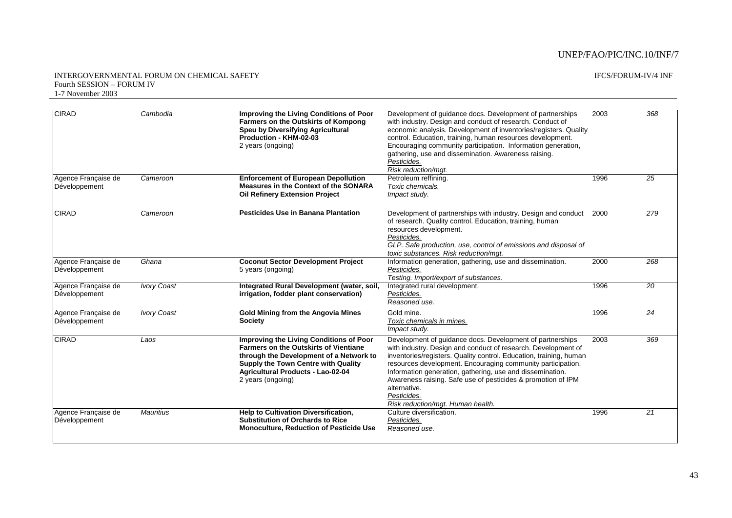| CIRAD | *Cambodia* | **Improving the Living Conditions of Poor Farmers on the Outskirts of Kompong Speu by Diversifying Agricultural Production - KHM-02-03** 2 years (ongoing) | Development of guidance docs. Development of partnerships with industry. Design and conduct of research. Conduct of economic analysis. Development of inventories/registers. Quality control. Education, training, human resources development. Encouraging community participation. Information generation, gathering, use and dissemination. Awareness raising. *Pesticides.* *Risk reduction/mgt.* | 2003 | *368* |
|---|---|---|---|---|---|
| Agence Française de Développement | *Cameroon* | **Enforcement of European Depollution Measures in the Context of the SONARA Oil Refinery Extension Project** | Petroleum reffining. *Toxic chemicals.* *Impact study.* | 1996 | *25* |
| CIRAD | *Cameroon* | **Pesticides Use in Banana Plantation** | Development of partnerships with industry. Design and conduct of research. Quality control. Education, training, human resources development. *Pesticides.* *GLP. Safe production, use, control of emissions and disposal of toxic substances. Risk reduction/mgt.* | 2000 | *279* |
| Agence Française de Développement | *Ghana* | **Coconut Sector Development Project** 5 years (ongoing) | Information generation, gathering, use and dissemination. *Pesticides.* *Testing. Import/export of substances.* | 2000 | *268* |
| Agence Française de Développement | *Ivory Coast* | **Integrated Rural Development (water, soil, irrigation, fodder plant conservation)** | Integrated rural development. *Pesticides.* *Reasoned use.* | 1996 | *20* |
| Agence Française de Développement | *Ivory Coast* | **Gold Mining from the Angovia Mines Society** | Gold mine. *Toxic chemicals in mines.* *Impact study.* | 1996 | *24* |
| CIRAD | *Laos* | **Improving the Living Conditions of Poor Farmers on the Outskirts of Vientiane through the Development of a Network to Supply the Town Centre with Quality Agricultural Products - Lao-02-04** 2 years (ongoing) | Development of guidance docs. Development of partnerships with industry. Design and conduct of research. Development of inventories/registers. Quality control. Education, training, human resources development. Encouraging community participation. Information generation, gathering, use and dissemination. Awareness raising. Safe use of pesticides & promotion of IPM alternative. *Pesticides.* *Risk reduction/mgt. Human health.* | 2003 | *369* |
| Agence Française de Développement | *Mauritius* | **Help to Cultivation Diversification, Substitution of Orchards to Rice Monoculture, Reduction of Pesticide Use** | Culture diversification. *Pesticides.* *Reasoned use.* | 1996 | *21* |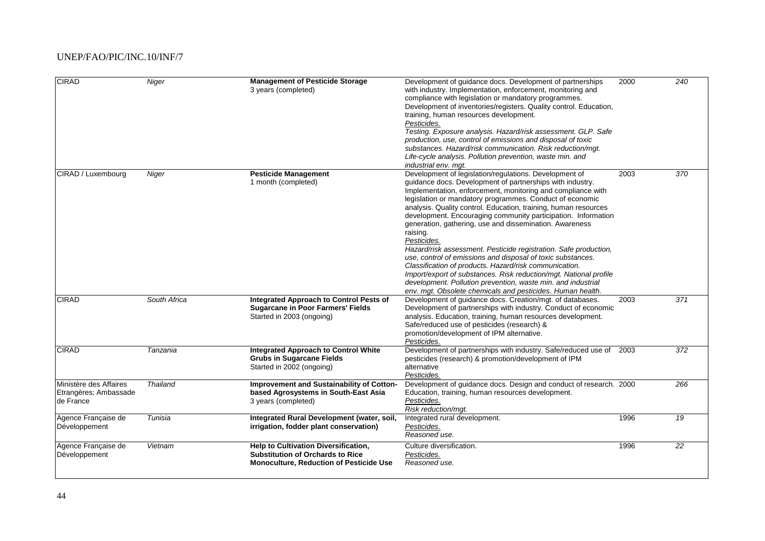| CIRAD | *Niger* | **Management of Pesticide Storage**<br>3 years (completed) | Development of guidance docs. Development of partnerships with industry. Implementation, enforcement, monitoring and compliance with legislation or mandatory programmes. Development of inventories/registers. Quality control. Education, training, human resources development.<br>*Pesticides.*<br>*Testing. Exposure analysis. Hazard/risk assessment. GLP. Safe production, use, control of emissions and disposal of toxic substances. Hazard/risk communication. Risk reduction/mgt. Life-cycle analysis. Pollution prevention, waste min. and industrial env. mgt.* | 2000 | *240* |
|---|---|---|---|---|---|
| CIRAD / Luxembourg | *Niger* | **Pesticide Management**<br>1 month (completed) | Development of legislation/regulations. Development of guidance docs. Development of partnerships with industry. Implementation, enforcement, monitoring and compliance with legislation or mandatory programmes. Conduct of economic analysis. Quality control. Education, training, human resources development. Encouraging community participation. Information generation, gathering, use and dissemination. Awareness raising.<br>*Pesticides.*<br>*Hazard/risk assessment. Pesticide registration. Safe production, use, control of emissions and disposal of toxic substances. Classification of products. Hazard/risk communication. Import/export of substances. Risk reduction/mgt. National profile development. Pollution prevention, waste min. and industrial env. mgt. Obsolete chemicals and pesticides. Human health.* | 2003 | *370* |
| CIRAD | *South Africa* | **Integrated Approach to Control Pests of Sugarcane in Poor Farmers' Fields**<br>Started in 2003 (ongoing) | Development of guidance docs. Creation/mgt. of databases. Development of partnerships with industry. Conduct of economic analysis. Education, training, human resources development. Safe/reduced use of pesticides (research) & promotion/development of IPM alternative.<br>*Pesticides.* | 2003 | *371* |
| CIRAD | *Tanzania* | **Integrated Approach to Control White Grubs in Sugarcane Fields**<br>Started in 2002 (ongoing) | Development of partnerships with industry. Safe/reduced use of pesticides (research) & promotion/development of IPM alternative<br>*Pesticides.* | 2003 | *372* |
| Ministère des Affaires Etrangères; Ambassade de France | *Thailand* | **Improvement and Sustainability of Cotton-based Agrosystems in South-East Asia**<br>3 years (completed) | Development of guidance docs. Design and conduct of research. Education, training, human resources development.<br>*Pesticides.*<br>*Risk reduction/mgt.* | 2000 | *266* |
| Agence Française de Développement | *Tunisia* | **Integrated Rural Development (water, soil, irrigation, fodder plant conservation)** | Integrated rural development.<br>*Pesticides.*<br>*Reasoned use.* | 1996 | *19* |
| Agence Française de Développement | *Vietnam* | **Help to Cultivation Diversification, Substitution of Orchards to Rice Monoculture, Reduction of Pesticide Use** | Culture diversification.<br>*Pesticides.*<br>*Reasoned use.* | 1996 | *22* |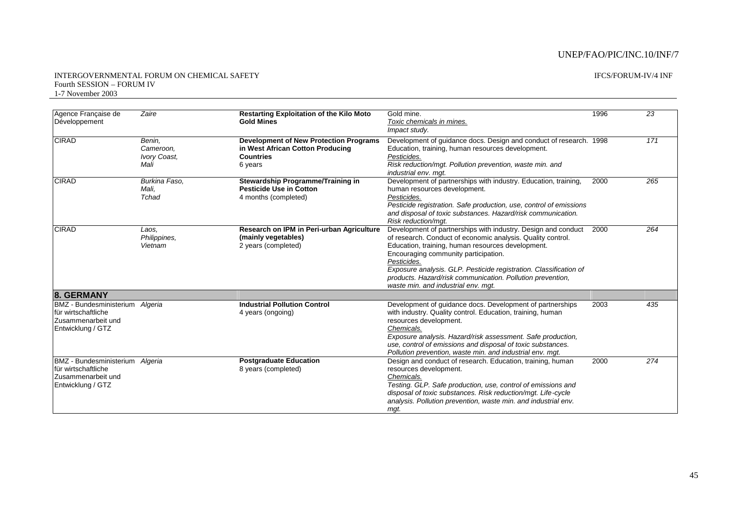| Agency | Country | Project | Description | Year | No. |
|---|---|---|---|---|---|
| Agence Française de Développement | *Zaire* | **Restarting Exploitation of the Kilo Moto Gold Mines** | Gold mine.<br>*Toxic chemicals in mines.*<br>*Impact study.* | 1996 | *23* |
| CIRAD | *Benin, Cameroon, Ivory Coast, Mali* | **Development of New Protection Programs in West African Cotton Producing Countries**<br>6 years | Development of guidance docs. Design and conduct of research. Education, training, human resources development.<br>*Pesticides.*<br>*Risk reduction/mgt. Pollution prevention, waste min. and industrial env. mgt.* | 1998 | *171* |
| CIRAD | *Burkina Faso, Mali, Tchad* | **Stewardship Programme/Training in Pesticide Use in Cotton**<br>4 months (completed) | Development of partnerships with industry. Education, training, human resources development.<br>*Pesticides.*<br>*Pesticide registration. Safe production, use, control of emissions and disposal of toxic substances. Hazard/risk communication. Risk reduction/mgt.* | 2000 | *265* |
| CIRAD | *Laos, Philippines, Vietnam* | **Research on IPM in Peri-urban Agriculture (mainly vegetables)**<br>2 years (completed) | Development of partnerships with industry. Design and conduct of research. Conduct of economic analysis. Quality control. Education, training, human resources development. Encouraging community participation.<br>*Pesticides.*<br>*Exposure analysis. GLP. Pesticide registration. Classification of products. Hazard/risk communication. Pollution prevention, waste min. and industrial env. mgt.* | 2000 | *264* |
| **8. GERMANY** | | | | | |
| BMZ - Bundesministerium für wirtschaftliche Zusammenarbeit und Entwicklung / GTZ | *Algeria* | **Industrial Pollution Control**<br>4 years (ongoing) | Development of guidance docs. Development of partnerships with industry. Quality control. Education, training, human resources development.<br>*Chemicals.*<br>*Exposure analysis. Hazard/risk assessment. Safe production, use, control of emissions and disposal of toxic substances. Pollution prevention, waste min. and industrial env. mgt.* | 2003 | *435* |
| BMZ - Bundesministerium für wirtschaftliche Zusammenarbeit und Entwicklung / GTZ | *Algeria* | **Postgraduate Education**<br>8 years (completed) | Design and conduct of research. Education, training, human resources development.<br>*Chemicals.*<br>*Testing. GLP. Safe production, use, control of emissions and disposal of toxic substances. Risk reduction/mgt. Life-cycle analysis. Pollution prevention, waste min. and industrial env. mgt.* | 2000 | *274* |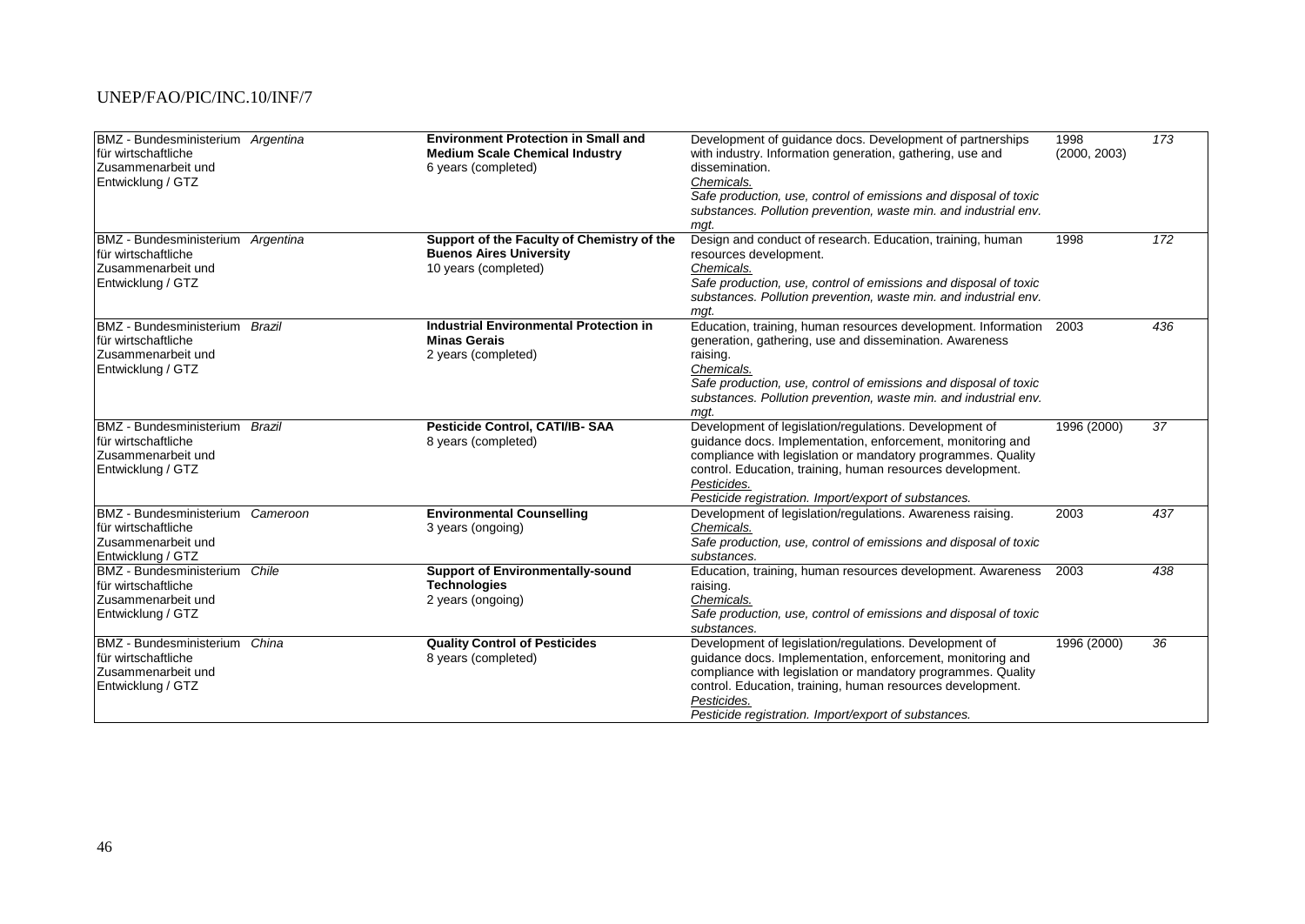| | | | | | |
|---|---|---|---|---|---|
| BMZ - Bundesministerium für wirtschaftliche Zusammenarbeit und Entwicklung / GTZ | *Argentina* | **Environment Protection in Small and Medium Scale Chemical Industry**<br>6 years (completed) | Development of guidance docs. Development of partnerships with industry. Information generation, gathering, use and dissemination.<br>*Chemicals.*<br>*Safe production, use, control of emissions and disposal of toxic substances. Pollution prevention, waste min. and industrial env. mgt.* | 1998 (2000, 2003) | *173* |
| BMZ - Bundesministerium für wirtschaftliche Zusammenarbeit und Entwicklung / GTZ | *Argentina* | **Support of the Faculty of Chemistry of the Buenos Aires University**<br>10 years (completed) | Design and conduct of research. Education, training, human resources development.<br>*Chemicals.*<br>*Safe production, use, control of emissions and disposal of toxic substances. Pollution prevention, waste min. and industrial env. mgt.* | 1998 | *172* |
| BMZ - Bundesministerium für wirtschaftliche Zusammenarbeit und Entwicklung / GTZ | *Brazil* | **Industrial Environmental Protection in Minas Gerais**<br>2 years (completed) | Education, training, human resources development. Information generation, gathering, use and dissemination. Awareness raising.<br>*Chemicals.*<br>*Safe production, use, control of emissions and disposal of toxic substances. Pollution prevention, waste min. and industrial env. mgt.* | 2003 | *436* |
| BMZ - Bundesministerium für wirtschaftliche Zusammenarbeit und Entwicklung / GTZ | *Brazil* | **Pesticide Control, CATI/IB- SAA**<br>8 years (completed) | Development of legislation/regulations. Development of guidance docs. Implementation, enforcement, monitoring and compliance with legislation or mandatory programmes. Quality control. Education, training, human resources development.<br>*Pesticides.*<br>*Pesticide registration. Import/export of substances.* | 1996 (2000) | *37* |
| BMZ - Bundesministerium für wirtschaftliche Zusammenarbeit und Entwicklung / GTZ | *Cameroon* | **Environmental Counselling**<br>3 years (ongoing) | Development of legislation/regulations. Awareness raising.<br>*Chemicals.*<br>*Safe production, use, control of emissions and disposal of toxic substances.* | 2003 | *437* |
| BMZ - Bundesministerium für wirtschaftliche Zusammenarbeit und Entwicklung / GTZ | *Chile* | **Support of Environmentally-sound Technologies**<br>2 years (ongoing) | Education, training, human resources development. Awareness raising.<br>*Chemicals.*<br>*Safe production, use, control of emissions and disposal of toxic substances.* | 2003 | *438* |
| BMZ - Bundesministerium für wirtschaftliche Zusammenarbeit und Entwicklung / GTZ | *China* | **Quality Control of Pesticides**<br>8 years (completed) | Development of legislation/regulations. Development of guidance docs. Implementation, enforcement, monitoring and compliance with legislation or mandatory programmes. Quality control. Education, training, human resources development.<br>*Pesticides.*<br>*Pesticide registration. Import/export of substances.* | 1996 (2000) | *36* |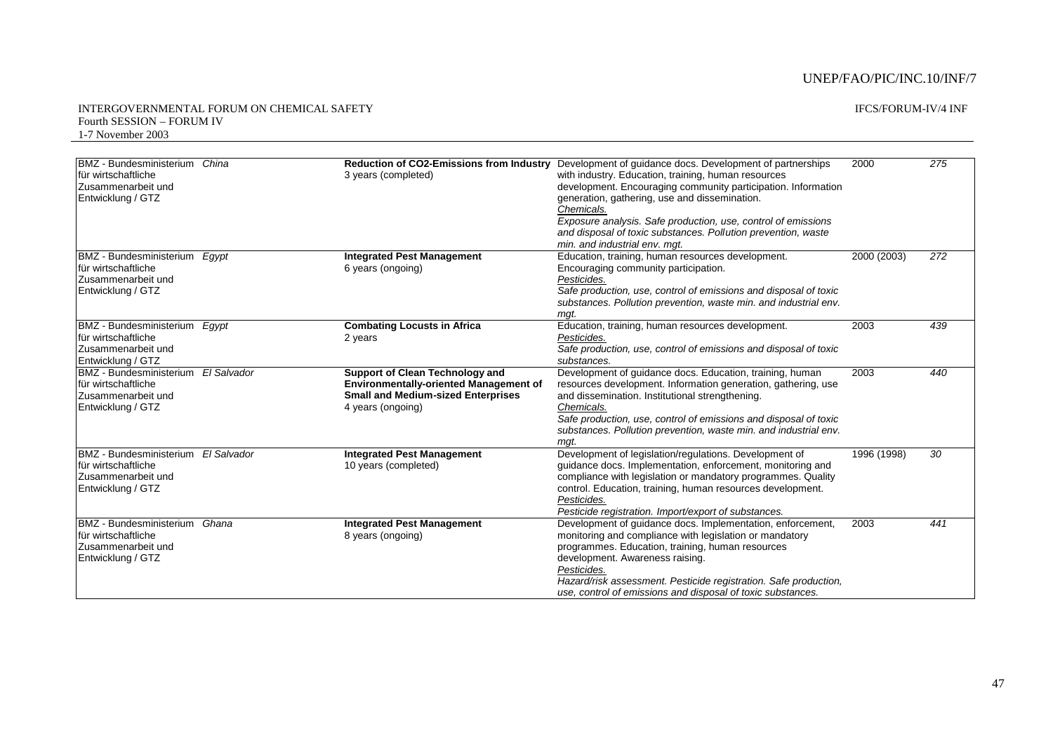| | | | | | |
|---|---|---|---|---|---|
| BMZ - Bundesministerium für wirtschaftliche Zusammenarbeit und Entwicklung / GTZ | *China* | **Reduction of CO2-Emissions from Industry** 3 years (completed) | Development of guidance docs. Development of partnerships with industry. Education, training, human resources development. Encouraging community participation. Information generation, gathering, use and dissemination. *Chemicals.* *Exposure analysis. Safe production, use, control of emissions and disposal of toxic substances. Pollution prevention, waste min. and industrial env. mgt.* | 2000 | *275* |
| BMZ - Bundesministerium für wirtschaftliche Zusammenarbeit und Entwicklung / GTZ | *Egypt* | **Integrated Pest Management** 6 years (ongoing) | Education, training, human resources development. Encouraging community participation. *Pesticides.* *Safe production, use, control of emissions and disposal of toxic substances. Pollution prevention, waste min. and industrial env. mgt.* | 2000 (2003) | *272* |
| BMZ - Bundesministerium für wirtschaftliche Zusammenarbeit und Entwicklung / GTZ | *Egypt* | **Combating Locusts in Africa** 2 years | Education, training, human resources development. *Pesticides.* *Safe production, use, control of emissions and disposal of toxic substances.* | 2003 | *439* |
| BMZ - Bundesministerium für wirtschaftliche Zusammenarbeit und Entwicklung / GTZ | *El Salvador* | **Support of Clean Technology and Environmentally-oriented Management of Small and Medium-sized Enterprises** 4 years (ongoing) | Development of guidance docs. Education, training, human resources development. Information generation, gathering, use and dissemination. Institutional strengthening. *Chemicals.* *Safe production, use, control of emissions and disposal of toxic substances. Pollution prevention, waste min. and industrial env. mgt.* | 2003 | *440* |
| BMZ - Bundesministerium für wirtschaftliche Zusammenarbeit und Entwicklung / GTZ | *El Salvador* | **Integrated Pest Management** 10 years (completed) | Development of legislation/regulations. Development of guidance docs. Implementation, enforcement, monitoring and compliance with legislation or mandatory programmes. Quality control. Education, training, human resources development. *Pesticides.* *Pesticide registration. Import/export of substances.* | 1996 (1998) | *30* |
| BMZ - Bundesministerium für wirtschaftliche Zusammenarbeit und Entwicklung / GTZ | *Ghana* | **Integrated Pest Management** 8 years (ongoing) | Development of guidance docs. Implementation, enforcement, monitoring and compliance with legislation or mandatory programmes. Education, training, human resources development. Awareness raising. *Pesticides.* *Hazard/risk assessment. Pesticide registration. Safe production, use, control of emissions and disposal of toxic substances.* | 2003 | *441* |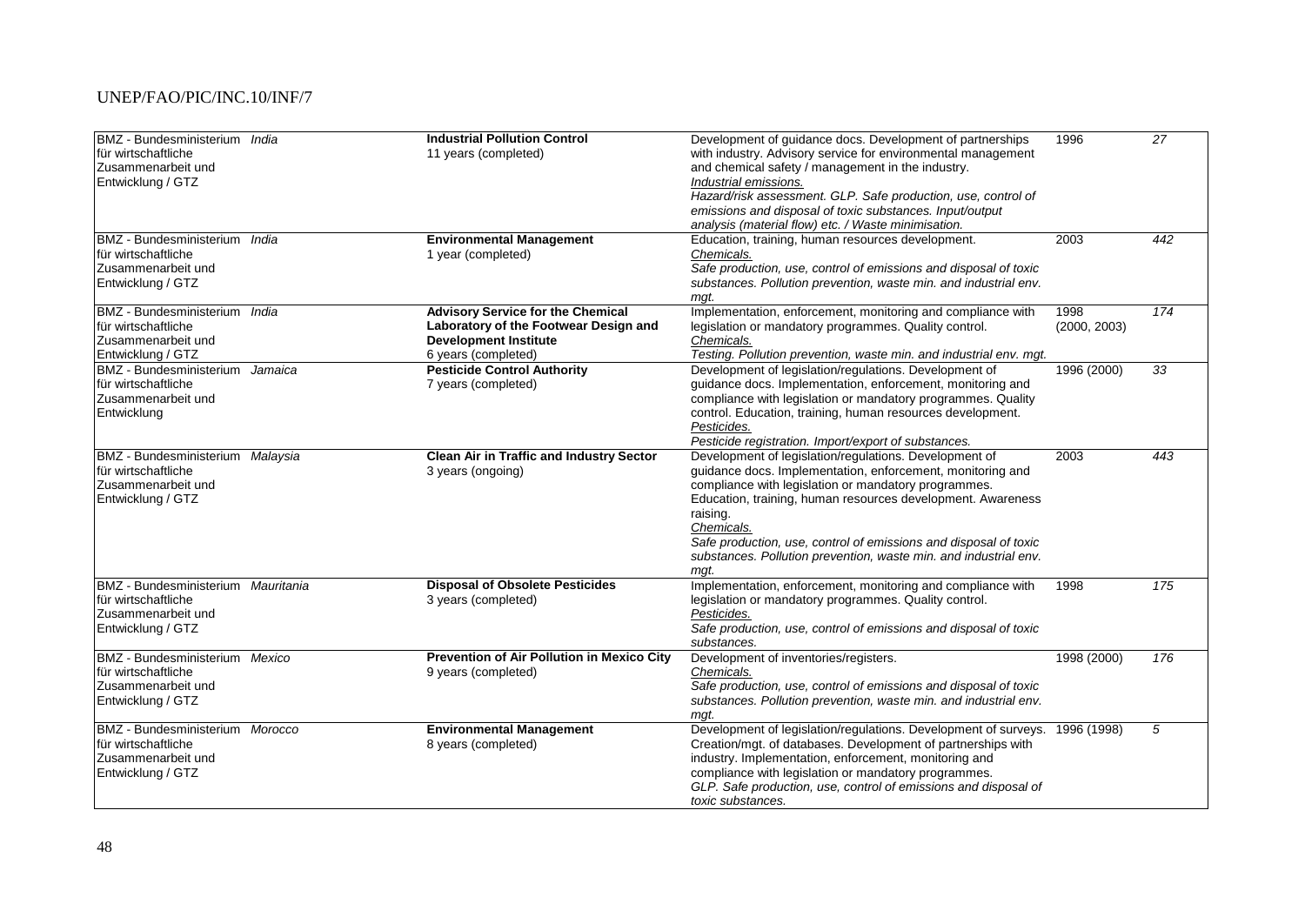| | | | | | |
|---|---|---|---|---|---|
| BMZ - Bundesministerium für wirtschaftliche Zusammenarbeit und Entwicklung / GTZ | *India* | **Industrial Pollution Control**<br>11 years (completed) | Development of guidance docs. Development of partnerships with industry. Advisory service for environmental management and chemical safety / management in the industry.<br>*Industrial emissions.*<br>*Hazard/risk assessment. GLP. Safe production, use, control of emissions and disposal of toxic substances. Input/output analysis (material flow) etc. / Waste minimisation.* | 1996 | *27* |
| BMZ - Bundesministerium für wirtschaftliche Zusammenarbeit und Entwicklung / GTZ | *India* | **Environmental Management**<br>1 year (completed) | Education, training, human resources development.<br>*Chemicals.*<br>*Safe production, use, control of emissions and disposal of toxic substances. Pollution prevention, waste min. and industrial env. mgt.* | 2003 | *442* |
| BMZ - Bundesministerium für wirtschaftliche Zusammenarbeit und Entwicklung / GTZ | *India* | **Advisory Service for the Chemical Laboratory of the Footwear Design and Development Institute**<br>6 years (completed) | Implementation, enforcement, monitoring and compliance with legislation or mandatory programmes. Quality control.<br>*Chemicals.*<br>*Testing. Pollution prevention, waste min. and industrial env. mgt.* | 1998 (2000, 2003) | *174* |
| BMZ - Bundesministerium für wirtschaftliche Zusammenarbeit und Entwicklung | *Jamaica* | **Pesticide Control Authority**<br>7 years (completed) | Development of legislation/regulations. Development of guidance docs. Implementation, enforcement, monitoring and compliance with legislation or mandatory programmes. Quality control. Education, training, human resources development.<br>*Pesticides.*<br>*Pesticide registration. Import/export of substances.* | 1996 (2000) | *33* |
| BMZ - Bundesministerium für wirtschaftliche Zusammenarbeit und Entwicklung / GTZ | *Malaysia* | **Clean Air in Traffic and Industry Sector**<br>3 years (ongoing) | Development of legislation/regulations. Development of guidance docs. Implementation, enforcement, monitoring and compliance with legislation or mandatory programmes. Education, training, human resources development. Awareness raising.<br>*Chemicals.*<br>*Safe production, use, control of emissions and disposal of toxic substances. Pollution prevention, waste min. and industrial env. mgt.* | 2003 | *443* |
| BMZ - Bundesministerium für wirtschaftliche Zusammenarbeit und Entwicklung / GTZ | *Mauritania* | **Disposal of Obsolete Pesticides**<br>3 years (completed) | Implementation, enforcement, monitoring and compliance with legislation or mandatory programmes. Quality control.<br>*Pesticides.*<br>*Safe production, use, control of emissions and disposal of toxic substances.* | 1998 | *175* |
| BMZ - Bundesministerium für wirtschaftliche Zusammenarbeit und Entwicklung / GTZ | *Mexico* | **Prevention of Air Pollution in Mexico City**<br>9 years (completed) | Development of inventories/registers.<br>*Chemicals.*<br>*Safe production, use, control of emissions and disposal of toxic substances. Pollution prevention, waste min. and industrial env. mgt.* | 1998 (2000) | *176* |
| BMZ - Bundesministerium für wirtschaftliche Zusammenarbeit und Entwicklung / GTZ | *Morocco* | **Environmental Management**<br>8 years (completed) | Development of legislation/regulations. Development of surveys. Creation/mgt. of databases. Development of partnerships with industry. Implementation, enforcement, monitoring and compliance with legislation or mandatory programmes.<br>*GLP. Safe production, use, control of emissions and disposal of toxic substances.* | 1996 (1998) | *5* |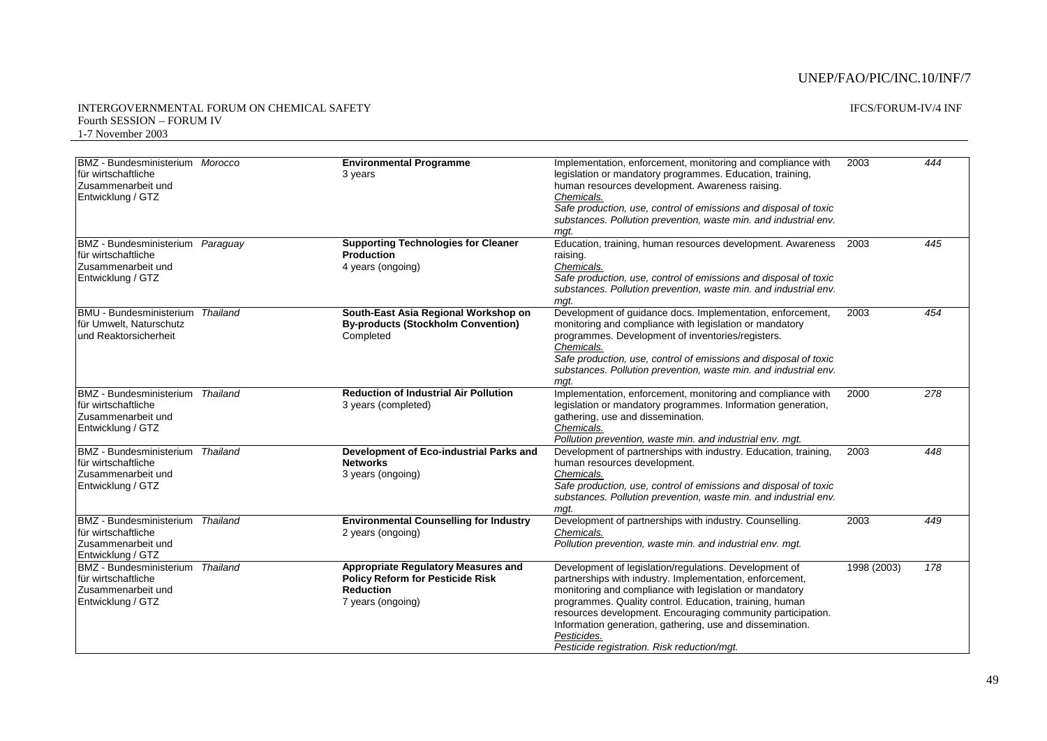| | | | | | |
|---|---|---|---|---|---|
| BMZ - Bundesministerium für wirtschaftliche Zusammenarbeit und Entwicklung / GTZ | *Morocco* | **Environmental Programme**<br>3 years | Implementation, enforcement, monitoring and compliance with legislation or mandatory programmes. Education, training, human resources development. Awareness raising.<br>*Chemicals.*<br>*Safe production, use, control of emissions and disposal of toxic substances. Pollution prevention, waste min. and industrial env. mgt.* | 2003 | *444* |
| BMZ - Bundesministerium für wirtschaftliche Zusammenarbeit und Entwicklung / GTZ | *Paraguay* | **Supporting Technologies for Cleaner Production**<br>4 years (ongoing) | Education, training, human resources development. Awareness raising.<br>*Chemicals.*<br>*Safe production, use, control of emissions and disposal of toxic substances. Pollution prevention, waste min. and industrial env. mgt.* | 2003 | *445* |
| BMU - Bundesministerium für Umwelt, Naturschutz und Reaktorsicherheit | *Thailand* | **South-East Asia Regional Workshop on By-products (Stockholm Convention)**<br>Completed | Development of guidance docs. Implementation, enforcement, monitoring and compliance with legislation or mandatory programmes. Development of inventories/registers.<br>*Chemicals.*<br>*Safe production, use, control of emissions and disposal of toxic substances. Pollution prevention, waste min. and industrial env. mgt.* | 2003 | *454* |
| BMZ - Bundesministerium für wirtschaftliche Zusammenarbeit und Entwicklung / GTZ | *Thailand* | **Reduction of Industrial Air Pollution**<br>3 years (completed) | Implementation, enforcement, monitoring and compliance with legislation or mandatory programmes. Information generation, gathering, use and dissemination.<br>*Chemicals.*<br>*Pollution prevention, waste min. and industrial env. mgt.* | 2000 | *278* |
| BMZ - Bundesministerium für wirtschaftliche Zusammenarbeit und Entwicklung / GTZ | *Thailand* | **Development of Eco-industrial Parks and Networks**<br>3 years (ongoing) | Development of partnerships with industry. Education, training, human resources development.<br>*Chemicals.*<br>*Safe production, use, control of emissions and disposal of toxic substances. Pollution prevention, waste min. and industrial env. mgt.* | 2003 | *448* |
| BMZ - Bundesministerium für wirtschaftliche Zusammenarbeit und Entwicklung / GTZ | *Thailand* | **Environmental Counselling for Industry**<br>2 years (ongoing) | Development of partnerships with industry. Counselling.<br>*Chemicals.*<br>*Pollution prevention, waste min. and industrial env. mgt.* | 2003 | *449* |
| BMZ - Bundesministerium für wirtschaftliche Zusammenarbeit und Entwicklung / GTZ | *Thailand* | **Appropriate Regulatory Measures and Policy Reform for Pesticide Risk Reduction**<br>7 years (ongoing) | Development of legislation/regulations. Development of partnerships with industry. Implementation, enforcement, monitoring and compliance with legislation or mandatory programmes. Quality control. Education, training, human resources development. Encouraging community participation. Information generation, gathering, use and dissemination.<br>*Pesticides.*<br>*Pesticide registration. Risk reduction/mgt.* | 1998 (2003) | *178* |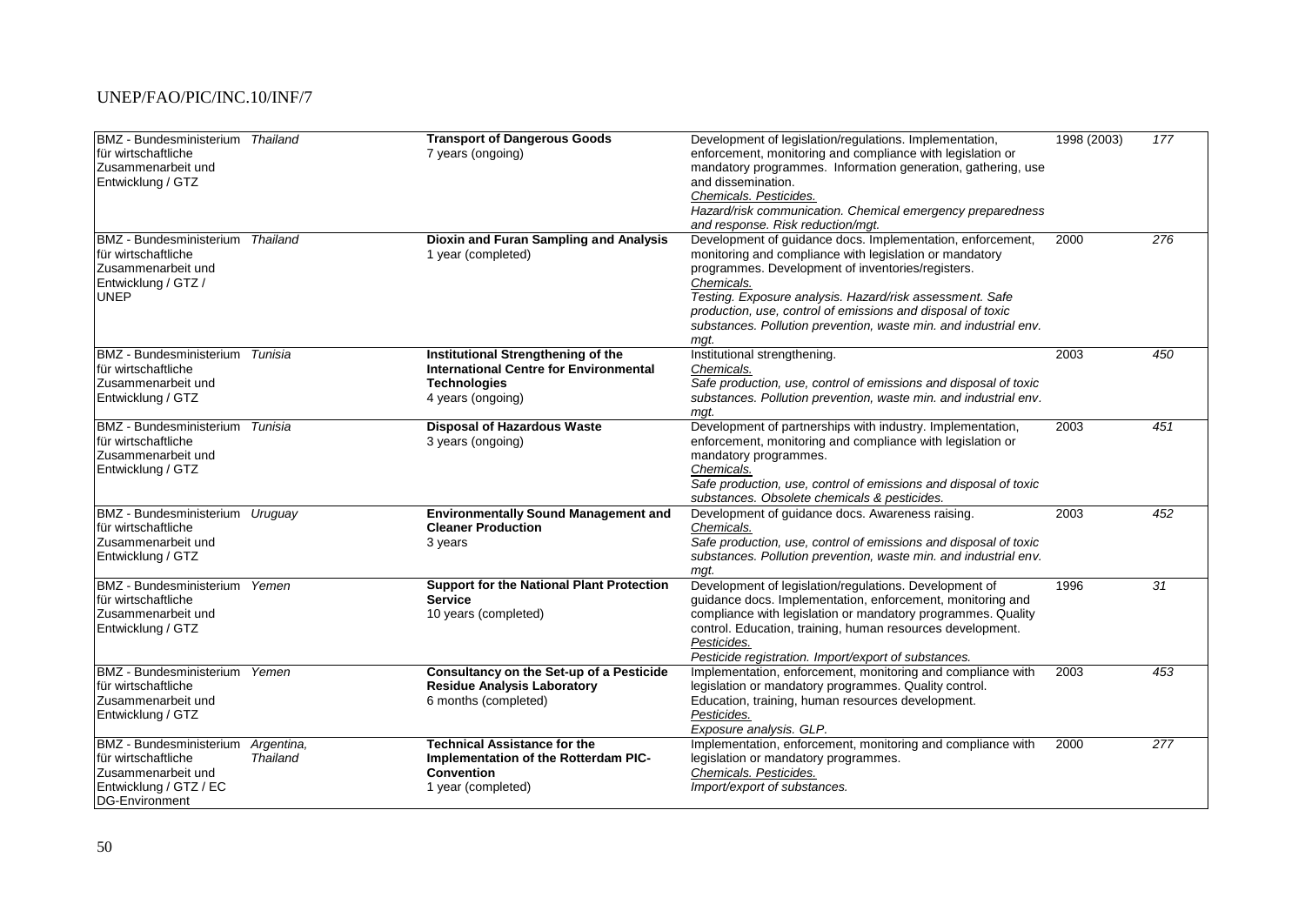| | | | | | |
|---|---|---|---|---|---|
| BMZ - Bundesministerium für wirtschaftliche Zusammenarbeit und Entwicklung / GTZ | *Thailand* | **Transport of Dangerous Goods**<br>7 years (ongoing) | Development of legislation/regulations. Implementation, enforcement, monitoring and compliance with legislation or mandatory programmes. Information generation, gathering, use and dissemination.<br>Chemicals. Pesticides.<br>*Hazard/risk communication. Chemical emergency preparedness and response. Risk reduction/mgt.* | 1998 (2003) | *177* |
| BMZ - Bundesministerium für wirtschaftliche Zusammenarbeit und Entwicklung / GTZ / UNEP | *Thailand* | **Dioxin and Furan Sampling and Analysis**<br>1 year (completed) | Development of guidance docs. Implementation, enforcement, monitoring and compliance with legislation or mandatory programmes. Development of inventories/registers.<br>Chemicals.<br>*Testing. Exposure analysis. Hazard/risk assessment. Safe production, use, control of emissions and disposal of toxic substances. Pollution prevention, waste min. and industrial env. mgt.* | 2000 | *276* |
| BMZ - Bundesministerium für wirtschaftliche Zusammenarbeit und Entwicklung / GTZ | *Tunisia* | **Institutional Strengthening of the International Centre for Environmental Technologies**<br>4 years (ongoing) | Institutional strengthening.<br>Chemicals.<br>*Safe production, use, control of emissions and disposal of toxic substances. Pollution prevention, waste min. and industrial env. mgt.* | 2003 | *450* |
| BMZ - Bundesministerium für wirtschaftliche Zusammenarbeit und Entwicklung / GTZ | *Tunisia* | **Disposal of Hazardous Waste**<br>3 years (ongoing) | Development of partnerships with industry. Implementation, enforcement, monitoring and compliance with legislation or mandatory programmes.<br>Chemicals.<br>*Safe production, use, control of emissions and disposal of toxic substances. Obsolete chemicals & pesticides.* | 2003 | *451* |
| BMZ - Bundesministerium für wirtschaftliche Zusammenarbeit und Entwicklung / GTZ | *Uruguay* | **Environmentally Sound Management and Cleaner Production**<br>3 years | Development of guidance docs. Awareness raising.<br>Chemicals.<br>*Safe production, use, control of emissions and disposal of toxic substances. Pollution prevention, waste min. and industrial env. mgt.* | 2003 | *452* |
| BMZ - Bundesministerium für wirtschaftliche Zusammenarbeit und Entwicklung / GTZ | *Yemen* | **Support for the National Plant Protection Service**<br>10 years (completed) | Development of legislation/regulations. Development of guidance docs. Implementation, enforcement, monitoring and compliance with legislation or mandatory programmes. Quality control. Education, training, human resources development.<br>Pesticides.<br>*Pesticide registration. Import/export of substances.* | 1996 | *31* |
| BMZ - Bundesministerium für wirtschaftliche Zusammenarbeit und Entwicklung / GTZ | *Yemen* | **Consultancy on the Set-up of a Pesticide Residue Analysis Laboratory**<br>6 months (completed) | Implementation, enforcement, monitoring and compliance with legislation or mandatory programmes. Quality control. Education, training, human resources development.<br>Pesticides.<br>*Exposure analysis. GLP.* | 2003 | *453* |
| BMZ - Bundesministerium für wirtschaftliche Zusammenarbeit und Entwicklung / GTZ / EC DG-Environment | *Argentina, Thailand* | **Technical Assistance for the Implementation of the Rotterdam PIC-Convention**<br>1 year (completed) | Implementation, enforcement, monitoring and compliance with legislation or mandatory programmes.<br>Chemicals. Pesticides.<br>*Import/export of substances.* | 2000 | *277* |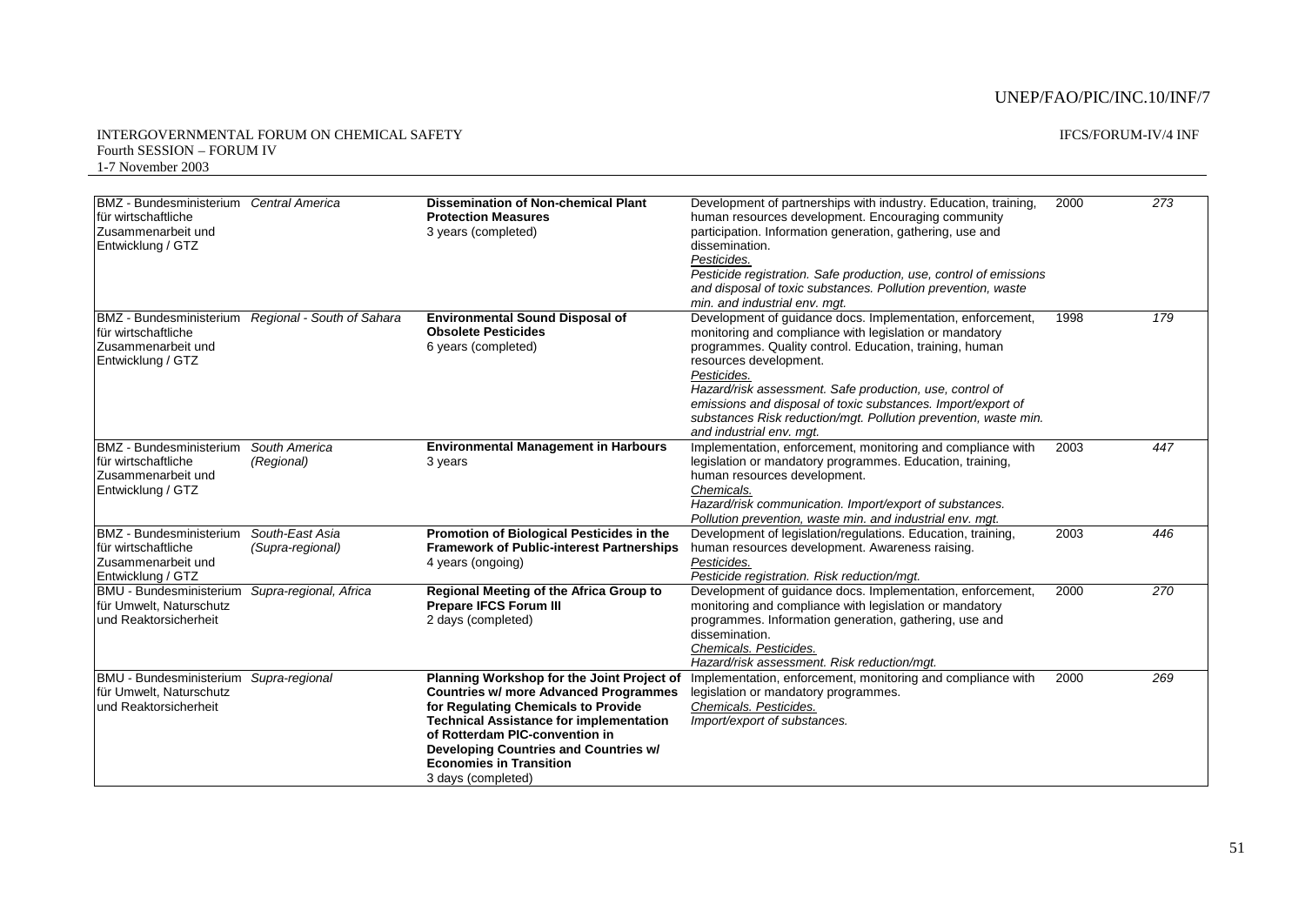INTERGOVERNMENTAL FORUM ON CHEMICAL SAFETY
Fourth SESSION – FORUM IV
1-7 November 2003

IFCS/FORUM-IV/4 INF

| | | | | | |
|---|---|---|---|---|---|
| BMZ - Bundesministerium für wirtschaftliche Zusammenarbeit und Entwicklung / GTZ | *Central America* | **Dissemination of Non-chemical Plant Protection Measures**<br>3 years (completed) | Development of partnerships with industry. Education, training, human resources development. Encouraging community participation. Information generation, gathering, use and dissemination.<br>*Pesticides.*<br>*Pesticide registration. Safe production, use, control of emissions and disposal of toxic substances. Pollution prevention, waste min. and industrial env. mgt.* | 2000 | *273* |
| BMZ - Bundesministerium für wirtschaftliche Zusammenarbeit und Entwicklung / GTZ | *Regional - South of Sahara* | **Environmental Sound Disposal of Obsolete Pesticides**<br>6 years (completed) | Development of guidance docs. Implementation, enforcement, monitoring and compliance with legislation or mandatory programmes. Quality control. Education, training, human resources development.<br>*Pesticides.*<br>*Hazard/risk assessment. Safe production, use, control of emissions and disposal of toxic substances. Import/export of substances Risk reduction/mgt. Pollution prevention, waste min. and industrial env. mgt.* | 1998 | *179* |
| BMZ - Bundesministerium für wirtschaftliche Zusammenarbeit und Entwicklung / GTZ | *South America (Regional)* | **Environmental Management in Harbours**<br>3 years | Implementation, enforcement, monitoring and compliance with legislation or mandatory programmes. Education, training, human resources development.<br>*Chemicals.*<br>*Hazard/risk communication. Import/export of substances. Pollution prevention, waste min. and industrial env. mgt.* | 2003 | *447* |
| BMZ - Bundesministerium für wirtschaftliche Zusammenarbeit und Entwicklung / GTZ | *South-East Asia (Supra-regional)* | **Promotion of Biological Pesticides in the Framework of Public-interest Partnerships**<br>4 years (ongoing) | Development of legislation/regulations. Education, training, human resources development. Awareness raising.<br>*Pesticides.*<br>*Pesticide registration. Risk reduction/mgt.* | 2003 | *446* |
| BMU - Bundesministerium für Umwelt, Naturschutz und Reaktorsicherheit | *Supra-regional, Africa* | **Regional Meeting of the Africa Group to Prepare IFCS Forum III**<br>2 days (completed) | Development of guidance docs. Implementation, enforcement, monitoring and compliance with legislation or mandatory programmes. Information generation, gathering, use and dissemination.<br>*Chemicals. Pesticides.*<br>*Hazard/risk assessment. Risk reduction/mgt.* | 2000 | *270* |
| BMU - Bundesministerium für Umwelt, Naturschutz und Reaktorsicherheit | *Supra-regional* | **Planning Workshop for the Joint Project of Countries w/ more Advanced Programmes for Regulating Chemicals to Provide Technical Assistance for implementation of Rotterdam PIC-convention in Developing Countries and Countries w/ Economies in Transition**<br>3 days (completed) | Implementation, enforcement, monitoring and compliance with legislation or mandatory programmes.<br>*Chemicals. Pesticides.*<br>*Import/export of substances.* | 2000 | *269* |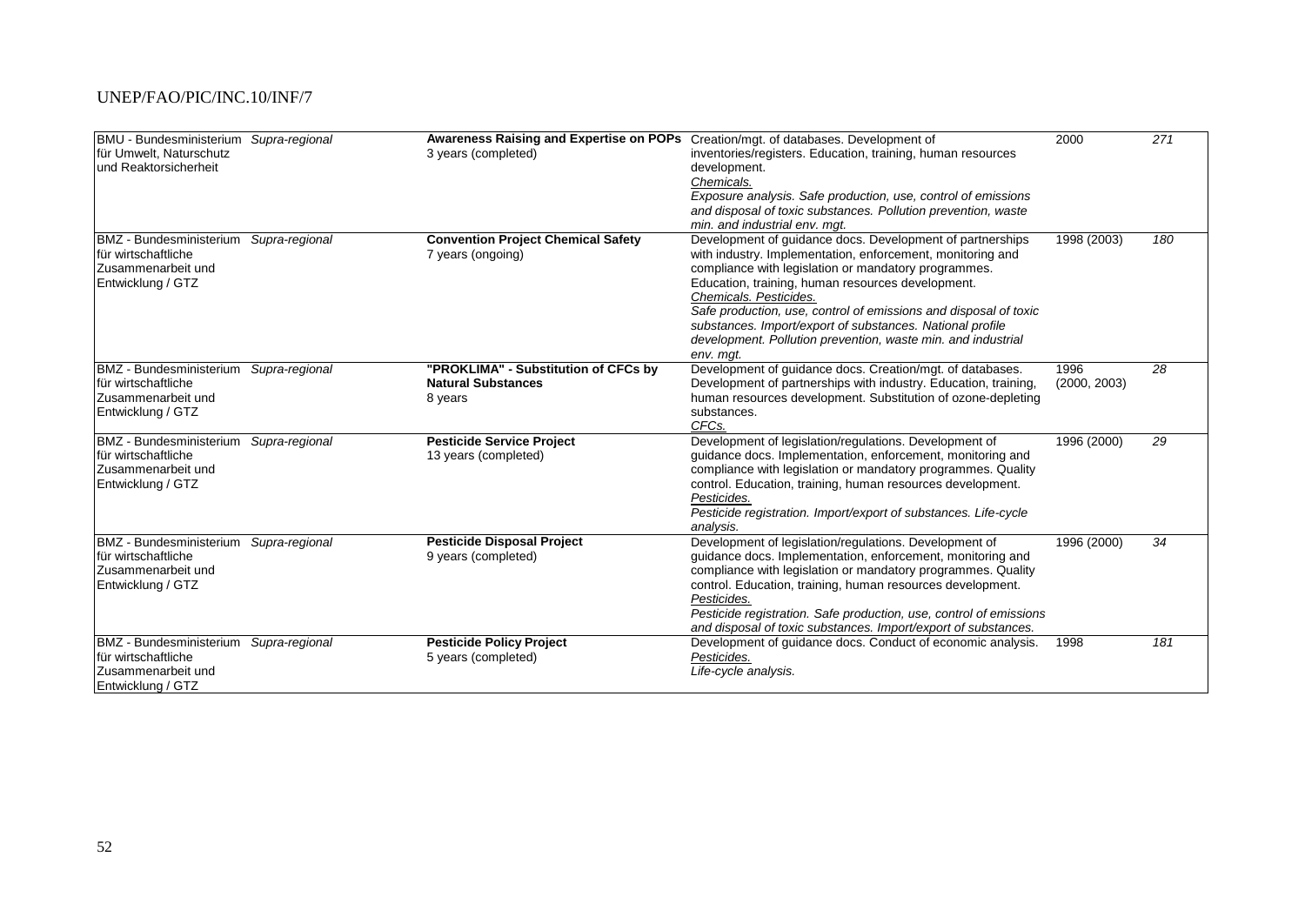| | | | | | |
|---|---|---|---|---|---|
| BMU - Bundesministerium für Umwelt, Naturschutz und Reaktorsicherheit | *Supra-regional* | **Awareness Raising and Expertise on POPs**<br>3 years (completed) | Creation/mgt. of databases. Development of inventories/registers. Education, training, human resources development.<br>*Chemicals.*<br>*Exposure analysis. Safe production, use, control of emissions and disposal of toxic substances. Pollution prevention, waste min. and industrial env. mgt.* | 2000 | *271* |
| BMZ - Bundesministerium für wirtschaftliche Zusammenarbeit und Entwicklung / GTZ | *Supra-regional* | **Convention Project Chemical Safety**<br>7 years (ongoing) | Development of guidance docs. Development of partnerships with industry. Implementation, enforcement, monitoring and compliance with legislation or mandatory programmes. Education, training, human resources development.<br>*Chemicals. Pesticides.*<br>*Safe production, use, control of emissions and disposal of toxic substances. Import/export of substances. National profile development. Pollution prevention, waste min. and industrial env. mgt.* | 1998 (2003) | *180* |
| BMZ - Bundesministerium für wirtschaftliche Zusammenarbeit und Entwicklung / GTZ | *Supra-regional* | **"PROKLIMA" - Substitution of CFCs by Natural Substances**<br>8 years | Development of guidance docs. Creation/mgt. of databases. Development of partnerships with industry. Education, training, human resources development. Substitution of ozone-depleting substances.<br>*CFCs.* | 1996 (2000, 2003) | *28* |
| BMZ - Bundesministerium für wirtschaftliche Zusammenarbeit und Entwicklung / GTZ | *Supra-regional* | **Pesticide Service Project**<br>13 years (completed) | Development of legislation/regulations. Development of guidance docs. Implementation, enforcement, monitoring and compliance with legislation or mandatory programmes. Quality control. Education, training, human resources development.<br>*Pesticides.*<br>*Pesticide registration. Import/export of substances. Life-cycle analysis.* | 1996 (2000) | *29* |
| BMZ - Bundesministerium für wirtschaftliche Zusammenarbeit und Entwicklung / GTZ | *Supra-regional* | **Pesticide Disposal Project**<br>9 years (completed) | Development of legislation/regulations. Development of guidance docs. Implementation, enforcement, monitoring and compliance with legislation or mandatory programmes. Quality control. Education, training, human resources development.<br>*Pesticides.*<br>*Pesticide registration. Safe production, use, control of emissions and disposal of toxic substances. Import/export of substances.* | 1996 (2000) | *34* |
| BMZ - Bundesministerium für wirtschaftliche Zusammenarbeit und Entwicklung / GTZ | *Supra-regional* | **Pesticide Policy Project**<br>5 years (completed) | Development of guidance docs. Conduct of economic analysis.<br>*Pesticides.*<br>*Life-cycle analysis.* | 1998 | *181* |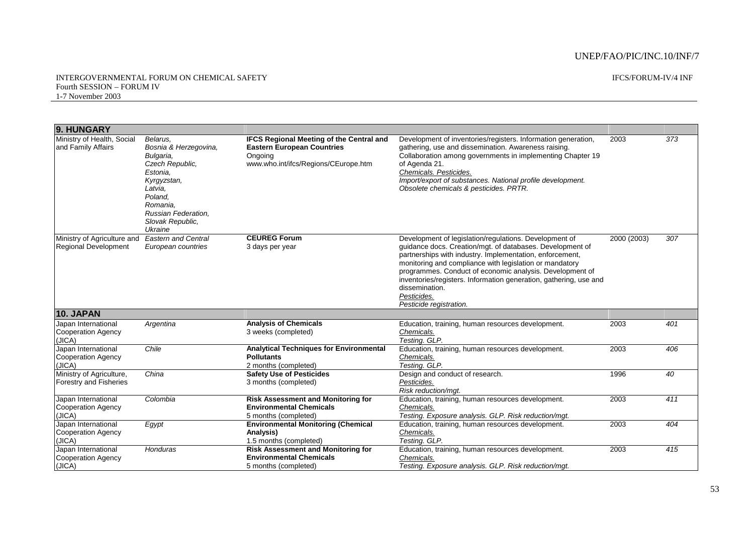INTERGOVERNMENTAL FORUM ON CHEMICAL SAFETY
Fourth SESSION – FORUM IV
1-7 November 2003

| **9. HUNGARY** | | | | | |
|---|---|---|---|---|---|
| Ministry of Health, Social and Family Affairs | *Belarus, Bosnia & Herzegovina, Bulgaria, Czech Republic, Estonia, Kyrgyzstan, Latvia, Poland, Romania, Russian Federation, Slovak Republic, Ukraine* | **IFCS Regional Meeting of the Central and Eastern European Countries** Ongoing www.who.int/ifcs/Regions/CEurope.htm | Development of inventories/registers. Information generation, gathering, use and dissemination. Awareness raising. Collaboration among governments in implementing Chapter 19 of Agenda 21. *Chemicals. Pesticides.* *Import/export of substances. National profile development. Obsolete chemicals & pesticides. PRTR.* | 2003 | *373* |
| Ministry of Agriculture and Regional Development | *Eastern and Central European countries* | **CEUREG Forum** 3 days per year | Development of legislation/regulations. Development of guidance docs. Creation/mgt. of databases. Development of partnerships with industry. Implementation, enforcement, monitoring and compliance with legislation or mandatory programmes. Conduct of economic analysis. Development of inventories/registers. Information generation, gathering, use and dissemination. *Pesticides.* *Pesticide registration.* | 2000 (2003) | *307* |
| **10. JAPAN** | | | | | |
| Japan International Cooperation Agency (JICA) | *Argentina* | **Analysis of Chemicals** 3 weeks (completed) | Education, training, human resources development. *Chemicals.* *Testing. GLP.* | 2003 | *401* |
| Japan International Cooperation Agency (JICA) | *Chile* | **Analytical Techniques for Environmental Pollutants** 2 months (completed) | Education, training, human resources development. *Chemicals.* *Testing. GLP.* | 2003 | *406* |
| Ministry of Agriculture, Forestry and Fisheries | *China* | **Safety Use of Pesticides** 3 months (completed) | Design and conduct of research. *Pesticides.* *Risk reduction/mgt.* | 1996 | *40* |
| Japan International Cooperation Agency (JICA) | *Colombia* | **Risk Assessment and Monitoring for Environmental Chemicals** 5 months (completed) | Education, training, human resources development. *Chemicals.* *Testing. Exposure analysis. GLP. Risk reduction/mgt.* | 2003 | *411* |
| Japan International Cooperation Agency (JICA) | *Egypt* | **Environmental Monitoring (Chemical Analysis)** 1.5 months (completed) | Education, training, human resources development. *Chemicals.* *Testing. GLP.* | 2003 | *404* |
| Japan International Cooperation Agency (JICA) | *Honduras* | **Risk Assessment and Monitoring for Environmental Chemicals** 5 months (completed) | Education, training, human resources development. *Chemicals.* *Testing. Exposure analysis. GLP. Risk reduction/mgt.* | 2003 | *415* |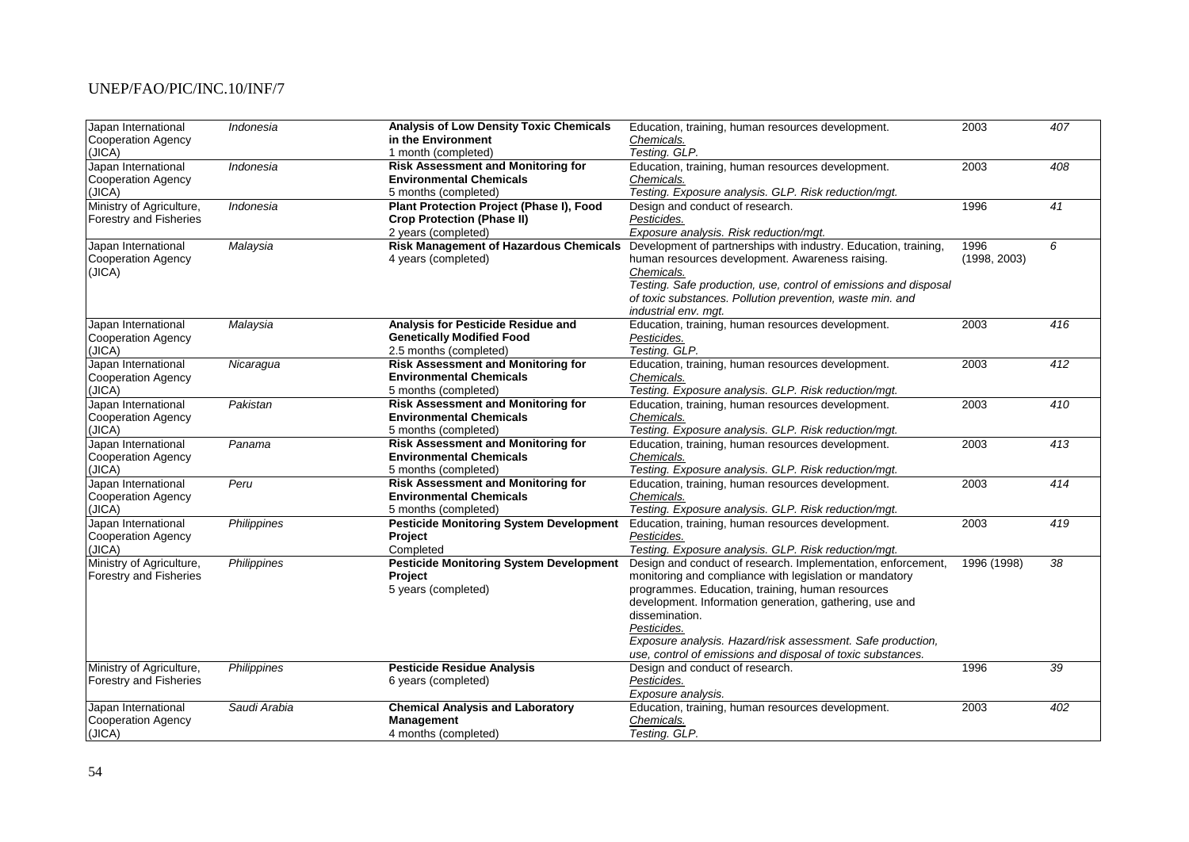| Japan International Cooperation Agency (JICA) | *Indonesia* | **Analysis of Low Density Toxic Chemicals in the Environment** 1 month (completed) | Education, training, human resources development. Chemicals. *Testing. GLP.* | 2003 | *407* |
|---|---|---|---|---|---|
| Japan International Cooperation Agency (JICA) | *Indonesia* | **Risk Assessment and Monitoring for Environmental Chemicals** 5 months (completed) | Education, training, human resources development. Chemicals. *Testing. Exposure analysis. GLP. Risk reduction/mgt.* | 2003 | *408* |
| Ministry of Agriculture, Forestry and Fisheries | *Indonesia* | **Plant Protection Project (Phase I), Food Crop Protection (Phase II)** 2 years (completed) | Design and conduct of research. Pesticides. *Exposure analysis. Risk reduction/mgt.* | 1996 | *41* |
| Japan International Cooperation Agency (JICA) | *Malaysia* | **Risk Management of Hazardous Chemicals** 4 years (completed) | Development of partnerships with industry. Education, training, human resources development. Awareness raising. Chemicals. *Testing. Safe production, use, control of emissions and disposal of toxic substances. Pollution prevention, waste min. and industrial env. mgt.* | 1996 (1998, 2003) | *6* |
| Japan International Cooperation Agency (JICA) | *Malaysia* | **Analysis for Pesticide Residue and Genetically Modified Food** 2.5 months (completed) | Education, training, human resources development. Pesticides. *Testing. GLP.* | 2003 | *416* |
| Japan International Cooperation Agency (JICA) | *Nicaragua* | **Risk Assessment and Monitoring for Environmental Chemicals** 5 months (completed) | Education, training, human resources development. Chemicals. *Testing. Exposure analysis. GLP. Risk reduction/mgt.* | 2003 | *412* |
| Japan International Cooperation Agency (JICA) | *Pakistan* | **Risk Assessment and Monitoring for Environmental Chemicals** 5 months (completed) | Education, training, human resources development. Chemicals. *Testing. Exposure analysis. GLP. Risk reduction/mgt.* | 2003 | *410* |
| Japan International Cooperation Agency (JICA) | *Panama* | **Risk Assessment and Monitoring for Environmental Chemicals** 5 months (completed) | Education, training, human resources development. Chemicals. *Testing. Exposure analysis. GLP. Risk reduction/mgt.* | 2003 | *413* |
| Japan International Cooperation Agency (JICA) | *Peru* | **Risk Assessment and Monitoring for Environmental Chemicals** 5 months (completed) | Education, training, human resources development. Chemicals. *Testing. Exposure analysis. GLP. Risk reduction/mgt.* | 2003 | *414* |
| Japan International Cooperation Agency (JICA) | *Philippines* | **Pesticide Monitoring System Development Project** Completed | Education, training, human resources development. Pesticides. *Testing. Exposure analysis. GLP. Risk reduction/mgt.* | 2003 | *419* |
| Ministry of Agriculture, Forestry and Fisheries | *Philippines* | **Pesticide Monitoring System Development Project** 5 years (completed) | Design and conduct of research. Implementation, enforcement, monitoring and compliance with legislation or mandatory programmes. Education, training, human resources development. Information generation, gathering, use and dissemination. Pesticides. *Exposure analysis. Hazard/risk assessment. Safe production, use, control of emissions and disposal of toxic substances.* | 1996 (1998) | *38* |
| Ministry of Agriculture, Forestry and Fisheries | *Philippines* | **Pesticide Residue Analysis** 6 years (completed) | Design and conduct of research. Pesticides. *Exposure analysis.* | 1996 | *39* |
| Japan International Cooperation Agency (JICA) | *Saudi Arabia* | **Chemical Analysis and Laboratory Management** 4 months (completed) | Education, training, human resources development. Chemicals. *Testing. GLP.* | 2003 | *402* |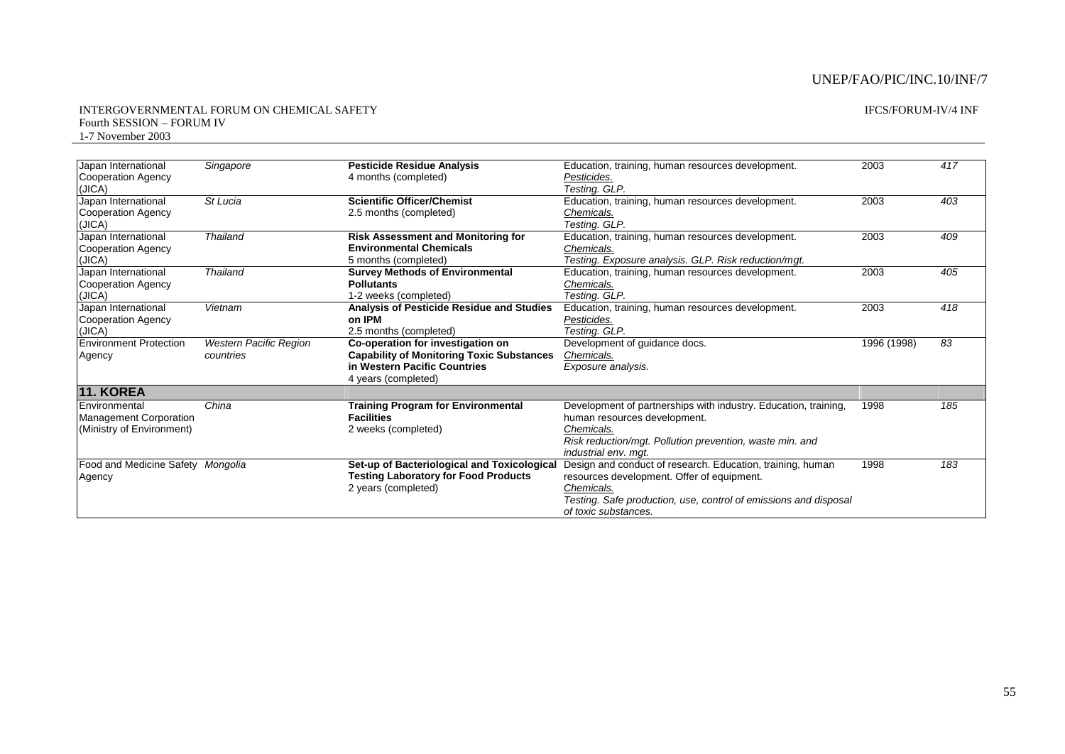INTERGOVERNMENTAL FORUM ON CHEMICAL SAFETY
Fourth SESSION – FORUM IV
1-7 November 2003

| | | | | | |
|---|---|---|---|---|---|
| Japan International Cooperation Agency (JICA) | *Singapore* | **Pesticide Residue Analysis**<br>4 months (completed) | Education, training, human resources development.<br>*Pesticides.*<br>*Testing. GLP.* | 2003 | *417* |
| Japan International Cooperation Agency (JICA) | *St Lucia* | **Scientific Officer/Chemist**<br>2.5 months (completed) | Education, training, human resources development.<br>*Chemicals.*<br>*Testing. GLP.* | 2003 | *403* |
| Japan International Cooperation Agency (JICA) | *Thailand* | **Risk Assessment and Monitoring for Environmental Chemicals**<br>5 months (completed) | Education, training, human resources development.<br>*Chemicals.*<br>*Testing. Exposure analysis. GLP. Risk reduction/mgt.* | 2003 | *409* |
| Japan International Cooperation Agency (JICA) | *Thailand* | **Survey Methods of Environmental Pollutants**<br>1-2 weeks (completed) | Education, training, human resources development.<br>*Chemicals.*<br>*Testing. GLP.* | 2003 | *405* |
| Japan International Cooperation Agency (JICA) | *Vietnam* | **Analysis of Pesticide Residue and Studies on IPM**<br>2.5 months (completed) | Education, training, human resources development.<br>*Pesticides.*<br>*Testing. GLP.* | 2003 | *418* |
| Environment Protection Agency | *Western Pacific Region countries* | **Co-operation for investigation on Capability of Monitoring Toxic Substances in Western Pacific Countries**<br>4 years (completed) | Development of guidance docs.<br>*Chemicals.*<br>*Exposure analysis.* | 1996 (1998) | *83* |
| **11. KOREA** | | | | | |
| Environmental Management Corporation (Ministry of Environment) | *China* | **Training Program for Environmental Facilities**<br>2 weeks (completed) | Development of partnerships with industry. Education, training, human resources development.<br>*Chemicals.*<br>*Risk reduction/mgt. Pollution prevention, waste min. and industrial env. mgt.* | 1998 | *185* |
| Food and Medicine Safety Agency | *Mongolia* | **Set-up of Bacteriological and Toxicological Testing Laboratory for Food Products**<br>2 years (completed) | Design and conduct of research. Education, training, human resources development. Offer of equipment.<br>*Chemicals.*<br>*Testing. Safe production, use, control of emissions and disposal of toxic substances.* | 1998 | *183* |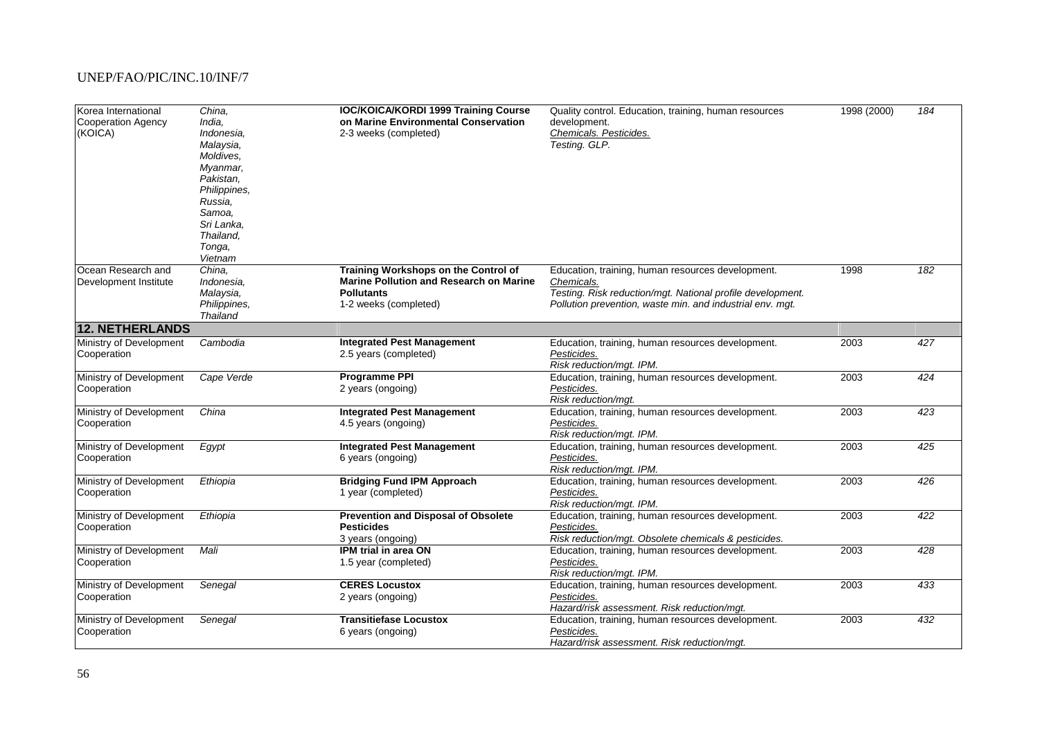| | | | | | |
|---|---|---|---|---|---|
| Korea International Cooperation Agency (KOICA) | *China, India, Indonesia, Malaysia, Moldives, Myanmar, Pakistan, Philippines, Russia, Samoa, Sri Lanka, Thailand, Tonga, Vietnam* | **IOC/KOICA/KORDI 1999 Training Course on Marine Environmental Conservation** 2-3 weeks (completed) | Quality control. Education, training, human resources development. *Chemicals. Pesticides.* *Testing. GLP.* | 1998 (2000) | *184* |
| Ocean Research and Development Institute | *China, Indonesia, Malaysia, Philippines, Thailand* | **Training Workshops on the Control of Marine Pollution and Research on Marine Pollutants** 1-2 weeks (completed) | Education, training, human resources development. *Chemicals.* *Testing. Risk reduction/mgt. National profile development. Pollution prevention, waste min. and industrial env. mgt.* | 1998 | *182* |
| **12. NETHERLANDS** | | | | | |
| Ministry of Development Cooperation | *Cambodia* | **Integrated Pest Management** 2.5 years (completed) | Education, training, human resources development. *Pesticides.* *Risk reduction/mgt. IPM.* | 2003 | *427* |
| Ministry of Development Cooperation | *Cape Verde* | **Programme PPI** 2 years (ongoing) | Education, training, human resources development. *Pesticides.* *Risk reduction/mgt.* | 2003 | *424* |
| Ministry of Development Cooperation | *China* | **Integrated Pest Management** 4.5 years (ongoing) | Education, training, human resources development. *Pesticides.* *Risk reduction/mgt. IPM.* | 2003 | *423* |
| Ministry of Development Cooperation | *Egypt* | **Integrated Pest Management** 6 years (ongoing) | Education, training, human resources development. *Pesticides.* *Risk reduction/mgt. IPM.* | 2003 | *425* |
| Ministry of Development Cooperation | *Ethiopia* | **Bridging Fund IPM Approach** 1 year (completed) | Education, training, human resources development. *Pesticides.* *Risk reduction/mgt. IPM.* | 2003 | *426* |
| Ministry of Development Cooperation | *Ethiopia* | **Prevention and Disposal of Obsolete Pesticides** 3 years (ongoing) | Education, training, human resources development. *Pesticides.* *Risk reduction/mgt. Obsolete chemicals & pesticides.* | 2003 | *422* |
| Ministry of Development Cooperation | *Mali* | **IPM trial in area ON** 1.5 year (completed) | Education, training, human resources development. *Pesticides.* *Risk reduction/mgt. IPM.* | 2003 | *428* |
| Ministry of Development Cooperation | *Senegal* | **CERES Locustox** 2 years (ongoing) | Education, training, human resources development. *Pesticides.* *Hazard/risk assessment. Risk reduction/mgt.* | 2003 | *433* |
| Ministry of Development Cooperation | *Senegal* | **Transitiefase Locustox** 6 years (ongoing) | Education, training, human resources development. *Pesticides.* *Hazard/risk assessment. Risk reduction/mgt.* | 2003 | *432* |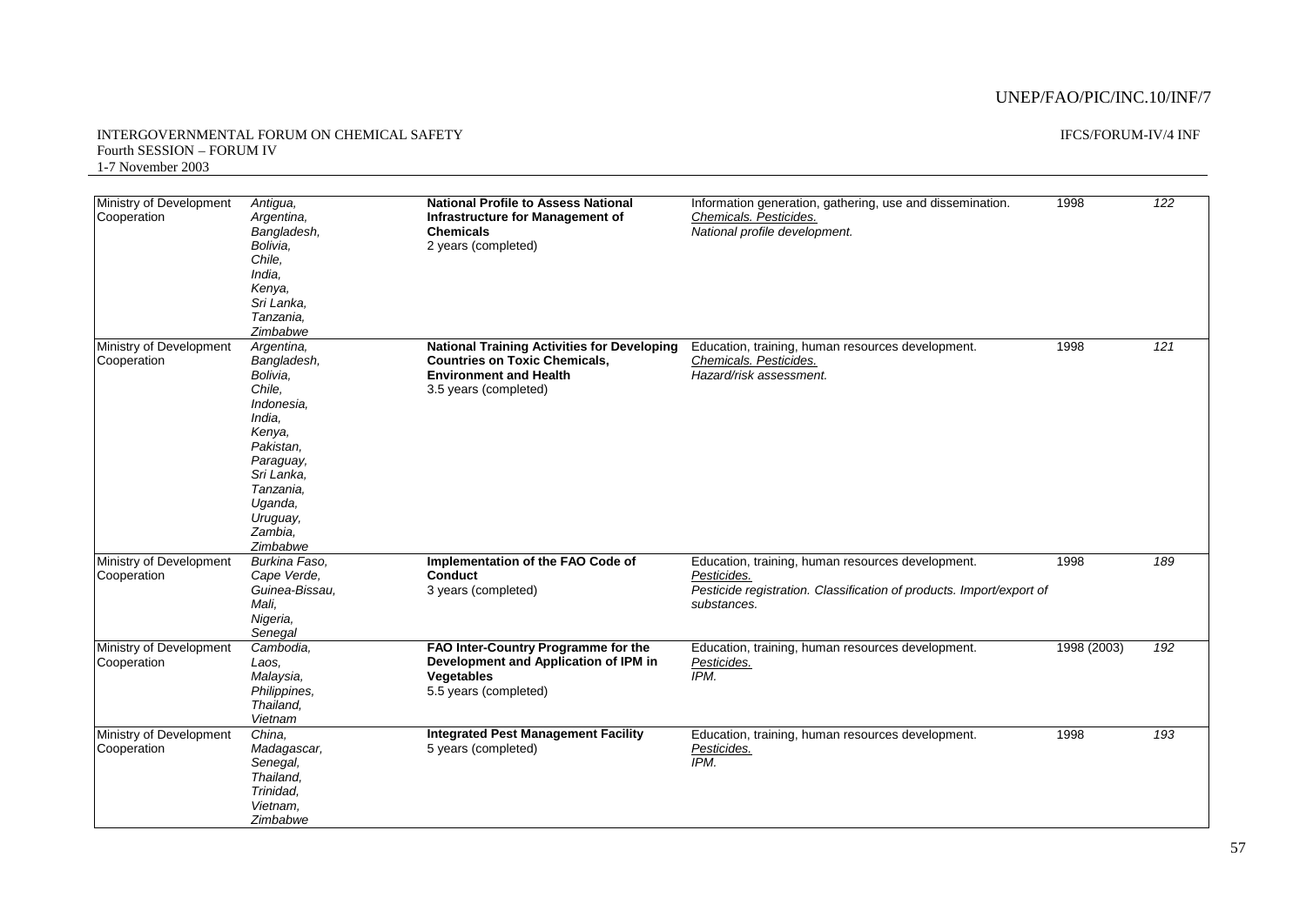| Ministry of Development Cooperation | *Antigua, Argentina, Bangladesh, Bolivia, Chile, India, Kenya, Sri Lanka, Tanzania, Zimbabwe* | **National Profile to Assess National Infrastructure for Management of Chemicals** 2 years (completed) | Information generation, gathering, use and dissemination. *Chemicals. Pesticides.* *National profile development.* | 1998 | *122* |
|---|---|---|---|---|---|
| Ministry of Development Cooperation | *Argentina, Bangladesh, Bolivia, Chile, Indonesia, India, Kenya, Pakistan, Paraguay, Sri Lanka, Tanzania, Uganda, Uruguay, Zambia, Zimbabwe* | **National Training Activities for Developing Countries on Toxic Chemicals, Environment and Health** 3.5 years (completed) | Education, training, human resources development. *Chemicals. Pesticides.* *Hazard/risk assessment.* | 1998 | *121* |
| Ministry of Development Cooperation | *Burkina Faso, Cape Verde, Guinea-Bissau, Mali, Nigeria, Senegal* | **Implementation of the FAO Code of Conduct** 3 years (completed) | Education, training, human resources development. *Pesticides.* *Pesticide registration. Classification of products. Import/export of substances.* | 1998 | *189* |
| Ministry of Development Cooperation | *Cambodia, Laos, Malaysia, Philippines, Thailand, Vietnam* | **FAO Inter-Country Programme for the Development and Application of IPM in Vegetables** 5.5 years (completed) | Education, training, human resources development. *Pesticides.* *IPM.* | 1998 (2003) | *192* |
| Ministry of Development Cooperation | *China, Madagascar, Senegal, Thailand, Trinidad, Vietnam, Zimbabwe* | **Integrated Pest Management Facility** 5 years (completed) | Education, training, human resources development. *Pesticides.* *IPM.* | 1998 | *193* |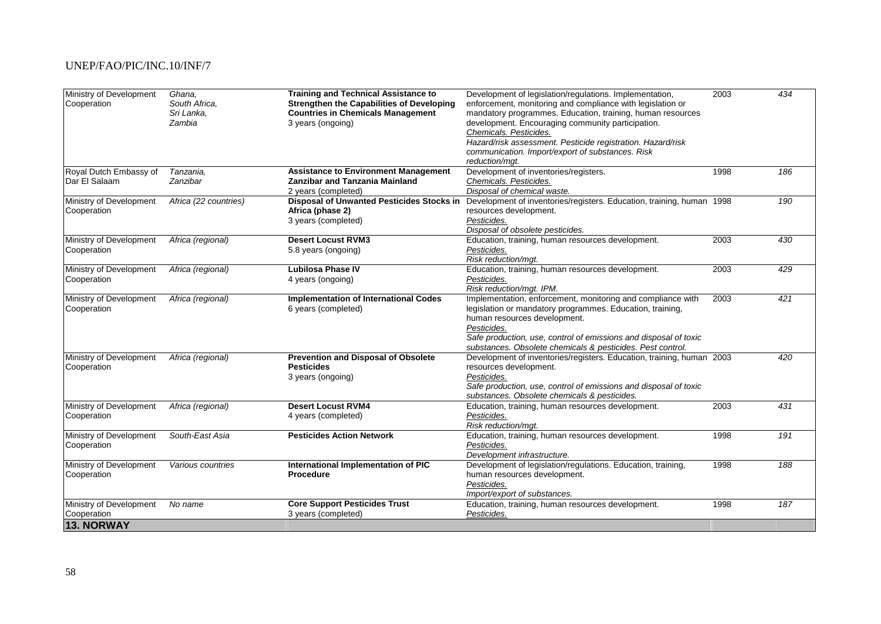| | | | | | |
|---|---|---|---|---|---|
| Ministry of Development Cooperation | *Ghana, South Africa, Sri Lanka, Zambia* | **Training and Technical Assistance to Strengthen the Capabilities of Developing Countries in Chemicals Management** 3 years (ongoing) | Development of legislation/regulations. Implementation, enforcement, monitoring and compliance with legislation or mandatory programmes. Education, training, human resources development. Encouraging community participation. *Chemicals. Pesticides.* *Hazard/risk assessment. Pesticide registration. Hazard/risk communication. Import/export of substances. Risk reduction/mgt.* | 2003 | *434* |
| Royal Dutch Embassy of Dar El Salaam | *Tanzania, Zanzibar* | **Assistance to Environment Management Zanzibar and Tanzania Mainland** 2 years (completed) | Development of inventories/registers. *Chemicals. Pesticides.* *Disposal of chemical waste.* | 1998 | *186* |
| Ministry of Development Cooperation | *Africa (22 countries)* | **Disposal of Unwanted Pesticides Stocks in Africa (phase 2)** 3 years (completed) | Development of inventories/registers. Education, training, human resources development. *Pesticides.* *Disposal of obsolete pesticides.* | 1998 | *190* |
| Ministry of Development Cooperation | *Africa (regional)* | **Desert Locust RVM3** 5.8 years (ongoing) | Education, training, human resources development. *Pesticides.* *Risk reduction/mgt.* | 2003 | *430* |
| Ministry of Development Cooperation | *Africa (regional)* | **Lubilosa Phase IV** 4 years (ongoing) | Education, training, human resources development. *Pesticides.* *Risk reduction/mgt. IPM.* | 2003 | *429* |
| Ministry of Development Cooperation | *Africa (regional)* | **Implementation of International Codes** 6 years (completed) | Implementation, enforcement, monitoring and compliance with legislation or mandatory programmes. Education, training, human resources development. *Pesticides.* *Safe production, use, control of emissions and disposal of toxic substances. Obsolete chemicals & pesticides. Pest control.* | 2003 | *421* |
| Ministry of Development Cooperation | *Africa (regional)* | **Prevention and Disposal of Obsolete Pesticides** 3 years (ongoing) | Development of inventories/registers. Education, training, human resources development. *Pesticides.* *Safe production, use, control of emissions and disposal of toxic substances. Obsolete chemicals & pesticides.* | 2003 | *420* |
| Ministry of Development Cooperation | *Africa (regional)* | **Desert Locust RVM4** 4 years (completed) | Education, training, human resources development. *Pesticides.* *Risk reduction/mgt.* | 2003 | *431* |
| Ministry of Development Cooperation | *South-East Asia* | **Pesticides Action Network** | Education, training, human resources development. *Pesticides.* *Development infrastructure.* | 1998 | *191* |
| Ministry of Development Cooperation | *Various countries* | **International Implementation of PIC Procedure** | Development of legislation/regulations. Education, training, human resources development. *Pesticides.* *Import/export of substances.* | 1998 | *188* |
| Ministry of Development Cooperation | *No name* | **Core Support Pesticides Trust** 3 years (completed) | Education, training, human resources development. *Pesticides.* | 1998 | *187* |
| **13. NORWAY** | | | | | |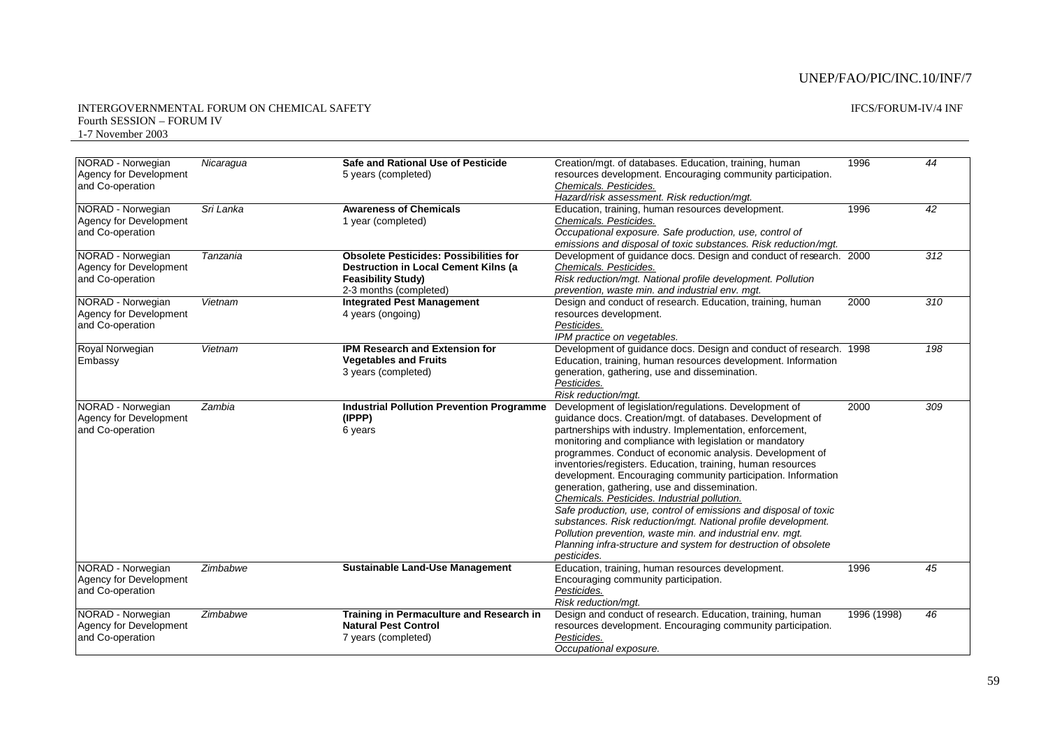| | | | | | |
|---|---|---|---|---|---|
| NORAD - Norwegian Agency for Development and Co-operation | *Nicaragua* | **Safe and Rational Use of Pesticide**<br>5 years (completed) | Creation/mgt. of databases. Education, training, human resources development. Encouraging community participation.<br>*Chemicals. Pesticides.*<br>*Hazard/risk assessment. Risk reduction/mgt.* | 1996 | *44* |
| NORAD - Norwegian Agency for Development and Co-operation | *Sri Lanka* | **Awareness of Chemicals**<br>1 year (completed) | Education, training, human resources development.<br>*Chemicals. Pesticides.*<br>*Occupational exposure. Safe production, use, control of emissions and disposal of toxic substances. Risk reduction/mgt.* | 1996 | *42* |
| NORAD - Norwegian Agency for Development and Co-operation | *Tanzania* | **Obsolete Pesticides: Possibilities for Destruction in Local Cement Kilns (a Feasibility Study)**<br>2-3 months (completed) | Development of guidance docs. Design and conduct of research.<br>*Chemicals. Pesticides.*<br>*Risk reduction/mgt. National profile development. Pollution prevention, waste min. and industrial env. mgt.* | 2000 | *312* |
| NORAD - Norwegian Agency for Development and Co-operation | *Vietnam* | **Integrated Pest Management**<br>4 years (ongoing) | Design and conduct of research. Education, training, human resources development.<br>*Pesticides.*<br>*IPM practice on vegetables.* | 2000 | *310* |
| Royal Norwegian Embassy | *Vietnam* | **IPM Research and Extension for Vegetables and Fruits**<br>3 years (completed) | Development of guidance docs. Design and conduct of research. Education, training, human resources development. Information generation, gathering, use and dissemination.<br>*Pesticides.*<br>*Risk reduction/mgt.* | 1998 | *198* |
| NORAD - Norwegian Agency for Development and Co-operation | *Zambia* | **Industrial Pollution Prevention Programme (IPPP)**<br>6 years | Development of legislation/regulations. Development of guidance docs. Creation/mgt. of databases. Development of partnerships with industry. Implementation, enforcement, monitoring and compliance with legislation or mandatory programmes. Conduct of economic analysis. Development of inventories/registers. Education, training, human resources development. Encouraging community participation. Information generation, gathering, use and dissemination.<br>*Chemicals. Pesticides. Industrial pollution.*<br>*Safe production, use, control of emissions and disposal of toxic substances. Risk reduction/mgt. National profile development. Pollution prevention, waste min. and industrial env. mgt. Planning infra-structure and system for destruction of obsolete pesticides.* | 2000 | *309* |
| NORAD - Norwegian Agency for Development and Co-operation | *Zimbabwe* | **Sustainable Land-Use Management** | Education, training, human resources development. Encouraging community participation.<br>*Pesticides.*<br>*Risk reduction/mgt.* | 1996 | *45* |
| NORAD - Norwegian Agency for Development and Co-operation | *Zimbabwe* | **Training in Permaculture and Research in Natural Pest Control**<br>7 years (completed) | Design and conduct of research. Education, training, human resources development. Encouraging community participation.<br>*Pesticides.*<br>*Occupational exposure.* | 1996 (1998) | *46* |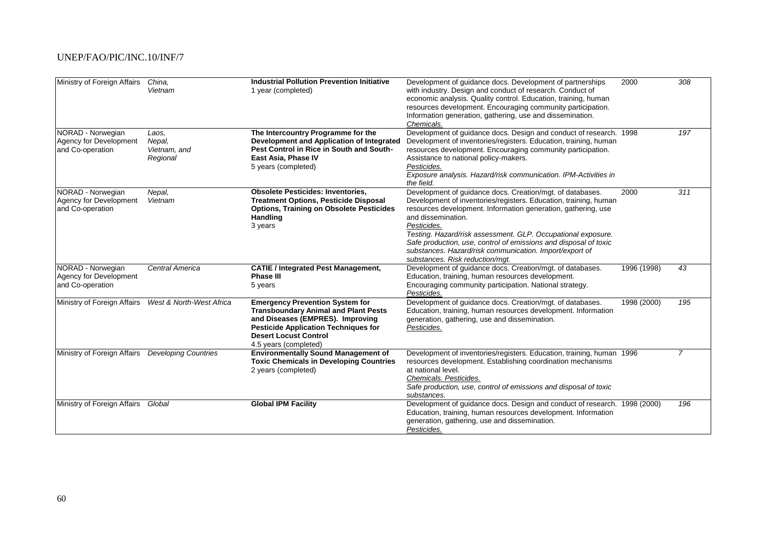| | | | | | |
|---|---|---|---|---|---|
| Ministry of Foreign Affairs | *China, Vietnam* | **Industrial Pollution Prevention Initiative**<br>1 year (completed) | Development of guidance docs. Development of partnerships with industry. Design and conduct of research. Conduct of economic analysis. Quality control. Education, training, human resources development. Encouraging community participation. Information generation, gathering, use and dissemination.<br>*Chemicals.* | 2000 | *308* |
| NORAD - Norwegian Agency for Development and Co-operation | *Laos, Nepal, Vietnam, and Regional* | **The Intercountry Programme for the Development and Application of Integrated Pest Control in Rice in South and South-East Asia, Phase IV**<br>5 years (completed) | Development of guidance docs. Design and conduct of research. Development of inventories/registers. Education, training, human resources development. Encouraging community participation. Assistance to national policy-makers.<br>*Pesticides.*<br>*Exposure analysis. Hazard/risk communication. IPM-Activities in the field.* | 1998 | *197* |
| NORAD - Norwegian Agency for Development and Co-operation | *Nepal, Vietnam* | **Obsolete Pesticides: Inventories, Treatment Options, Pesticide Disposal Options, Training on Obsolete Pesticides Handling**<br>3 years | Development of guidance docs. Creation/mgt. of databases. Development of inventories/registers. Education, training, human resources development. Information generation, gathering, use and dissemination.<br>*Pesticides.*<br>*Testing. Hazard/risk assessment. GLP. Occupational exposure. Safe production, use, control of emissions and disposal of toxic substances. Hazard/risk communication. Import/export of substances. Risk reduction/mgt.* | 2000 | *311* |
| NORAD - Norwegian Agency for Development and Co-operation | *Central America* | **CATIE / Integrated Pest Management, Phase III**<br>5 years | Development of guidance docs. Creation/mgt. of databases. Education, training, human resources development. Encouraging community participation. National strategy.<br>*Pesticides.* | 1996 (1998) | *43* |
| Ministry of Foreign Affairs | *West & North-West Africa* | **Emergency Prevention System for Transboundary Animal and Plant Pests and Diseases (EMPRES). Improving Pesticide Application Techniques for Desert Locust Control**<br>4.5 years (completed) | Development of guidance docs. Creation/mgt. of databases. Education, training, human resources development. Information generation, gathering, use and dissemination.<br>*Pesticides.* | 1998 (2000) | *195* |
| Ministry of Foreign Affairs | *Developing Countries* | **Environmentally Sound Management of Toxic Chemicals in Developing Countries**<br>2 years (completed) | Development of inventories/registers. Education, training, human resources development. Establishing coordination mechanisms at national level.<br>*Chemicals. Pesticides.*<br>*Safe production, use, control of emissions and disposal of toxic substances.* | 1996 | *7* |
| Ministry of Foreign Affairs | *Global* | **Global IPM Facility** | Development of guidance docs. Design and conduct of research. Education, training, human resources development. Information generation, gathering, use and dissemination.<br>*Pesticides.* | 1998 (2000) | *196* |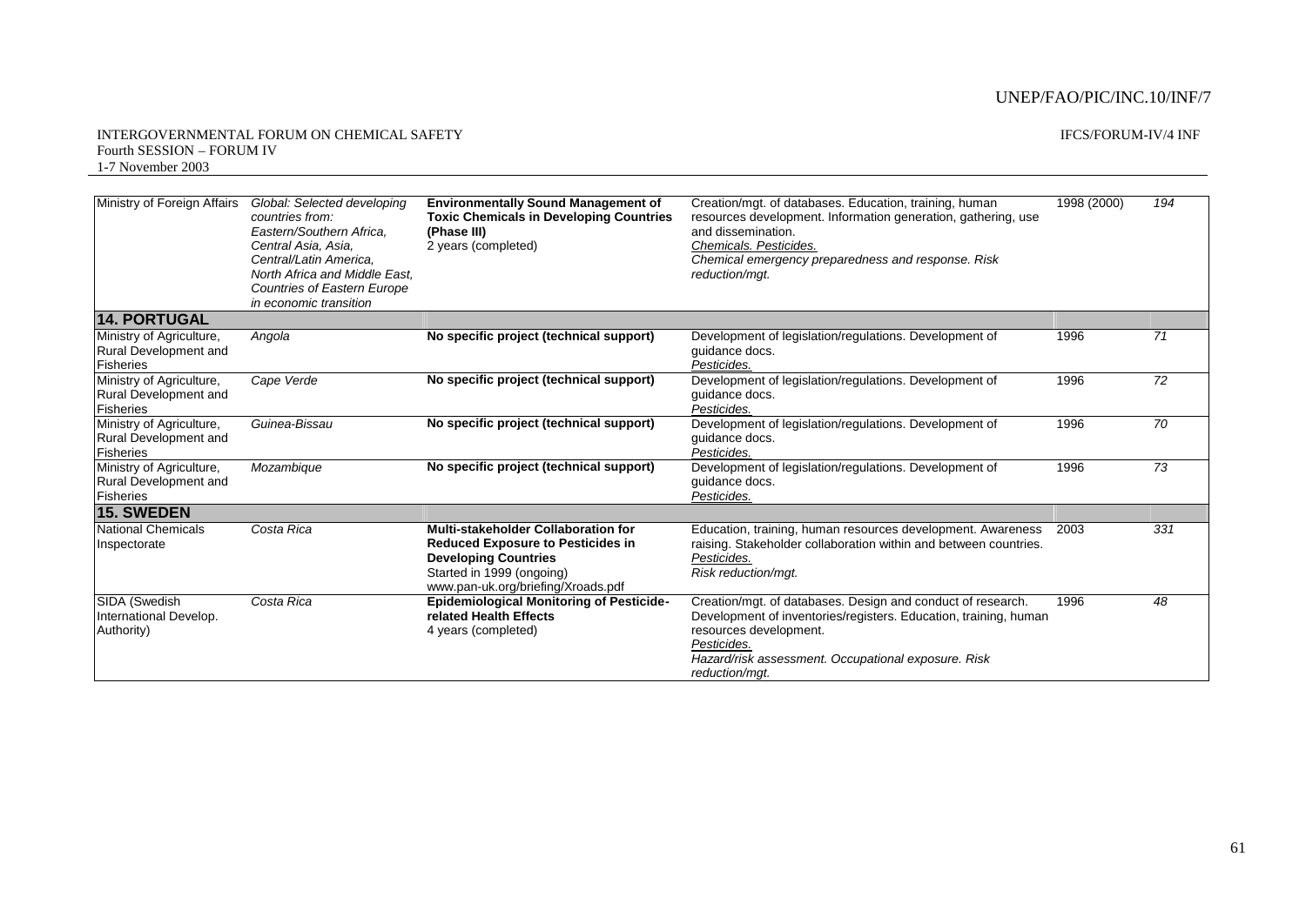| | | | | | |
|---|---|---|---|---|---|
| Ministry of Foreign Affairs | *Global: Selected developing countries from: Eastern/Southern Africa, Central Asia, Asia, Central/Latin America, North Africa and Middle East, Countries of Eastern Europe in economic transition* | **Environmentally Sound Management of Toxic Chemicals in Developing Countries (Phase III)** 2 years (completed) | Creation/mgt. of databases. Education, training, human resources development. Information generation, gathering, use and dissemination. *Chemicals. Pesticides.* *Chemical emergency preparedness and response. Risk reduction/mgt.* | 1998 (2000) | *194* |
| **14. PORTUGAL** | | | | | |
| Ministry of Agriculture, Rural Development and Fisheries | *Angola* | **No specific project (technical support)** | Development of legislation/regulations. Development of guidance docs. *Pesticides.* | 1996 | *71* |
| Ministry of Agriculture, Rural Development and Fisheries | *Cape Verde* | **No specific project (technical support)** | Development of legislation/regulations. Development of guidance docs. *Pesticides.* | 1996 | *72* |
| Ministry of Agriculture, Rural Development and Fisheries | *Guinea-Bissau* | **No specific project (technical support)** | Development of legislation/regulations. Development of guidance docs. *Pesticides.* | 1996 | *70* |
| Ministry of Agriculture, Rural Development and Fisheries | *Mozambique* | **No specific project (technical support)** | Development of legislation/regulations. Development of guidance docs. *Pesticides.* | 1996 | *73* |
| **15. SWEDEN** | | | | | |
| National Chemicals Inspectorate | *Costa Rica* | **Multi-stakeholder Collaboration for Reduced Exposure to Pesticides in Developing Countries** Started in 1999 (ongoing) www.pan-uk.org/briefing/Xroads.pdf | Education, training, human resources development. Awareness raising. Stakeholder collaboration within and between countries. *Pesticides.* *Risk reduction/mgt.* | 2003 | *331* |
| SIDA (Swedish International Develop. Authority) | *Costa Rica* | **Epidemiological Monitoring of Pesticide-related Health Effects** 4 years (completed) | Creation/mgt. of databases. Design and conduct of research. Development of inventories/registers. Education, training, human resources development. *Pesticides.* *Hazard/risk assessment. Occupational exposure. Risk reduction/mgt.* | 1996 | *48* |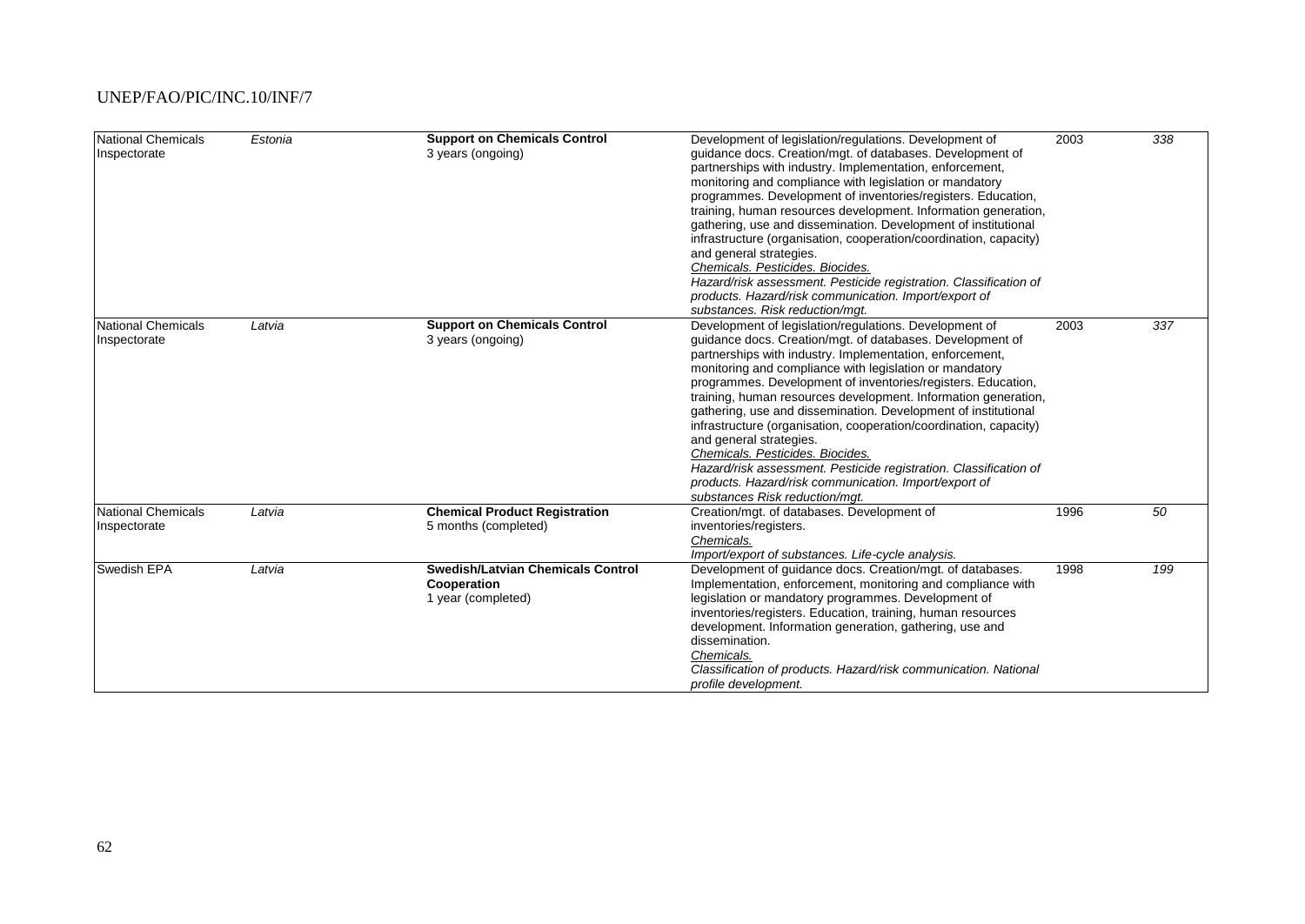| National Chemicals Inspectorate | *Estonia* | **Support on Chemicals Control** 3 years (ongoing) | Development of legislation/regulations. Development of guidance docs. Creation/mgt. of databases. Development of partnerships with industry. Implementation, enforcement, monitoring and compliance with legislation or mandatory programmes. Development of inventories/registers. Education, training, human resources development. Information generation, gathering, use and dissemination. Development of institutional infrastructure (organisation, cooperation/coordination, capacity) and general strategies. *Chemicals. Pesticides. Biocides.* *Hazard/risk assessment. Pesticide registration. Classification of products. Hazard/risk communication. Import/export of substances. Risk reduction/mgt.* | 2003 | *338* |
|---|---|---|---|---|---|
| National Chemicals Inspectorate | *Latvia* | **Support on Chemicals Control** 3 years (ongoing) | Development of legislation/regulations. Development of guidance docs. Creation/mgt. of databases. Development of partnerships with industry. Implementation, enforcement, monitoring and compliance with legislation or mandatory programmes. Development of inventories/registers. Education, training, human resources development. Information generation, gathering, use and dissemination. Development of institutional infrastructure (organisation, cooperation/coordination, capacity) and general strategies. *Chemicals. Pesticides. Biocides.* *Hazard/risk assessment. Pesticide registration. Classification of products. Hazard/risk communication. Import/export of substances Risk reduction/mgt.* | 2003 | *337* |
| National Chemicals Inspectorate | *Latvia* | **Chemical Product Registration** 5 months (completed) | Creation/mgt. of databases. Development of inventories/registers. *Chemicals.* *Import/export of substances. Life-cycle analysis.* | 1996 | *50* |
| Swedish EPA | *Latvia* | **Swedish/Latvian Chemicals Control Cooperation** 1 year (completed) | Development of guidance docs. Creation/mgt. of databases. Implementation, enforcement, monitoring and compliance with legislation or mandatory programmes. Development of inventories/registers. Education, training, human resources development. Information generation, gathering, use and dissemination. *Chemicals.* *Classification of products. Hazard/risk communication. National profile development.* | 1998 | *199* |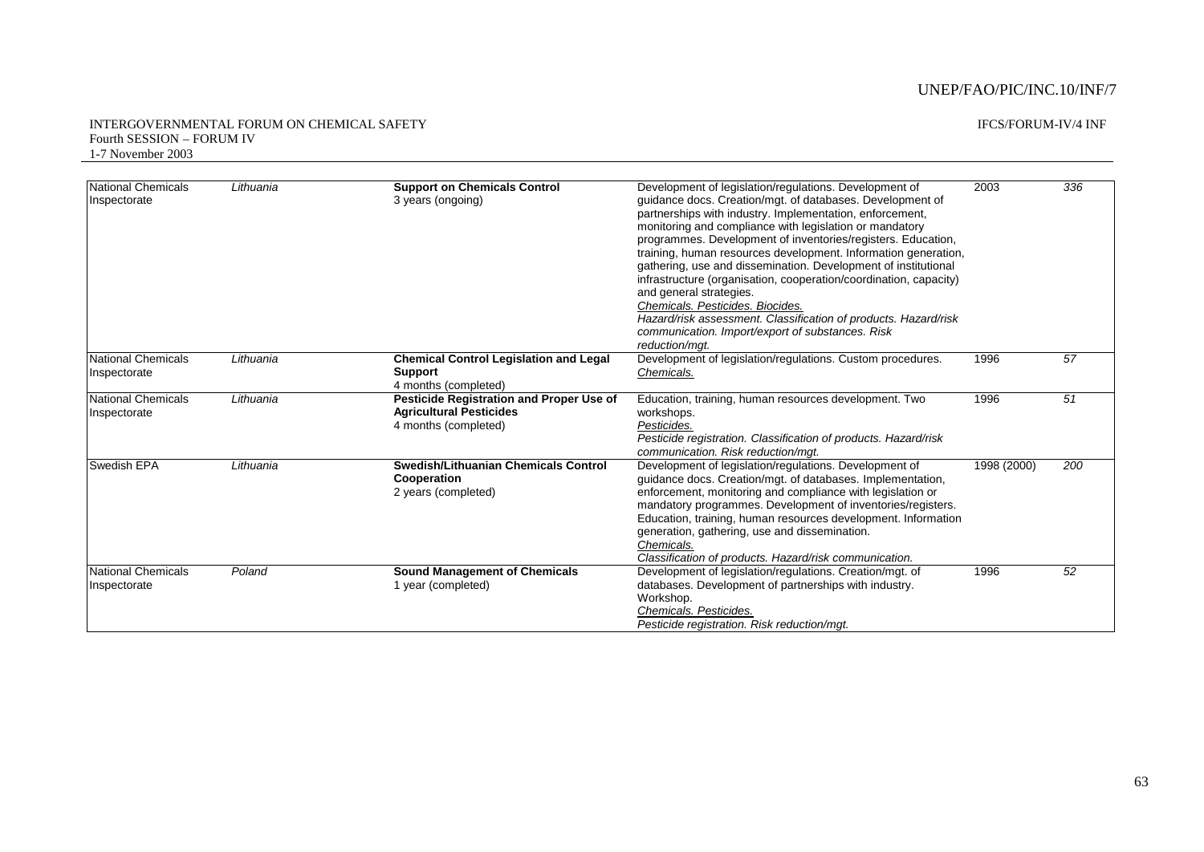| | | | | | |
|---|---|---|---|---|---|
| National Chemicals Inspectorate | *Lithuania* | **Support on Chemicals Control**<br>3 years (ongoing) | Development of legislation/regulations. Development of guidance docs. Creation/mgt. of databases. Development of partnerships with industry. Implementation, enforcement, monitoring and compliance with legislation or mandatory programmes. Development of inventories/registers. Education, training, human resources development. Information generation, gathering, use and dissemination. Development of institutional infrastructure (organisation, cooperation/coordination, capacity) and general strategies.<br>*Chemicals. Pesticides. Biocides.*<br>*Hazard/risk assessment. Classification of products. Hazard/risk communication. Import/export of substances. Risk reduction/mgt.* | 2003 | *336* |
| National Chemicals Inspectorate | *Lithuania* | **Chemical Control Legislation and Legal Support**<br>4 months (completed) | Development of legislation/regulations. Custom procedures.<br>*Chemicals.* | 1996 | *57* |
| National Chemicals Inspectorate | *Lithuania* | **Pesticide Registration and Proper Use of Agricultural Pesticides**<br>4 months (completed) | Education, training, human resources development. Two workshops.<br>*Pesticides.*<br>*Pesticide registration. Classification of products. Hazard/risk communication. Risk reduction/mgt.* | 1996 | *51* |
| Swedish EPA | *Lithuania* | **Swedish/Lithuanian Chemicals Control Cooperation**<br>2 years (completed) | Development of legislation/regulations. Development of guidance docs. Creation/mgt. of databases. Implementation, enforcement, monitoring and compliance with legislation or mandatory programmes. Development of inventories/registers. Education, training, human resources development. Information generation, gathering, use and dissemination.<br>*Chemicals.*<br>*Classification of products. Hazard/risk communication.* | 1998 (2000) | *200* |
| National Chemicals Inspectorate | *Poland* | **Sound Management of Chemicals**<br>1 year (completed) | Development of legislation/regulations. Creation/mgt. of databases. Development of partnerships with industry. Workshop.<br>*Chemicals. Pesticides.*<br>*Pesticide registration. Risk reduction/mgt.* | 1996 | *52* |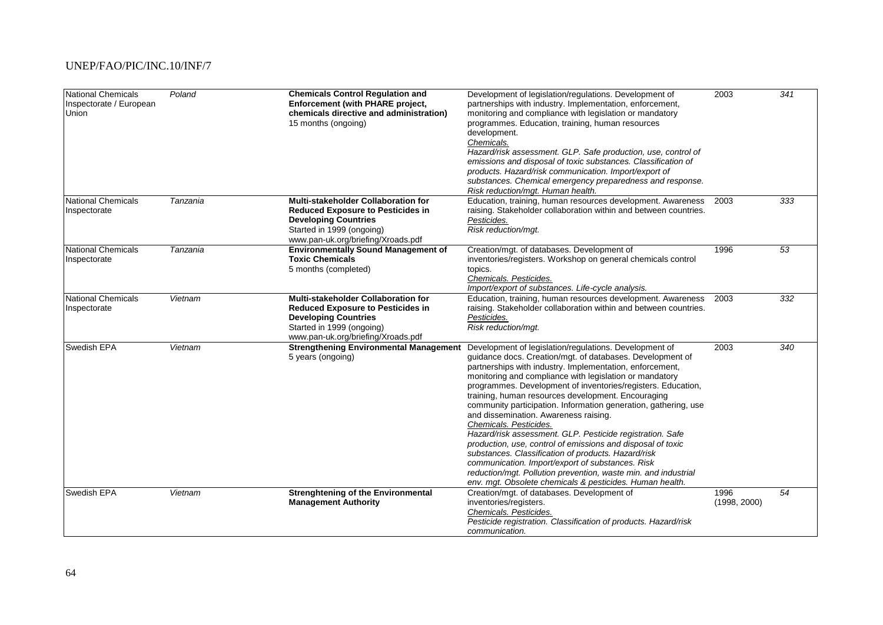| | | | | | |
|---|---|---|---|---|---|
| National Chemicals Inspectorate / European Union | *Poland* | **Chemicals Control Regulation and Enforcement (with PHARE project, chemicals directive and administration)** 15 months (ongoing) | Development of legislation/regulations. Development of partnerships with industry. Implementation, enforcement, monitoring and compliance with legislation or mandatory programmes. Education, training, human resources development. *Chemicals.* *Hazard/risk assessment. GLP. Safe production, use, control of emissions and disposal of toxic substances. Classification of products. Hazard/risk communication. Import/export of substances. Chemical emergency preparedness and response. Risk reduction/mgt. Human health.* | 2003 | *341* |
| National Chemicals Inspectorate | *Tanzania* | **Multi-stakeholder Collaboration for Reduced Exposure to Pesticides in Developing Countries** Started in 1999 (ongoing) www.pan-uk.org/briefing/Xroads.pdf | Education, training, human resources development. Awareness raising. Stakeholder collaboration within and between countries. *Pesticides.* *Risk reduction/mgt.* | 2003 | *333* |
| National Chemicals Inspectorate | *Tanzania* | **Environmentally Sound Management of Toxic Chemicals** 5 months (completed) | Creation/mgt. of databases. Development of inventories/registers. Workshop on general chemicals control topics. *Chemicals. Pesticides.* *Import/export of substances. Life-cycle analysis.* | 1996 | *53* |
| National Chemicals Inspectorate | *Vietnam* | **Multi-stakeholder Collaboration for Reduced Exposure to Pesticides in Developing Countries** Started in 1999 (ongoing) www.pan-uk.org/briefing/Xroads.pdf | Education, training, human resources development. Awareness raising. Stakeholder collaboration within and between countries. *Pesticides.* *Risk reduction/mgt.* | 2003 | *332* |
| Swedish EPA | *Vietnam* | **Strengthening Environmental Management** 5 years (ongoing) | Development of legislation/regulations. Development of guidance docs. Creation/mgt. of databases. Development of partnerships with industry. Implementation, enforcement, monitoring and compliance with legislation or mandatory programmes. Development of inventories/registers. Education, training, human resources development. Encouraging community participation. Information generation, gathering, use and dissemination. Awareness raising. *Chemicals. Pesticides.* *Hazard/risk assessment. GLP. Pesticide registration. Safe production, use, control of emissions and disposal of toxic substances. Classification of products. Hazard/risk communication. Import/export of substances. Risk reduction/mgt. Pollution prevention, waste min. and industrial env. mgt. Obsolete chemicals & pesticides. Human health.* | 2003 | *340* |
| Swedish EPA | *Vietnam* | **Strenghtening of the Environmental Management Authority** | Creation/mgt. of databases. Development of inventories/registers. *Chemicals. Pesticides.* *Pesticide registration. Classification of products. Hazard/risk communication.* | 1996 (1998, 2000) | *54* |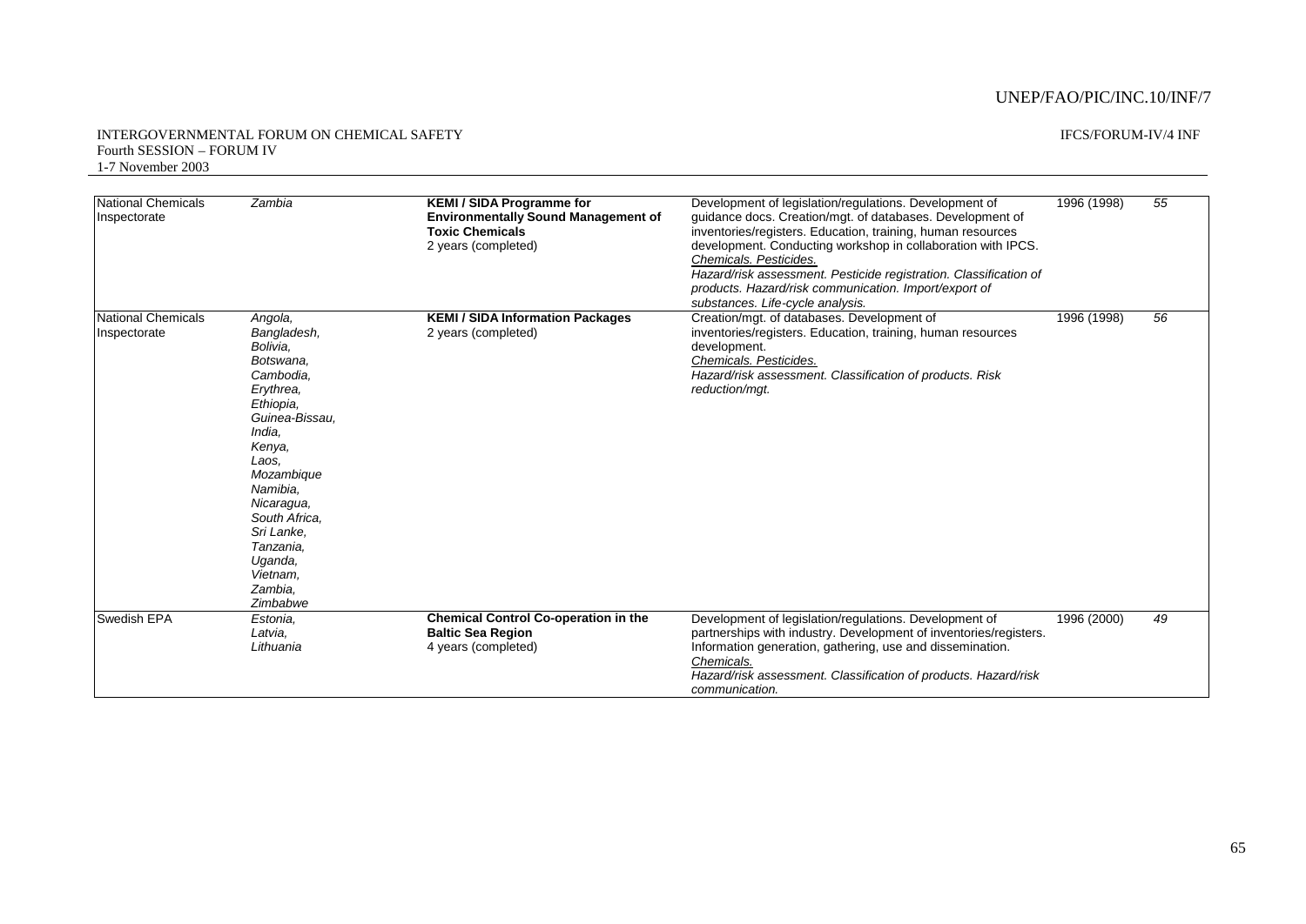| National Chemicals Inspectorate | *Zambia* | **KEMI / SIDA Programme for Environmentally Sound Management of Toxic Chemicals** 2 years (completed) | Development of legislation/regulations. Development of guidance docs. Creation/mgt. of databases. Development of inventories/registers. Education, training, human resources development. Conducting workshop in collaboration with IPCS. Chemicals. Pesticides. *Hazard/risk assessment. Pesticide registration. Classification of products. Hazard/risk communication. Import/export of substances. Life-cycle analysis.* | 1996 (1998) | *55* |
|---|---|---|---|---|---|
| National Chemicals Inspectorate | *Angola, Bangladesh, Bolivia, Botswana, Cambodia, Erythrea, Ethiopia, Guinea-Bissau, India, Kenya, Laos, Mozambique Namibia, Nicaragua, South Africa, Sri Lanke, Tanzania, Uganda, Vietnam, Zambia, Zimbabwe* | **KEMI / SIDA Information Packages** 2 years (completed) | Creation/mgt. of databases. Development of inventories/registers. Education, training, human resources development. Chemicals. Pesticides. *Hazard/risk assessment. Classification of products. Risk reduction/mgt.* | 1996 (1998) | *56* |
| Swedish EPA | *Estonia, Latvia, Lithuania* | **Chemical Control Co-operation in the Baltic Sea Region** 4 years (completed) | Development of legislation/regulations. Development of partnerships with industry. Development of inventories/registers. Information generation, gathering, use and dissemination. Chemicals. *Hazard/risk assessment. Classification of products. Hazard/risk communication.* | 1996 (2000) | *49* |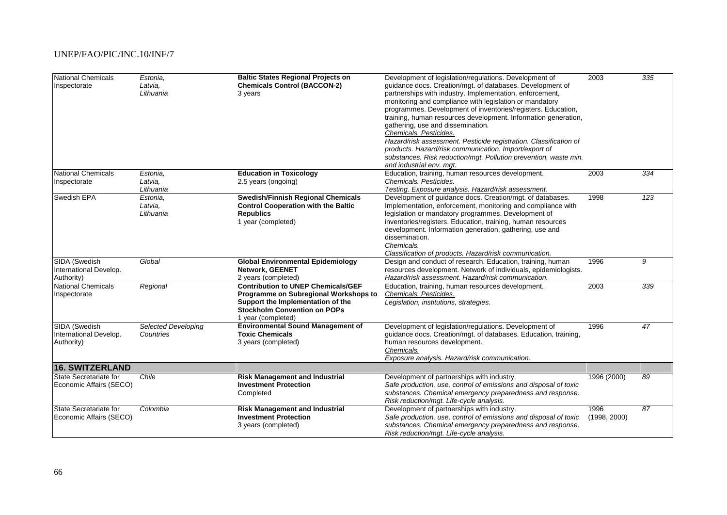| | | | | | |
|---|---|---|---|---|---|
| National Chemicals Inspectorate | *Estonia, Latvia, Lithuania* | **Baltic States Regional Projects on Chemicals Control (BACCON-2)**<br>3 years | Development of legislation/regulations. Development of guidance docs. Creation/mgt. of databases. Development of partnerships with industry. Implementation, enforcement, monitoring and compliance with legislation or mandatory programmes. Development of inventories/registers. Education, training, human resources development. Information generation, gathering, use and dissemination.<br>*Chemicals. Pesticides.*<br>*Hazard/risk assessment. Pesticide registration. Classification of products. Hazard/risk communication. Import/export of substances. Risk reduction/mgt. Pollution prevention, waste min. and industrial env. mgt.* | 2003 | *335* |
| National Chemicals Inspectorate | *Estonia, Latvia, Lithuania* | **Education in Toxicology**<br>2.5 years (ongoing) | Education, training, human resources development.<br>*Chemicals. Pesticides.*<br>*Testing. Exposure analysis. Hazard/risk assessment.* | 2003 | *334* |
| Swedish EPA | *Estonia, Latvia, Lithuania* | **Swedish/Finnish Regional Chemicals Control Cooperation with the Baltic Republics**<br>1 year (completed) | Development of guidance docs. Creation/mgt. of databases. Implementation, enforcement, monitoring and compliance with legislation or mandatory programmes. Development of inventories/registers. Education, training, human resources development. Information generation, gathering, use and dissemination.<br>*Chemicals.*<br>*Classification of products. Hazard/risk communication.* | 1998 | *123* |
| SIDA (Swedish International Develop. Authority) | *Global* | **Global Environmental Epidemiology Network, GEENET**<br>2 years (completed) | Design and conduct of research. Education, training, human resources development. Network of individuals, epidemiologists.<br>*Hazard/risk assessment. Hazard/risk communication.* | 1996 | *9* |
| National Chemicals Inspectorate | *Regional* | **Contribution to UNEP Chemicals/GEF Programme on Subregional Workshops to Support the Implementation of the Stockholm Convention on POPs**<br>1 year (completed) | Education, training, human resources development.<br>*Chemicals. Pesticides.*<br>*Legislation, institutions, strategies.* | 2003 | *339* |
| SIDA (Swedish International Develop. Authority) | *Selected Developing Countries* | **Environmental Sound Management of Toxic Chemicals**<br>3 years (completed) | Development of legislation/regulations. Development of guidance docs. Creation/mgt. of databases. Education, training, human resources development.<br>*Chemicals.*<br>*Exposure analysis. Hazard/risk communication.* | 1996 | *47* |
| **16. SWITZERLAND** | | | | | |
| State Secretariate for Economic Affairs (SECO) | *Chile* | **Risk Management and Industrial Investment Protection**<br>Completed | Development of partnerships with industry.<br>*Safe production, use, control of emissions and disposal of toxic substances. Chemical emergency preparedness and response. Risk reduction/mgt. Life-cycle analysis.* | 1996 (2000) | *89* |
| State Secretariate for Economic Affairs (SECO) | *Colombia* | **Risk Management and Industrial Investment Protection**<br>3 years (completed) | Development of partnerships with industry.<br>*Safe production, use, control of emissions and disposal of toxic substances. Chemical emergency preparedness and response. Risk reduction/mgt. Life-cycle analysis.* | 1996 (1998, 2000) | *87* |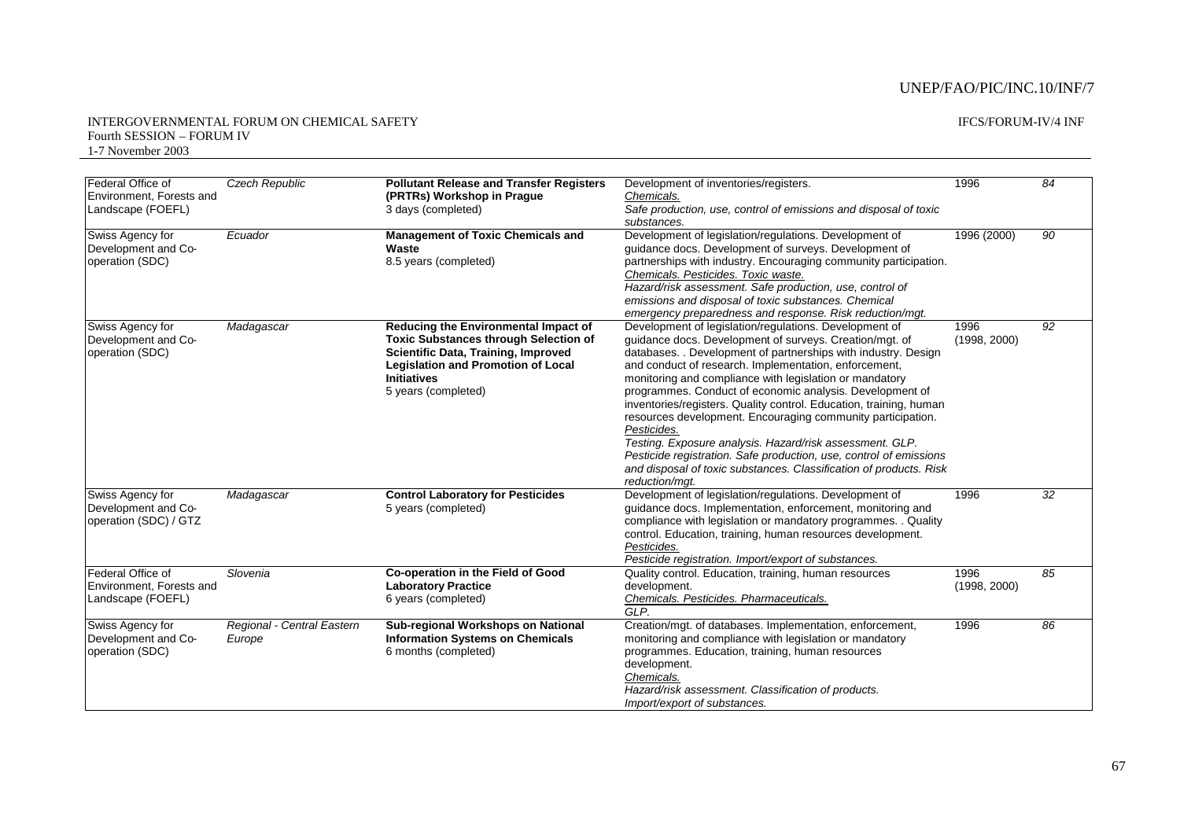| Federal Office of Environment, Forests and Landscape (FOEFL) | *Czech Republic* | **Pollutant Release and Transfer Registers (PRTRs) Workshop in Prague**<br>3 days (completed) | Development of inventories/registers.<br>*Chemicals.*<br>*Safe production, use, control of emissions and disposal of toxic substances.* | 1996 | *84* |
|---|---|---|---|---|---|
| Swiss Agency for Development and Co-operation (SDC) | *Ecuador* | **Management of Toxic Chemicals and Waste**<br>8.5 years (completed) | Development of legislation/regulations. Development of guidance docs. Development of surveys. Development of partnerships with industry. Encouraging community participation.<br>*Chemicals. Pesticides. Toxic waste.*<br>*Hazard/risk assessment. Safe production, use, control of emissions and disposal of toxic substances. Chemical emergency preparedness and response. Risk reduction/mgt.* | 1996 (2000) | *90* |
| Swiss Agency for Development and Co-operation (SDC) | *Madagascar* | **Reducing the Environmental Impact of Toxic Substances through Selection of Scientific Data, Training, Improved Legislation and Promotion of Local Initiatives**<br>5 years (completed) | Development of legislation/regulations. Development of guidance docs. Development of surveys. Creation/mgt. of databases. . Development of partnerships with industry. Design and conduct of research. Implementation, enforcement, monitoring and compliance with legislation or mandatory programmes. Conduct of economic analysis. Development of inventories/registers. Quality control. Education, training, human resources development. Encouraging community participation.<br>*Pesticides.*<br>*Testing. Exposure analysis. Hazard/risk assessment. GLP. Pesticide registration. Safe production, use, control of emissions and disposal of toxic substances. Classification of products. Risk reduction/mgt.* | 1996 (1998, 2000) | *92* |
| Swiss Agency for Development and Co-operation (SDC) / GTZ | *Madagascar* | **Control Laboratory for Pesticides**<br>5 years (completed) | Development of legislation/regulations. Development of guidance docs. Implementation, enforcement, monitoring and compliance with legislation or mandatory programmes. . Quality control. Education, training, human resources development.<br>*Pesticides.*<br>*Pesticide registration. Import/export of substances.* | 1996 | *32* |
| Federal Office of Environment, Forests and Landscape (FOEFL) | *Slovenia* | **Co-operation in the Field of Good Laboratory Practice**<br>6 years (completed) | Quality control. Education, training, human resources development.<br>*Chemicals. Pesticides. Pharmaceuticals.*<br>*GLP.* | 1996 (1998, 2000) | *85* |
| Swiss Agency for Development and Co-operation (SDC) | *Regional - Central Eastern Europe* | **Sub-regional Workshops on National Information Systems on Chemicals**<br>6 months (completed) | Creation/mgt. of databases. Implementation, enforcement, monitoring and compliance with legislation or mandatory programmes. Education, training, human resources development.<br>*Chemicals.*<br>*Hazard/risk assessment. Classification of products. Import/export of substances.* | 1996 | *86* |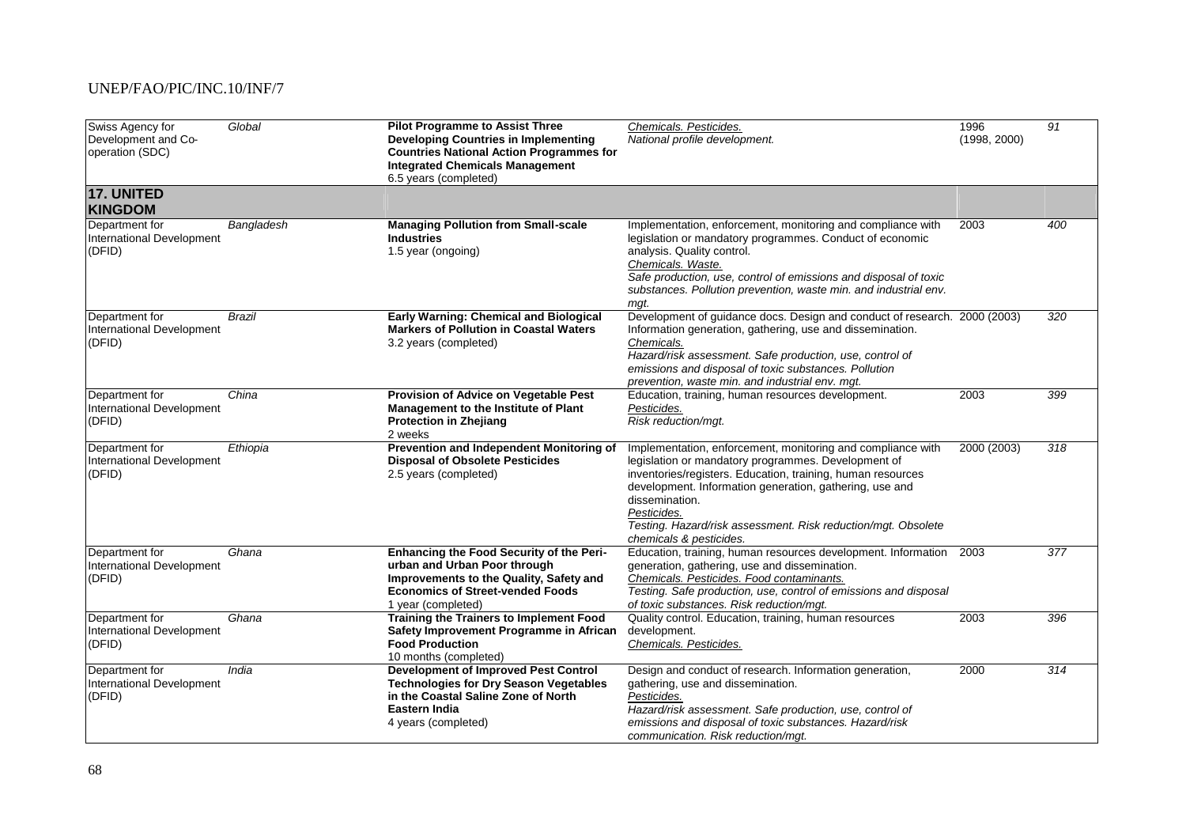| | | | | | |
|---|---|---|---|---|---|
| Swiss Agency for Development and Co-operation (SDC) | *Global* | **Pilot Programme to Assist Three Developing Countries in Implementing Countries National Action Programmes for Integrated Chemicals Management**<br>6.5 years (completed) | *Chemicals. Pesticides.*<br>*National profile development.* | 1996 (1998, 2000) | *91* |
| **17. UNITED KINGDOM** | | | | | |
| Department for International Development (DFID) | *Bangladesh* | **Managing Pollution from Small-scale Industries**<br>1.5 year (ongoing) | Implementation, enforcement, monitoring and compliance with legislation or mandatory programmes. Conduct of economic analysis. Quality control.<br>*Chemicals. Waste.*<br>*Safe production, use, control of emissions and disposal of toxic substances. Pollution prevention, waste min. and industrial env. mgt.* | 2003 | *400* |
| Department for International Development (DFID) | *Brazil* | **Early Warning: Chemical and Biological Markers of Pollution in Coastal Waters**<br>3.2 years (completed) | Development of guidance docs. Design and conduct of research. Information generation, gathering, use and dissemination.<br>*Chemicals.*<br>*Hazard/risk assessment. Safe production, use, control of emissions and disposal of toxic substances. Pollution prevention, waste min. and industrial env. mgt.* | 2000 (2003) | *320* |
| Department for International Development (DFID) | *China* | **Provision of Advice on Vegetable Pest Management to the Institute of Plant Protection in Zhejiang**<br>2 weeks | Education, training, human resources development.<br>*Pesticides.*<br>*Risk reduction/mgt.* | 2003 | *399* |
| Department for International Development (DFID) | *Ethiopia* | **Prevention and Independent Monitoring of Disposal of Obsolete Pesticides**<br>2.5 years (completed) | Implementation, enforcement, monitoring and compliance with legislation or mandatory programmes. Development of inventories/registers. Education, training, human resources development. Information generation, gathering, use and dissemination.<br>*Pesticides.*<br>*Testing. Hazard/risk assessment. Risk reduction/mgt. Obsolete chemicals & pesticides.* | 2000 (2003) | *318* |
| Department for International Development (DFID) | *Ghana* | **Enhancing the Food Security of the Peri-urban and Urban Poor through Improvements to the Quality, Safety and Economics of Street-vended Foods**<br>1 year (completed) | Education, training, human resources development. Information generation, gathering, use and dissemination.<br>*Chemicals. Pesticides. Food contaminants.*<br>*Testing. Safe production, use, control of emissions and disposal of toxic substances. Risk reduction/mgt.* | 2003 | *377* |
| Department for International Development (DFID) | *Ghana* | **Training the Trainers to Implement Food Safety Improvement Programme in African Food Production**<br>10 months (completed) | Quality control. Education, training, human resources development.<br>*Chemicals. Pesticides.* | 2003 | *396* |
| Department for International Development (DFID) | *India* | **Development of Improved Pest Control Technologies for Dry Season Vegetables in the Coastal Saline Zone of North Eastern India**<br>4 years (completed) | Design and conduct of research. Information generation, gathering, use and dissemination.<br>*Pesticides.*<br>*Hazard/risk assessment. Safe production, use, control of emissions and disposal of toxic substances. Hazard/risk communication. Risk reduction/mgt.* | 2000 | *314* |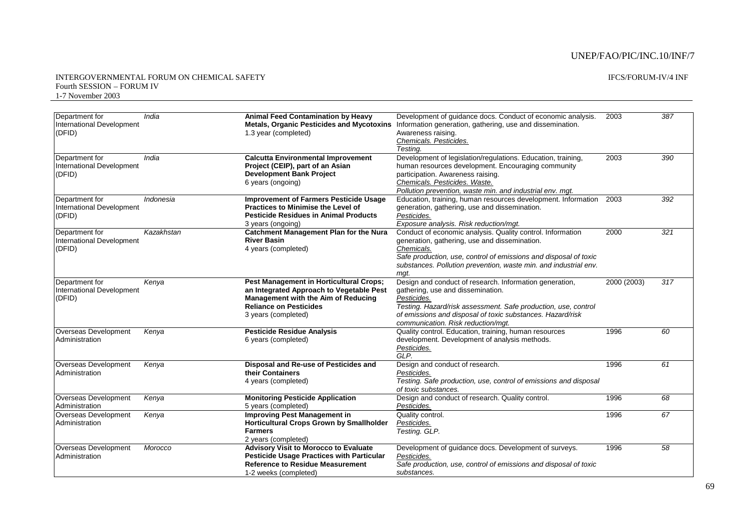| | | | | | |
|---|---|---|---|---|---|
| Department for International Development (DFID) | *India* | **Animal Feed Contamination by Heavy Metals, Organic Pesticides and Mycotoxins** 1.3 year (completed) | Development of guidance docs. Conduct of economic analysis. Information generation, gathering, use and dissemination. Awareness raising. *Chemicals. Pesticides.* *Testing.* | 2003 | *387* |
| Department for International Development (DFID) | *India* | **Calcutta Environmental Improvement Project (CEIP), part of an Asian Development Bank Project** 6 years (ongoing) | Development of legislation/regulations. Education, training, human resources development. Encouraging community participation. Awareness raising. *Chemicals. Pesticides. Waste.* *Pollution prevention, waste min. and industrial env. mgt.* | 2003 | *390* |
| Department for International Development (DFID) | *Indonesia* | **Improvement of Farmers Pesticide Usage Practices to Minimise the Level of Pesticide Residues in Animal Products** 3 years (ongoing) | Education, training, human resources development. Information generation, gathering, use and dissemination. *Pesticides.* *Exposure analysis. Risk reduction/mgt.* | 2003 | *392* |
| Department for International Development (DFID) | *Kazakhstan* | **Catchment Management Plan for the Nura River Basin** 4 years (completed) | Conduct of economic analysis. Quality control. Information generation, gathering, use and dissemination. *Chemicals.* *Safe production, use, control of emissions and disposal of toxic substances. Pollution prevention, waste min. and industrial env. mgt.* | 2000 | *321* |
| Department for International Development (DFID) | *Kenya* | **Pest Management in Horticultural Crops; an Integrated Approach to Vegetable Pest Management with the Aim of Reducing Reliance on Pesticides** 3 years (completed) | Design and conduct of research. Information generation, gathering, use and dissemination. *Pesticides.* *Testing. Hazard/risk assessment. Safe production, use, control of emissions and disposal of toxic substances. Hazard/risk communication. Risk reduction/mgt.* | 2000 (2003) | *317* |
| Overseas Development Administration | *Kenya* | **Pesticide Residue Analysis** 6 years (completed) | Quality control. Education, training, human resources development. Development of analysis methods. *Pesticides.* *GLP.* | 1996 | *60* |
| Overseas Development Administration | *Kenya* | **Disposal and Re-use of Pesticides and their Containers** 4 years (completed) | Design and conduct of research. *Pesticides.* *Testing. Safe production, use, control of emissions and disposal of toxic substances.* | 1996 | *61* |
| Overseas Development Administration | *Kenya* | **Monitoring Pesticide Application** 5 years (completed) | Design and conduct of research. Quality control. *Pesticides.* | 1996 | *68* |
| Overseas Development Administration | *Kenya* | **Improving Pest Management in Horticultural Crops Grown by Smallholder Farmers** 2 years (completed) | Quality control. *Pesticides.* *Testing. GLP.* | 1996 | *67* |
| Overseas Development Administration | *Morocco* | **Advisory Visit to Morocco to Evaluate Pesticide Usage Practices with Particular Reference to Residue Measurement** 1-2 weeks (completed) | Development of guidance docs. Development of surveys. *Pesticides.* *Safe production, use, control of emissions and disposal of toxic substances.* | 1996 | *58* |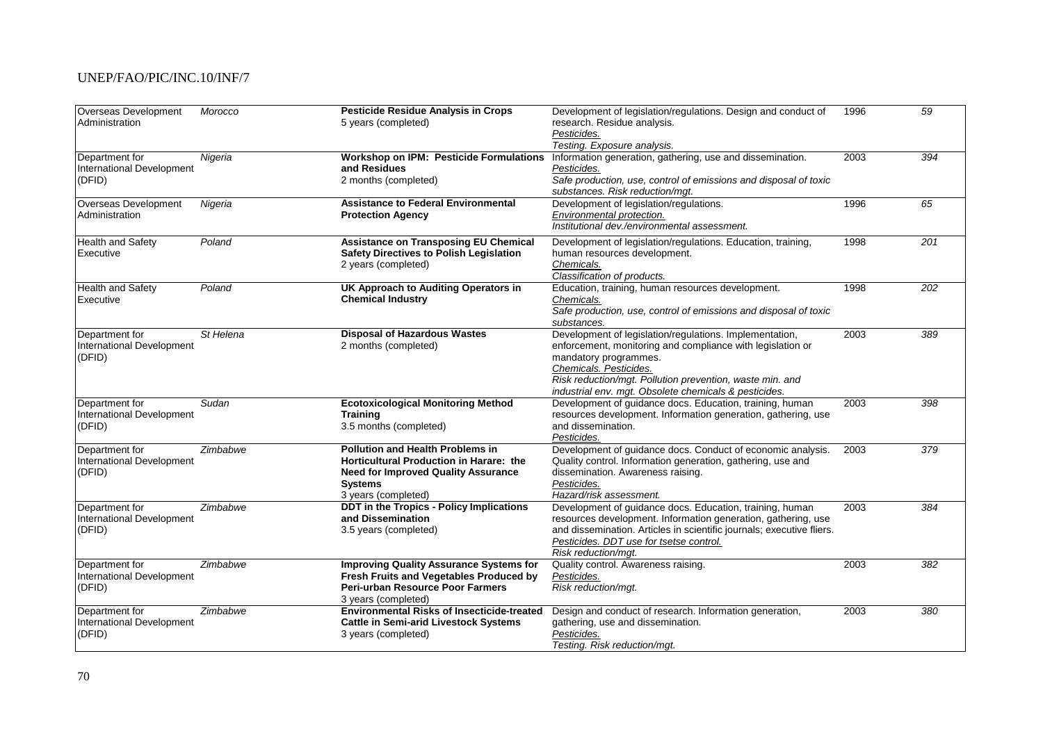| | | | | | |
|---|---|---|---|---|---|
| Overseas Development Administration | *Morocco* | **Pesticide Residue Analysis in Crops**<br>5 years (completed) | Development of legislation/regulations. Design and conduct of research. Residue analysis.<br>*Pesticides.*<br>*Testing. Exposure analysis.* | 1996 | *59* |
| Department for International Development (DFID) | *Nigeria* | **Workshop on IPM: Pesticide Formulations and Residues**<br>2 months (completed) | Information generation, gathering, use and dissemination.<br>*Pesticides.*<br>*Safe production, use, control of emissions and disposal of toxic substances. Risk reduction/mgt.* | 2003 | *394* |
| Overseas Development Administration | *Nigeria* | **Assistance to Federal Environmental Protection Agency** | Development of legislation/regulations.<br>*Environmental protection.*<br>*Institutional dev./environmental assessment.* | 1996 | *65* |
| Health and Safety Executive | *Poland* | **Assistance on Transposing EU Chemical Safety Directives to Polish Legislation**<br>2 years (completed) | Development of legislation/regulations. Education, training, human resources development.<br>*Chemicals.*<br>*Classification of products.* | 1998 | *201* |
| Health and Safety Executive | *Poland* | **UK Approach to Auditing Operators in Chemical Industry** | Education, training, human resources development.<br>*Chemicals.*<br>*Safe production, use, control of emissions and disposal of toxic substances.* | 1998 | *202* |
| Department for International Development (DFID) | *St Helena* | **Disposal of Hazardous Wastes**<br>2 months (completed) | Development of legislation/regulations. Implementation, enforcement, monitoring and compliance with legislation or mandatory programmes.<br>*Chemicals. Pesticides.*<br>*Risk reduction/mgt. Pollution prevention, waste min. and industrial env. mgt. Obsolete chemicals & pesticides.* | 2003 | *389* |
| Department for International Development (DFID) | *Sudan* | **Ecotoxicological Monitoring Method Training**<br>3.5 months (completed) | Development of guidance docs. Education, training, human resources development. Information generation, gathering, use and dissemination.<br>*Pesticides.* | 2003 | *398* |
| Department for International Development (DFID) | *Zimbabwe* | **Pollution and Health Problems in Horticultural Production in Harare: the Need for Improved Quality Assurance Systems**<br>3 years (completed) | Development of guidance docs. Conduct of economic analysis. Quality control. Information generation, gathering, use and dissemination. Awareness raising.<br>*Pesticides.*<br>*Hazard/risk assessment.* | 2003 | *379* |
| Department for International Development (DFID) | *Zimbabwe* | **DDT in the Tropics - Policy Implications and Dissemination**<br>3.5 years (completed) | Development of guidance docs. Education, training, human resources development. Information generation, gathering, use and dissemination. Articles in scientific journals; executive fliers.<br>*Pesticides. DDT use for tsetse control.*<br>*Risk reduction/mgt.* | 2003 | *384* |
| Department for International Development (DFID) | *Zimbabwe* | **Improving Quality Assurance Systems for Fresh Fruits and Vegetables Produced by Peri-urban Resource Poor Farmers**<br>3 years (completed) | Quality control. Awareness raising.<br>*Pesticides.*<br>*Risk reduction/mgt.* | 2003 | *382* |
| Department for International Development (DFID) | *Zimbabwe* | **Environmental Risks of Insecticide-treated Cattle in Semi-arid Livestock Systems**<br>3 years (completed) | Design and conduct of research. Information generation, gathering, use and dissemination.<br>*Pesticides.*<br>*Testing. Risk reduction/mgt.* | 2003 | *380* |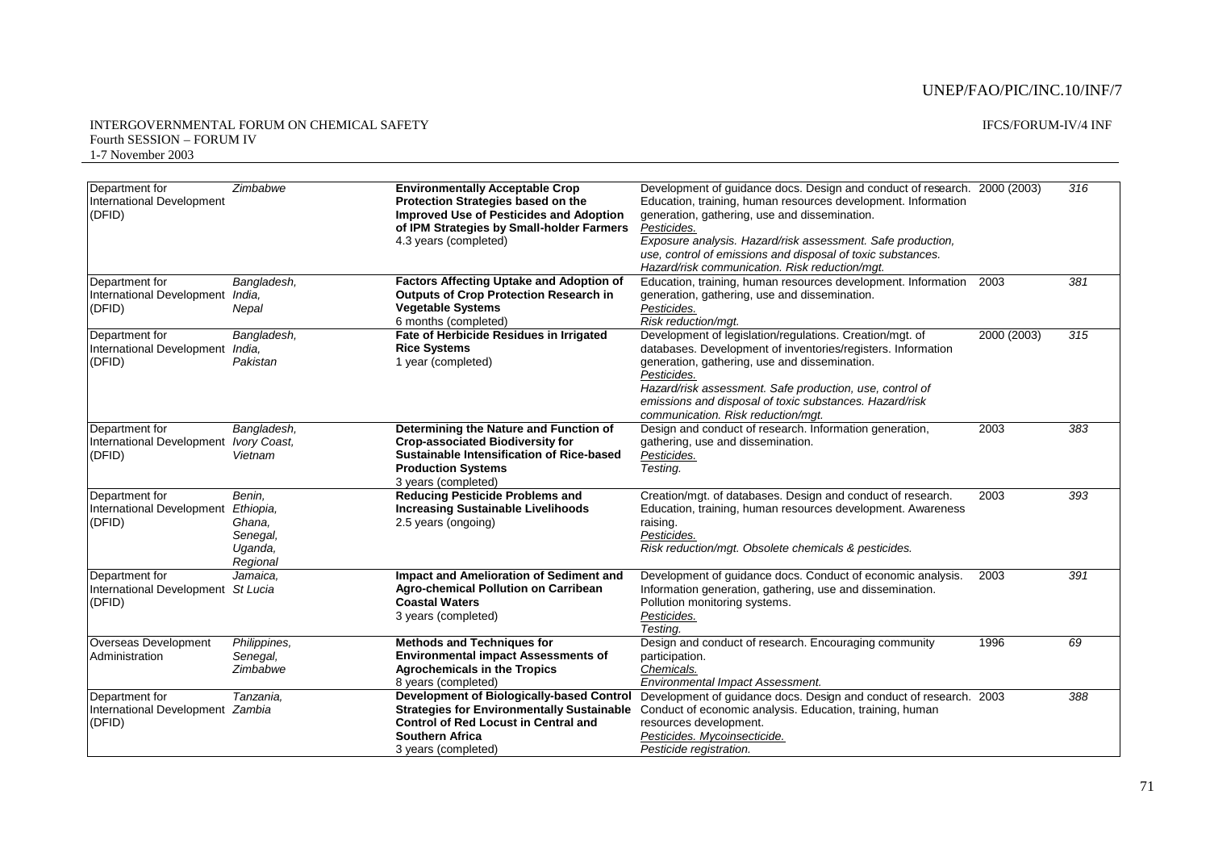| Department for International Development (DFID) | *Zimbabwe* | **Environmentally Acceptable Crop Protection Strategies based on the Improved Use of Pesticides and Adoption of IPM Strategies by Small-holder Farmers** 4.3 years (completed) | Development of guidance docs. Design and conduct of research. Education, training, human resources development. Information generation, gathering, use and dissemination. *Pesticides.* *Exposure analysis. Hazard/risk assessment. Safe production, use, control of emissions and disposal of toxic substances. Hazard/risk communication. Risk reduction/mgt.* | 2000 (2003) | *316* |
|---|---|---|---|---|---|
| Department for International Development (DFID) | *Bangladesh, India, Nepal* | **Factors Affecting Uptake and Adoption of Outputs of Crop Protection Research in Vegetable Systems** 6 months (completed) | Education, training, human resources development. Information generation, gathering, use and dissemination. *Pesticides.* *Risk reduction/mgt.* | 2003 | *381* |
| Department for International Development (DFID) | *Bangladesh, India, Pakistan* | **Fate of Herbicide Residues in Irrigated Rice Systems** 1 year (completed) | Development of legislation/regulations. Creation/mgt. of databases. Development of inventories/registers. Information generation, gathering, use and dissemination. *Pesticides.* *Hazard/risk assessment. Safe production, use, control of emissions and disposal of toxic substances. Hazard/risk communication. Risk reduction/mgt.* | 2000 (2003) | *315* |
| Department for International Development (DFID) | *Bangladesh, Ivory Coast, Vietnam* | **Determining the Nature and Function of Crop-associated Biodiversity for Sustainable Intensification of Rice-based Production Systems** 3 years (completed) | Design and conduct of research. Information generation, gathering, use and dissemination. *Pesticides.* *Testing.* | 2003 | *383* |
| Department for International Development (DFID) | *Benin, Ethiopia, Ghana, Senegal, Uganda, Regional* | **Reducing Pesticide Problems and Increasing Sustainable Livelihoods** 2.5 years (ongoing) | Creation/mgt. of databases. Design and conduct of research. Education, training, human resources development. Awareness raising. *Pesticides.* *Risk reduction/mgt. Obsolete chemicals & pesticides.* | 2003 | *393* |
| Department for International Development (DFID) | *Jamaica, St Lucia* | **Impact and Amelioration of Sediment and Agro-chemical Pollution on Carribean Coastal Waters** 3 years (completed) | Development of guidance docs. Conduct of economic analysis. Information generation, gathering, use and dissemination. Pollution monitoring systems. *Pesticides.* *Testing.* | 2003 | *391* |
| Overseas Development Administration | *Philippines, Senegal, Zimbabwe* | **Methods and Techniques for Environmental impact Assessments of Agrochemicals in the Tropics** 8 years (completed) | Design and conduct of research. Encouraging community participation. *Chemicals.* *Environmental Impact Assessment.* | 1996 | *69* |
| Department for International Development (DFID) | *Tanzania, Zambia* | **Development of Biologically-based Control Strategies for Environmentally Sustainable Control of Red Locust in Central and Southern Africa** 3 years (completed) | Development of guidance docs. Design and conduct of research. Conduct of economic analysis. Education, training, human resources development. *Pesticides. Mycoinsecticide.* *Pesticide registration.* | 2003 | *388* |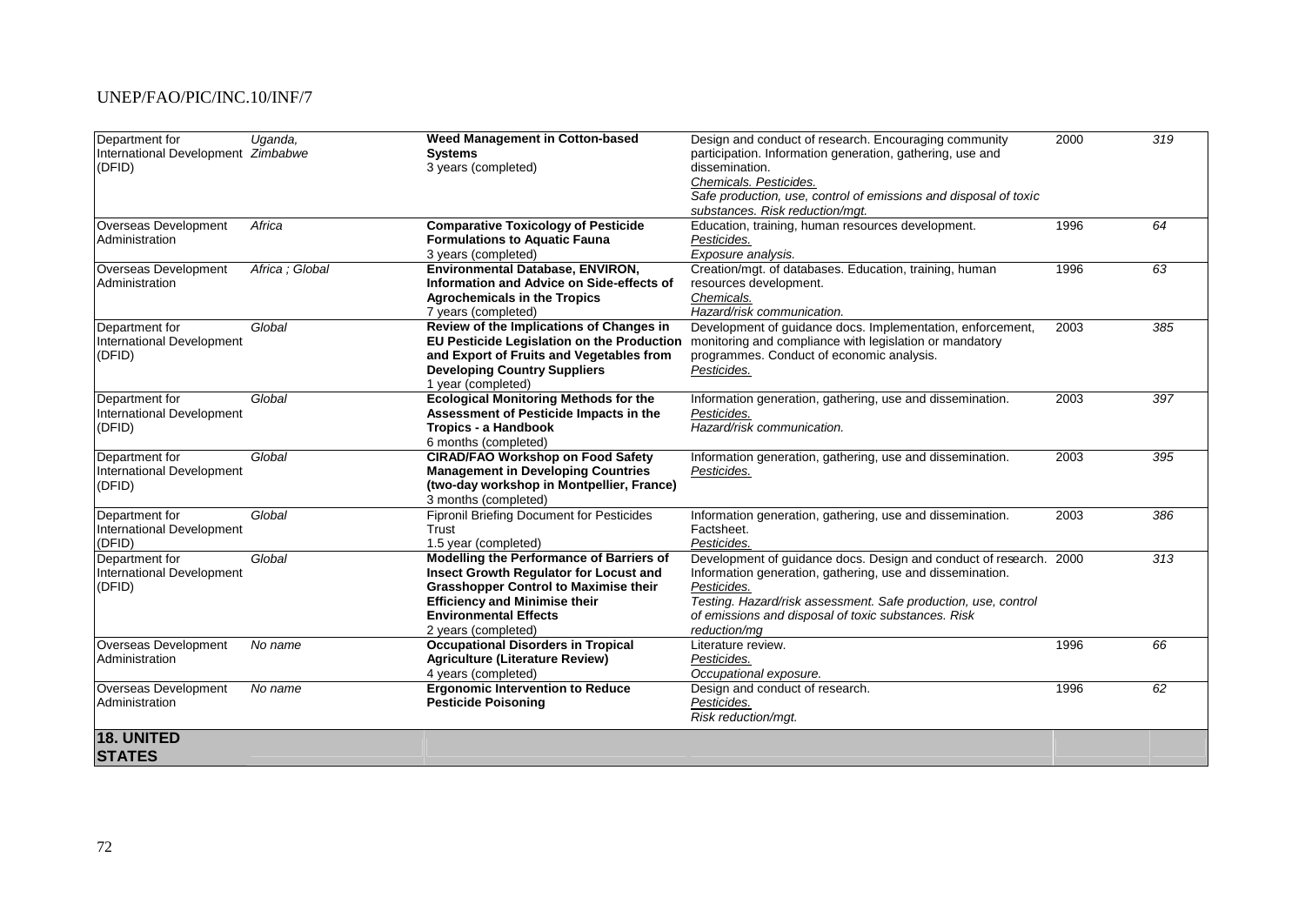| | | | | | |
|---|---|---|---|---|---|
| Department for International Development (DFID) | *Uganda, Zimbabwe* | **Weed Management in Cotton-based Systems**<br>3 years (completed) | Design and conduct of research. Encouraging community participation. Information generation, gathering, use and dissemination.<br>*Chemicals. Pesticides.*<br>*Safe production, use, control of emissions and disposal of toxic substances. Risk reduction/mgt.* | 2000 | *319* |
| Overseas Development Administration | *Africa* | **Comparative Toxicology of Pesticide Formulations to Aquatic Fauna**<br>3 years (completed) | Education, training, human resources development.<br>*Pesticides.*<br>*Exposure analysis.* | 1996 | *64* |
| Overseas Development Administration | *Africa ; Global* | **Environmental Database, ENVIRON, Information and Advice on Side-effects of Agrochemicals in the Tropics**<br>7 years (completed) | Creation/mgt. of databases. Education, training, human resources development.<br>*Chemicals.*<br>*Hazard/risk communication.* | 1996 | *63* |
| Department for International Development (DFID) | *Global* | **Review of the Implications of Changes in EU Pesticide Legislation on the Production and Export of Fruits and Vegetables from Developing Country Suppliers**<br>1 year (completed) | Development of guidance docs. Implementation, enforcement, monitoring and compliance with legislation or mandatory programmes. Conduct of economic analysis.<br>*Pesticides.* | 2003 | *385* |
| Department for International Development (DFID) | *Global* | **Ecological Monitoring Methods for the Assessment of Pesticide Impacts in the Tropics - a Handbook**<br>6 months (completed) | Information generation, gathering, use and dissemination.<br>*Pesticides.*<br>*Hazard/risk communication.* | 2003 | *397* |
| Department for International Development (DFID) | *Global* | **CIRAD/FAO Workshop on Food Safety Management in Developing Countries (two-day workshop in Montpellier, France)**<br>3 months (completed) | Information generation, gathering, use and dissemination.<br>*Pesticides.* | 2003 | *395* |
| Department for International Development (DFID) | *Global* | Fipronil Briefing Document for Pesticides Trust<br>1.5 year (completed) | Information generation, gathering, use and dissemination. Factsheet.<br>*Pesticides.* | 2003 | *386* |
| Department for International Development (DFID) | *Global* | **Modelling the Performance of Barriers of Insect Growth Regulator for Locust and Grasshopper Control to Maximise their Efficiency and Minimise their Environmental Effects**<br>2 years (completed) | Development of guidance docs. Design and conduct of research. Information generation, gathering, use and dissemination.<br>*Pesticides.*<br>*Testing. Hazard/risk assessment. Safe production, use, control of emissions and disposal of toxic substances. Risk reduction/mg* | 2000 | *313* |
| Overseas Development Administration | *No name* | **Occupational Disorders in Tropical Agriculture (Literature Review)**<br>4 years (completed) | Literature review.<br>*Pesticides.*<br>*Occupational exposure.* | 1996 | *66* |
| Overseas Development Administration | *No name* | **Ergonomic Intervention to Reduce Pesticide Poisoning** | Design and conduct of research.<br>*Pesticides.*<br>*Risk reduction/mgt.* | 1996 | *62* |
| **18. UNITED STATES** | | | | | |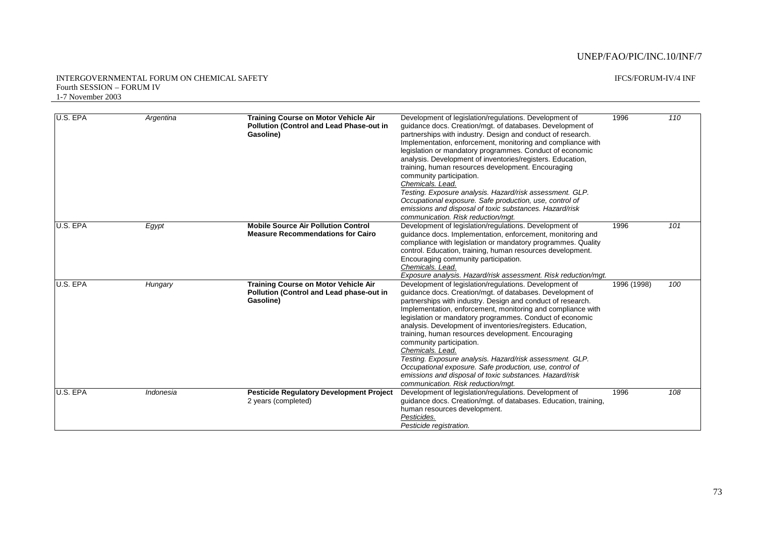| | | | | | |
|---|---|---|---|---|---|
| U.S. EPA | *Argentina* | **Training Course on Motor Vehicle Air Pollution (Control and Lead Phase-out in Gasoline)** | Development of legislation/regulations. Development of guidance docs. Creation/mgt. of databases. Development of partnerships with industry. Design and conduct of research. Implementation, enforcement, monitoring and compliance with legislation or mandatory programmes. Conduct of economic analysis. Development of inventories/registers. Education, training, human resources development. Encouraging community participation.<br>*Chemicals. Lead.*<br>*Testing. Exposure analysis. Hazard/risk assessment. GLP. Occupational exposure. Safe production, use, control of emissions and disposal of toxic substances. Hazard/risk communication. Risk reduction/mgt.* | 1996 | *110* |
| U.S. EPA | *Egypt* | **Mobile Source Air Pollution Control Measure Recommendations for Cairo** | Development of legislation/regulations. Development of guidance docs. Implementation, enforcement, monitoring and compliance with legislation or mandatory programmes. Quality control. Education, training, human resources development. Encouraging community participation.<br>*Chemicals. Lead.*<br>*Exposure analysis. Hazard/risk assessment. Risk reduction/mgt.* | 1996 | *101* |
| U.S. EPA | *Hungary* | **Training Course on Motor Vehicle Air Pollution (Control and Lead phase-out in Gasoline)** | Development of legislation/regulations. Development of guidance docs. Creation/mgt. of databases. Development of partnerships with industry. Design and conduct of research. Implementation, enforcement, monitoring and compliance with legislation or mandatory programmes. Conduct of economic analysis. Development of inventories/registers. Education, training, human resources development. Encouraging community participation.<br>*Chemicals. Lead.*<br>*Testing. Exposure analysis. Hazard/risk assessment. GLP. Occupational exposure. Safe production, use, control of emissions and disposal of toxic substances. Hazard/risk communication. Risk reduction/mgt.* | 1996 (1998) | *100* |
| U.S. EPA | *Indonesia* | **Pesticide Regulatory Development Project** 2 years (completed) | Development of legislation/regulations. Development of guidance docs. Creation/mgt. of databases. Education, training, human resources development.<br>*Pesticides.*<br>*Pesticide registration.* | 1996 | *108* |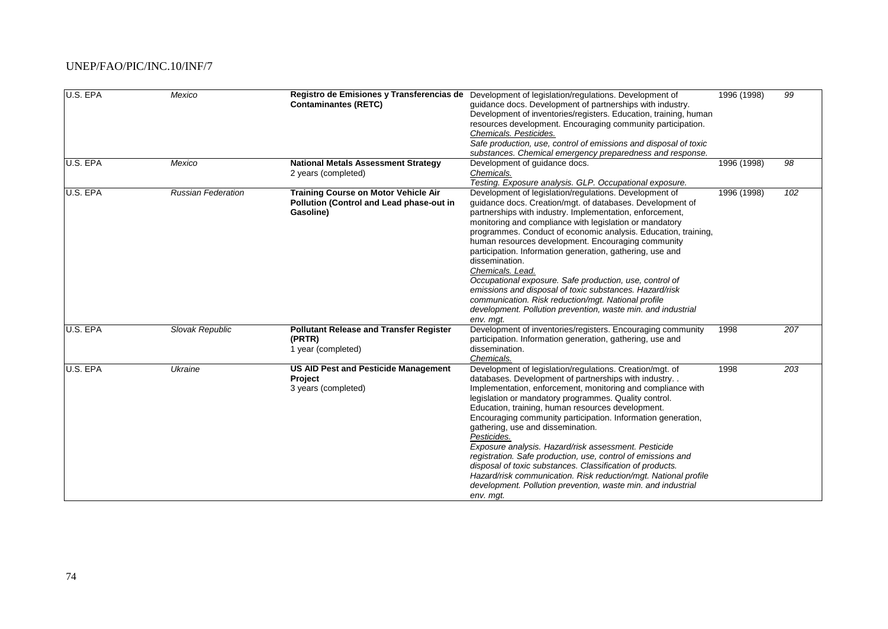| U.S. EPA | *Mexico* | **Registro de Emisiones y Transferencias de Contaminantes (RETC)** | Development of legislation/regulations. Development of guidance docs. Development of partnerships with industry. Development of inventories/registers. Education, training, human resources development. Encouraging community participation. *Chemicals. Pesticides.* *Safe production, use, control of emissions and disposal of toxic substances. Chemical emergency preparedness and response.* | 1996 (1998) | *99* |
|---|---|---|---|---|---|
| U.S. EPA | *Mexico* | **National Metals Assessment Strategy** 2 years (completed) | Development of guidance docs. *Chemicals.* *Testing. Exposure analysis. GLP. Occupational exposure.* | 1996 (1998) | *98* |
| U.S. EPA | *Russian Federation* | **Training Course on Motor Vehicle Air Pollution (Control and Lead phase-out in Gasoline)** | Development of legislation/regulations. Development of guidance docs. Creation/mgt. of databases. Development of partnerships with industry. Implementation, enforcement, monitoring and compliance with legislation or mandatory programmes. Conduct of economic analysis. Education, training, human resources development. Encouraging community participation. Information generation, gathering, use and dissemination. *Chemicals. Lead.* *Occupational exposure. Safe production, use, control of emissions and disposal of toxic substances. Hazard/risk communication. Risk reduction/mgt. National profile development. Pollution prevention, waste min. and industrial env. mgt.* | 1996 (1998) | *102* |
| U.S. EPA | *Slovak Republic* | **Pollutant Release and Transfer Register (PRTR)** 1 year (completed) | Development of inventories/registers. Encouraging community participation. Information generation, gathering, use and dissemination. *Chemicals.* | 1998 | *207* |
| U.S. EPA | *Ukraine* | **US AID Pest and Pesticide Management Project** 3 years (completed) | Development of legislation/regulations. Creation/mgt. of databases. Development of partnerships with industry. . Implementation, enforcement, monitoring and compliance with legislation or mandatory programmes. Quality control. Education, training, human resources development. Encouraging community participation. Information generation, gathering, use and dissemination. *Pesticides.* *Exposure analysis. Hazard/risk assessment. Pesticide registration. Safe production, use, control of emissions and disposal of toxic substances. Classification of products. Hazard/risk communication. Risk reduction/mgt. National profile development. Pollution prevention, waste min. and industrial env. mgt.* | 1998 | *203* |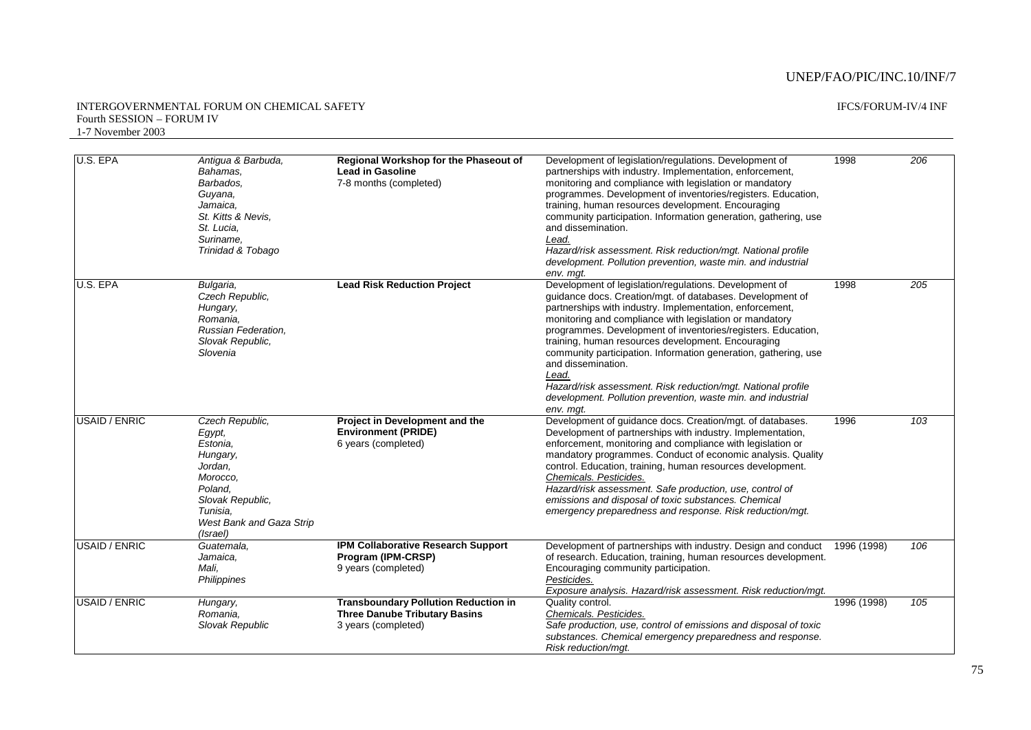| U.S. EPA | *Antigua & Barbuda, Bahamas, Barbados, Guyana, Jamaica, St. Kitts & Nevis, St. Lucia, Suriname, Trinidad & Tobago* | **Regional Workshop for the Phaseout of Lead in Gasoline** 7-8 months (completed) | Development of legislation/regulations. Development of partnerships with industry. Implementation, enforcement, monitoring and compliance with legislation or mandatory programmes. Development of inventories/registers. Education, training, human resources development. Encouraging community participation. Information generation, gathering, use and dissemination. <u>*Lead.*</u> *Hazard/risk assessment. Risk reduction/mgt. National profile development. Pollution prevention, waste min. and industrial env. mgt.* | 1998 | *206* |
|---|---|---|---|---|---|
| U.S. EPA | *Bulgaria, Czech Republic, Hungary, Romania, Russian Federation, Slovak Republic, Slovenia* | **Lead Risk Reduction Project** | Development of legislation/regulations. Development of guidance docs. Creation/mgt. of databases. Development of partnerships with industry. Implementation, enforcement, monitoring and compliance with legislation or mandatory programmes. Development of inventories/registers. Education, training, human resources development. Encouraging community participation. Information generation, gathering, use and dissemination. <u>*Lead.*</u> *Hazard/risk assessment. Risk reduction/mgt. National profile development. Pollution prevention, waste min. and industrial env. mgt.* | 1998 | *205* |
| USAID / ENRIC | *Czech Republic, Egypt, Estonia, Hungary, Jordan, Morocco, Poland, Slovak Republic, Tunisia, West Bank and Gaza Strip (Israel)* | **Project in Development and the Environment (PRIDE)** 6 years (completed) | Development of guidance docs. Creation/mgt. of databases. Development of partnerships with industry. Implementation, enforcement, monitoring and compliance with legislation or mandatory programmes. Conduct of economic analysis. Quality control. Education, training, human resources development. <u>*Chemicals. Pesticides.*</u> *Hazard/risk assessment. Safe production, use, control of emissions and disposal of toxic substances. Chemical emergency preparedness and response. Risk reduction/mgt.* | 1996 | *103* |
| USAID / ENRIC | *Guatemala, Jamaica, Mali, Philippines* | **IPM Collaborative Research Support Program (IPM-CRSP)** 9 years (completed) | Development of partnerships with industry. Design and conduct of research. Education, training, human resources development. Encouraging community participation. <u>*Pesticides.*</u> *Exposure analysis. Hazard/risk assessment. Risk reduction/mgt.* | 1996 (1998) | *106* |
| USAID / ENRIC | *Hungary, Romania, Slovak Republic* | **Transboundary Pollution Reduction in Three Danube Tributary Basins** 3 years (completed) | Quality control. <u>*Chemicals. Pesticides.*</u> *Safe production, use, control of emissions and disposal of toxic substances. Chemical emergency preparedness and response. Risk reduction/mgt.* | 1996 (1998) | *105* |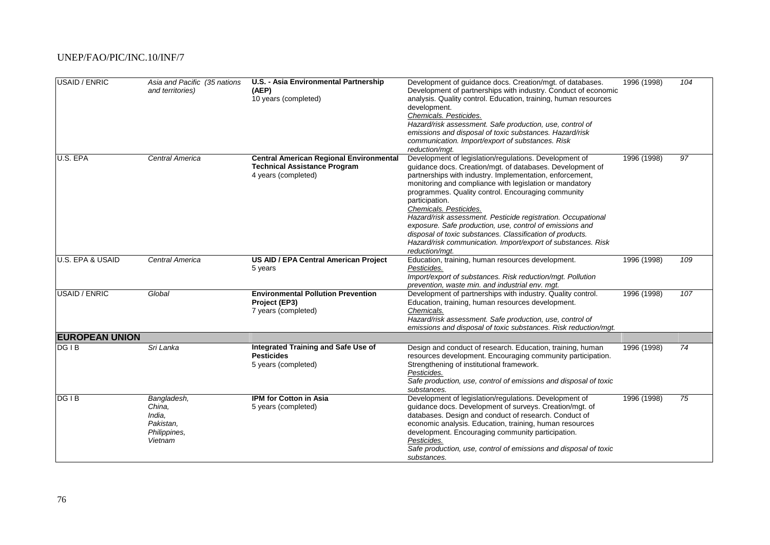| | | | | | |
|---|---|---|---|---|---|
| USAID / ENRIC | *Asia and Pacific (35 nations and territories)* | **U.S. - Asia Environmental Partnership (AEP)**<br>10 years (completed) | Development of guidance docs. Creation/mgt. of databases. Development of partnerships with industry. Conduct of economic analysis. Quality control. Education, training, human resources development.<br>*Chemicals. Pesticides.*<br>*Hazard/risk assessment. Safe production, use, control of emissions and disposal of toxic substances. Hazard/risk communication. Import/export of substances. Risk reduction/mgt.* | 1996 (1998) | *104* |
| U.S. EPA | *Central America* | **Central American Regional Environmental Technical Assistance Program**<br>4 years (completed) | Development of legislation/regulations. Development of guidance docs. Creation/mgt. of databases. Development of partnerships with industry. Implementation, enforcement, monitoring and compliance with legislation or mandatory programmes. Quality control. Encouraging community participation.<br>*Chemicals. Pesticides.*<br>*Hazard/risk assessment. Pesticide registration. Occupational exposure. Safe production, use, control of emissions and disposal of toxic substances. Classification of products. Hazard/risk communication. Import/export of substances. Risk reduction/mgt.* | 1996 (1998) | *97* |
| U.S. EPA & USAID | *Central America* | **US AID / EPA Central American Project**<br>5 years | Education, training, human resources development.<br>*Pesticides.*<br>*Import/export of substances. Risk reduction/mgt. Pollution prevention, waste min. and industrial env. mgt.* | 1996 (1998) | *109* |
| USAID / ENRIC | *Global* | **Environmental Pollution Prevention Project (EP3)**<br>7 years (completed) | Development of partnerships with industry. Quality control. Education, training, human resources development.<br>*Chemicals.*<br>*Hazard/risk assessment. Safe production, use, control of emissions and disposal of toxic substances. Risk reduction/mgt.* | 1996 (1998) | *107* |
| **EUROPEAN UNION** | | | | | |
| DG I B | *Sri Lanka* | **Integrated Training and Safe Use of Pesticides**<br>5 years (completed) | Design and conduct of research. Education, training, human resources development. Encouraging community participation. Strengthening of institutional framework.<br>*Pesticides.*<br>*Safe production, use, control of emissions and disposal of toxic substances.* | 1996 (1998) | *74* |
| DG I B | *Bangladesh, China, India, Pakistan, Philippines, Vietnam* | **IPM for Cotton in Asia**<br>5 years (completed) | Development of legislation/regulations. Development of guidance docs. Development of surveys. Creation/mgt. of databases. Design and conduct of research. Conduct of economic analysis. Education, training, human resources development. Encouraging community participation.<br>*Pesticides.*<br>*Safe production, use, control of emissions and disposal of toxic substances.* | 1996 (1998) | *75* |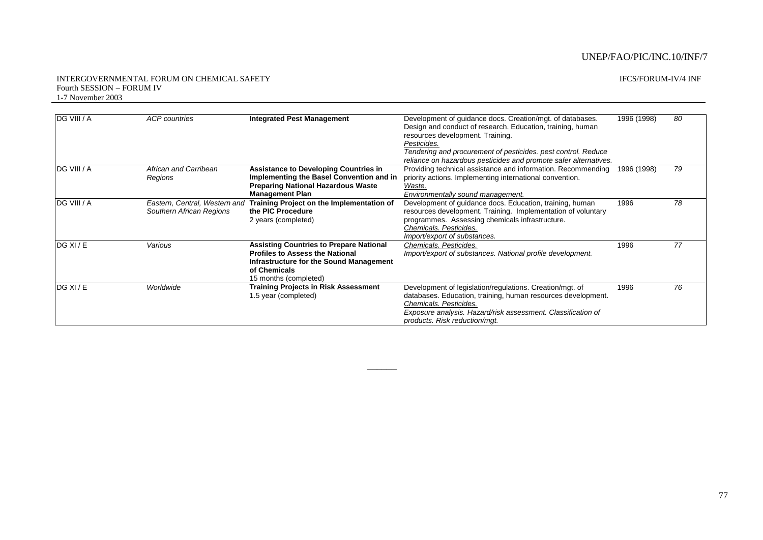| | | | | | |
|---|---|---|---|---|---|
| DG VIII / A | *ACP countries* | **Integrated Pest Management** | Development of guidance docs. Creation/mgt. of databases. Design and conduct of research. Education, training, human resources development. Training.<br>*Pesticides.*<br>*Tendering and procurement of pesticides. pest control. Reduce reliance on hazardous pesticides and promote safer alternatives.* | 1996 (1998) | *80* |
| DG VIII / A | *African and Carribean Regions* | **Assistance to Developing Countries in Implementing the Basel Convention and in Preparing National Hazardous Waste Management Plan** | Providing technical assistance and information. Recommending priority actions. Implementing international convention.<br>*Waste.*<br>*Environmentally sound management.* | 1996 (1998) | *79* |
| DG VIII / A | *Eastern, Central, Western and Southern African Regions* | **Training Project on the Implementation of the PIC Procedure**<br>2 years (completed) | Development of guidance docs. Education, training, human resources development. Training. Implementation of voluntary programmes. Assessing chemicals infrastructure.<br>*Chemicals. Pesticides.*<br>*Import/export of substances.* | 1996 | *78* |
| DG XI / E | *Various* | **Assisting Countries to Prepare National Profiles to Assess the National Infrastructure for the Sound Management of Chemicals**<br>15 months (completed) | *Chemicals. Pesticides.*<br>*Import/export of substances. National profile development.* | 1996 | *77* |
| DG XI / E | *Worldwide* | **Training Projects in Risk Assessment**<br>1.5 year (completed) | Development of legislation/regulations. Creation/mgt. of databases. Education, training, human resources development.<br>*Chemicals. Pesticides.*<br>*Exposure analysis. Hazard/risk assessment. Classification of products. Risk reduction/mgt.* | 1996 | *76* |

\_\_\_\_\_\_